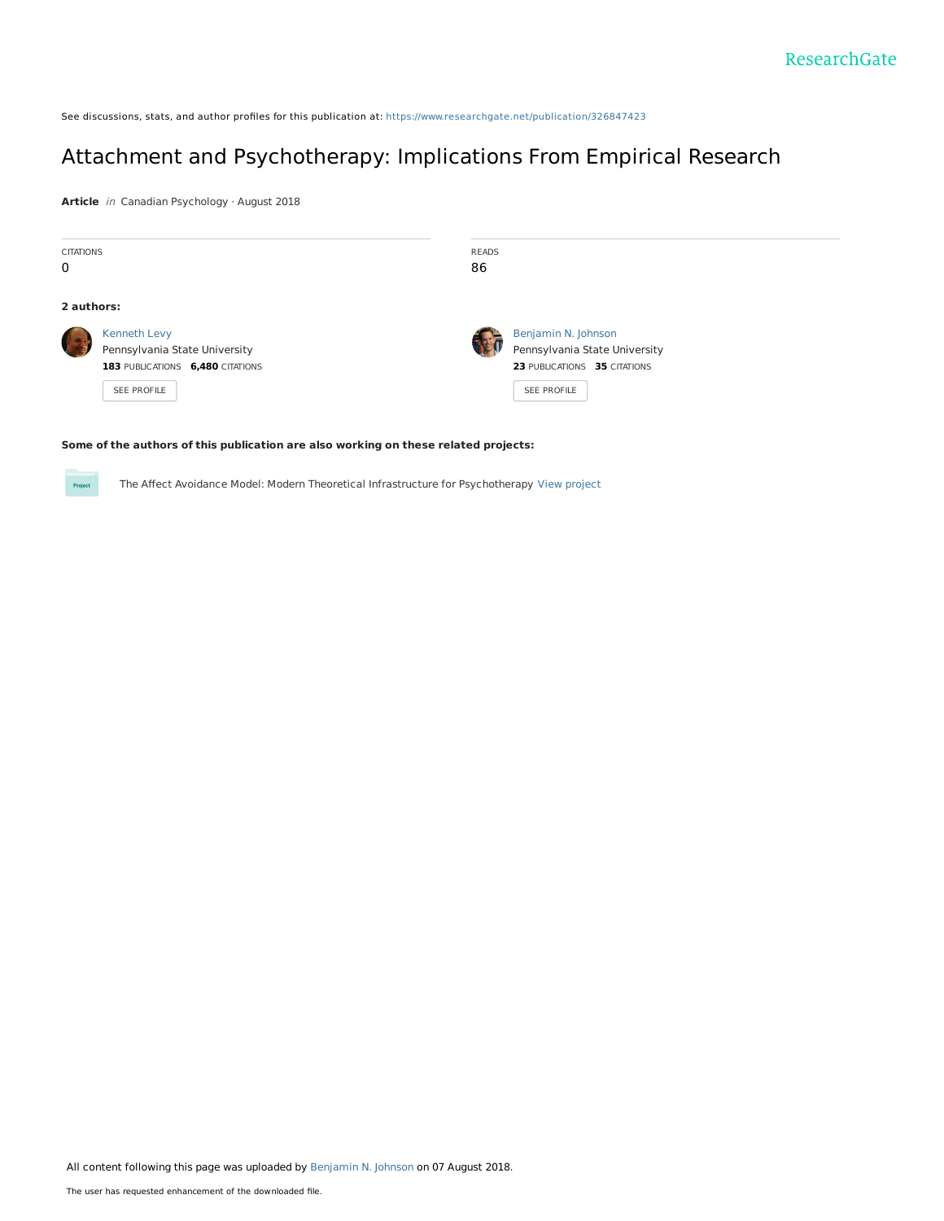See discussions, stats, and author profiles for this publication at: https://www.researchgate.net/publication/326847423

# Attachment and Psychotherapy: Implications From Empirical Research

**Article** *in* Canadian Psychology · August 2018

| CITATIONS | READS |
| --- | --- |
| 0 | 86 |

**2 authors:**

Kenneth Levy
Pennsylvania State University
**183** PUBLICATIONS **6,480** CITATIONS
SEE PROFILE

Benjamin N. Johnson
Pennsylvania State University
**23** PUBLICATIONS **35** CITATIONS
SEE PROFILE

**Some of the authors of this publication are also working on these related projects:**

The Affect Avoidance Model: Modern Theoretical Infrastructure for Psychotherapy View project

All content following this page was uploaded by Benjamin N. Johnson on 07 August 2018.

The user has requested enhancement of the downloaded file.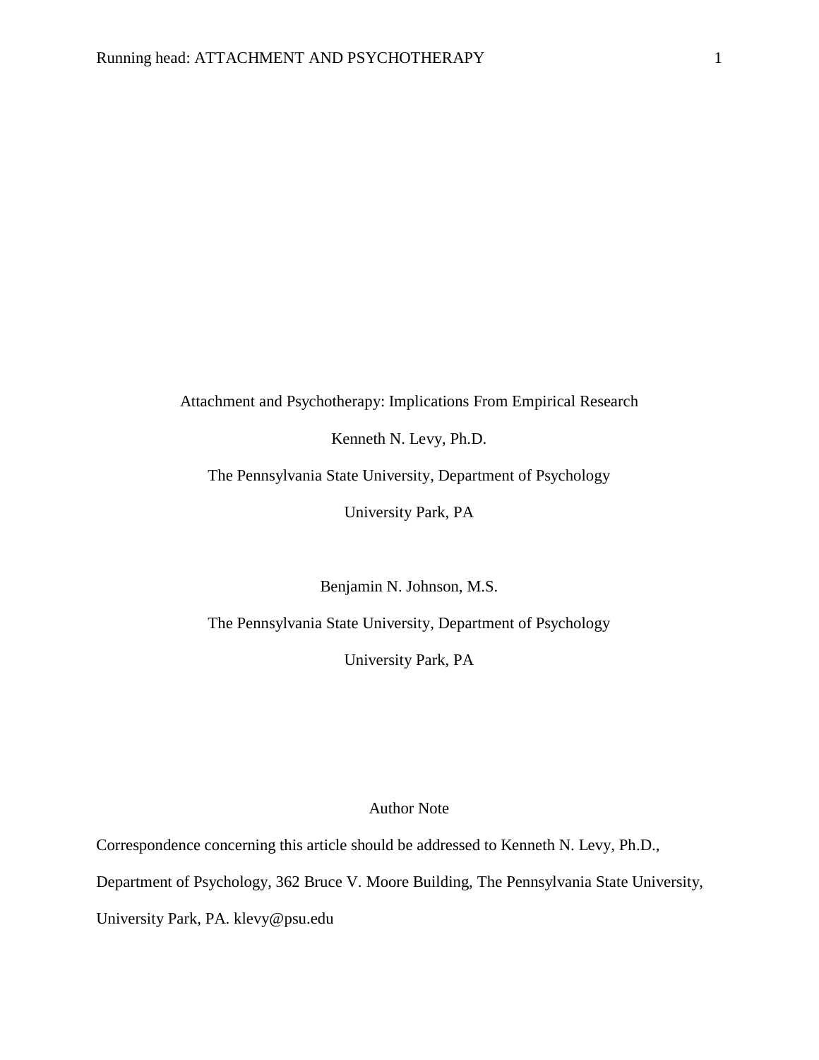# Attachment and Psychotherapy: Implications From Empirical Research

Kenneth N. Levy, Ph.D.

The Pennsylvania State University, Department of Psychology

University Park, PA

Benjamin N. Johnson, M.S.

The Pennsylvania State University, Department of Psychology

University Park, PA

## Author Note

Correspondence concerning this article should be addressed to Kenneth N. Levy, Ph.D., Department of Psychology, 362 Bruce V. Moore Building, The Pennsylvania State University, University Park, PA. klevy@psu.edu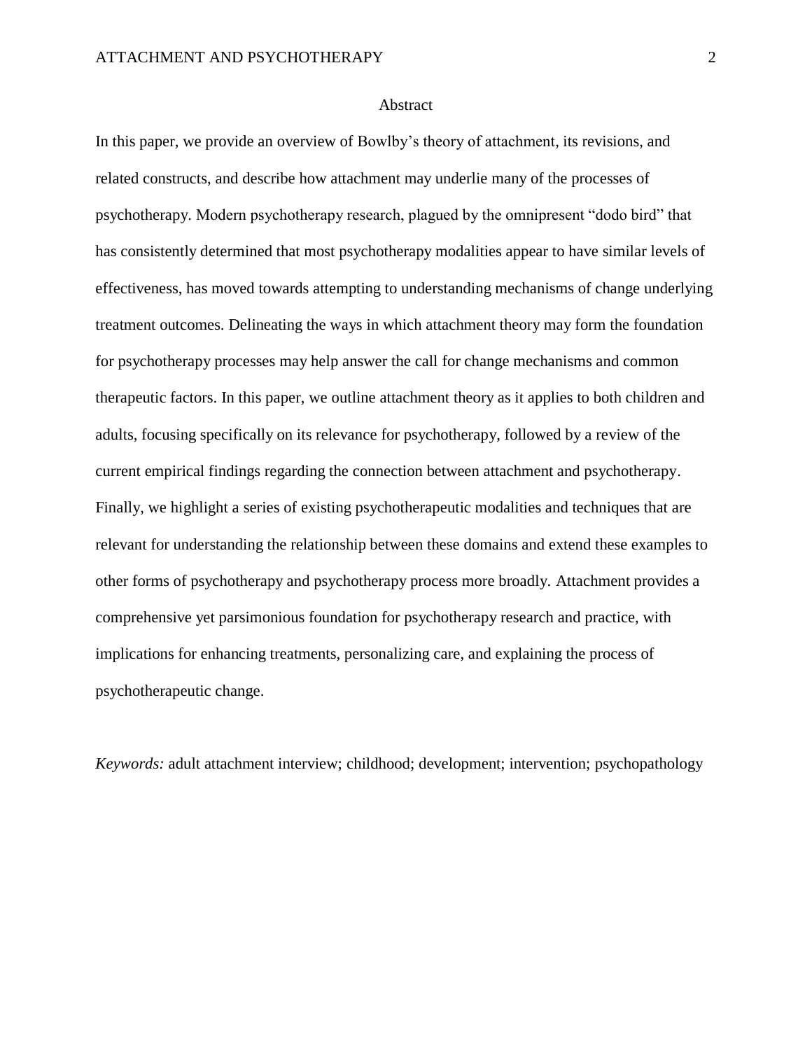# Abstract

In this paper, we provide an overview of Bowlby's theory of attachment, its revisions, and related constructs, and describe how attachment may underlie many of the processes of psychotherapy. Modern psychotherapy research, plagued by the omnipresent "dodo bird" that has consistently determined that most psychotherapy modalities appear to have similar levels of effectiveness, has moved towards attempting to understanding mechanisms of change underlying treatment outcomes. Delineating the ways in which attachment theory may form the foundation for psychotherapy processes may help answer the call for change mechanisms and common therapeutic factors. In this paper, we outline attachment theory as it applies to both children and adults, focusing specifically on its relevance for psychotherapy, followed by a review of the current empirical findings regarding the connection between attachment and psychotherapy. Finally, we highlight a series of existing psychotherapeutic modalities and techniques that are relevant for understanding the relationship between these domains and extend these examples to other forms of psychotherapy and psychotherapy process more broadly. Attachment provides a comprehensive yet parsimonious foundation for psychotherapy research and practice, with implications for enhancing treatments, personalizing care, and explaining the process of psychotherapeutic change.

*Keywords:* adult attachment interview; childhood; development; intervention; psychopathology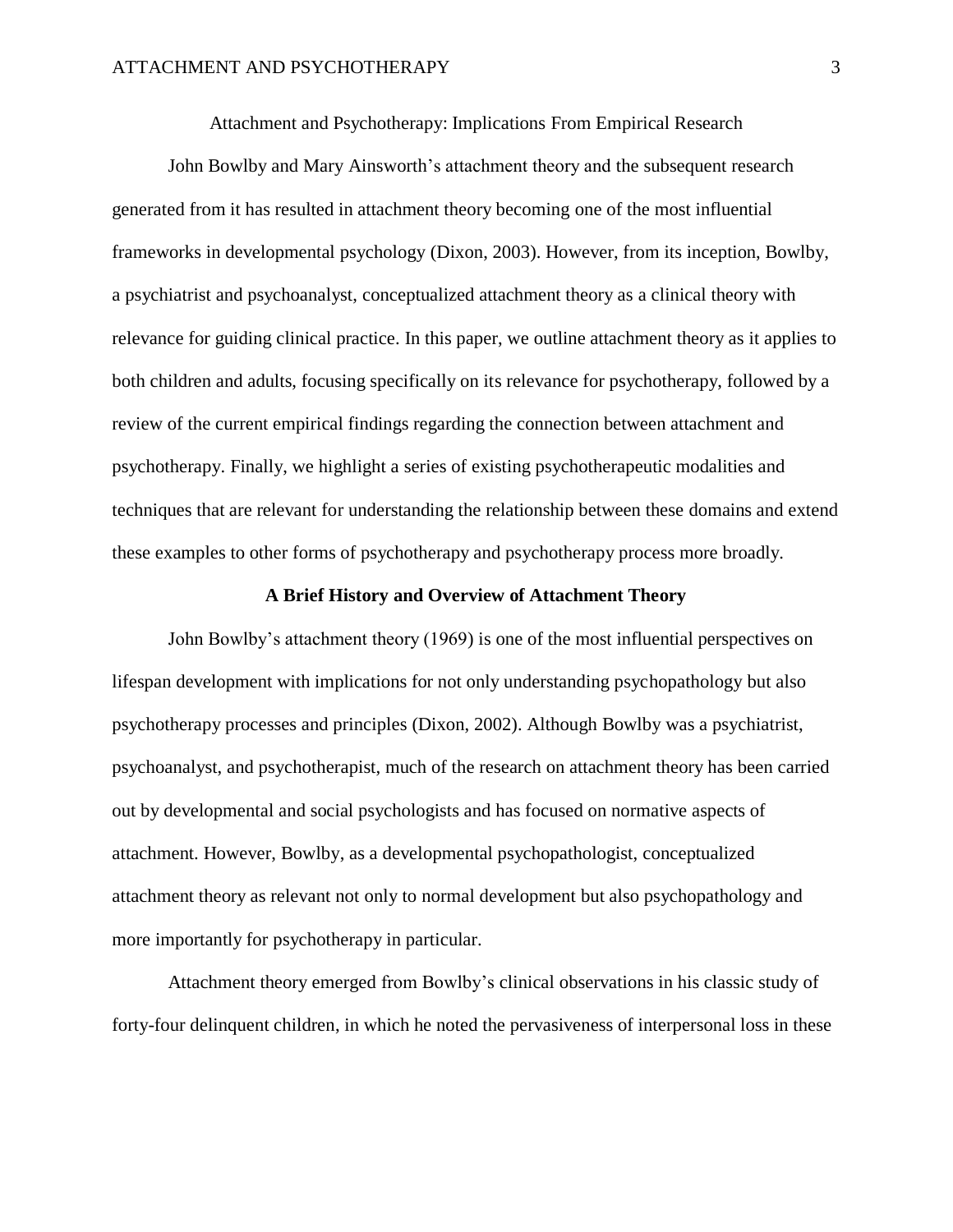Attachment and Psychotherapy: Implications From Empirical Research

John Bowlby and Mary Ainsworth's attachment theory and the subsequent research generated from it has resulted in attachment theory becoming one of the most influential frameworks in developmental psychology (Dixon, 2003). However, from its inception, Bowlby, a psychiatrist and psychoanalyst, conceptualized attachment theory as a clinical theory with relevance for guiding clinical practice. In this paper, we outline attachment theory as it applies to both children and adults, focusing specifically on its relevance for psychotherapy, followed by a review of the current empirical findings regarding the connection between attachment and psychotherapy. Finally, we highlight a series of existing psychotherapeutic modalities and techniques that are relevant for understanding the relationship between these domains and extend these examples to other forms of psychotherapy and psychotherapy process more broadly.

## A Brief History and Overview of Attachment Theory

John Bowlby's attachment theory (1969) is one of the most influential perspectives on lifespan development with implications for not only understanding psychopathology but also psychotherapy processes and principles (Dixon, 2002). Although Bowlby was a psychiatrist, psychoanalyst, and psychotherapist, much of the research on attachment theory has been carried out by developmental and social psychologists and has focused on normative aspects of attachment. However, Bowlby, as a developmental psychopathologist, conceptualized attachment theory as relevant not only to normal development but also psychopathology and more importantly for psychotherapy in particular.

Attachment theory emerged from Bowlby's clinical observations in his classic study of forty-four delinquent children, in which he noted the pervasiveness of interpersonal loss in these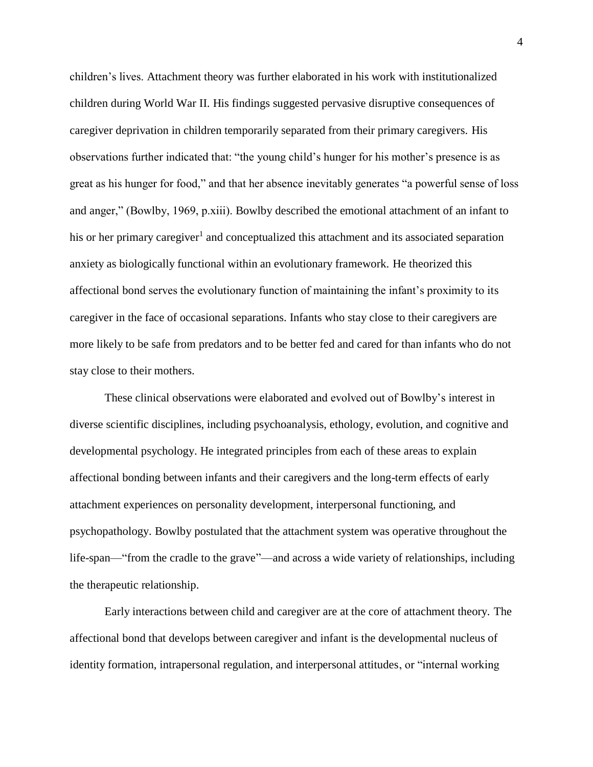children's lives. Attachment theory was further elaborated in his work with institutionalized children during World War II. His findings suggested pervasive disruptive consequences of caregiver deprivation in children temporarily separated from their primary caregivers. His observations further indicated that: "the young child's hunger for his mother's presence is as great as his hunger for food," and that her absence inevitably generates "a powerful sense of loss and anger," (Bowlby, 1969, p.xiii). Bowlby described the emotional attachment of an infant to his or her primary caregiver[1] and conceptualized this attachment and its associated separation anxiety as biologically functional within an evolutionary framework. He theorized this affectional bond serves the evolutionary function of maintaining the infant's proximity to its caregiver in the face of occasional separations. Infants who stay close to their caregivers are more likely to be safe from predators and to be better fed and cared for than infants who do not stay close to their mothers.

These clinical observations were elaborated and evolved out of Bowlby's interest in diverse scientific disciplines, including psychoanalysis, ethology, evolution, and cognitive and developmental psychology. He integrated principles from each of these areas to explain affectional bonding between infants and their caregivers and the long-term effects of early attachment experiences on personality development, interpersonal functioning, and psychopathology. Bowlby postulated that the attachment system was operative throughout the life-span—"from the cradle to the grave"—and across a wide variety of relationships, including the therapeutic relationship.

Early interactions between child and caregiver are at the core of attachment theory. The affectional bond that develops between caregiver and infant is the developmental nucleus of identity formation, intrapersonal regulation, and interpersonal attitudes, or "internal working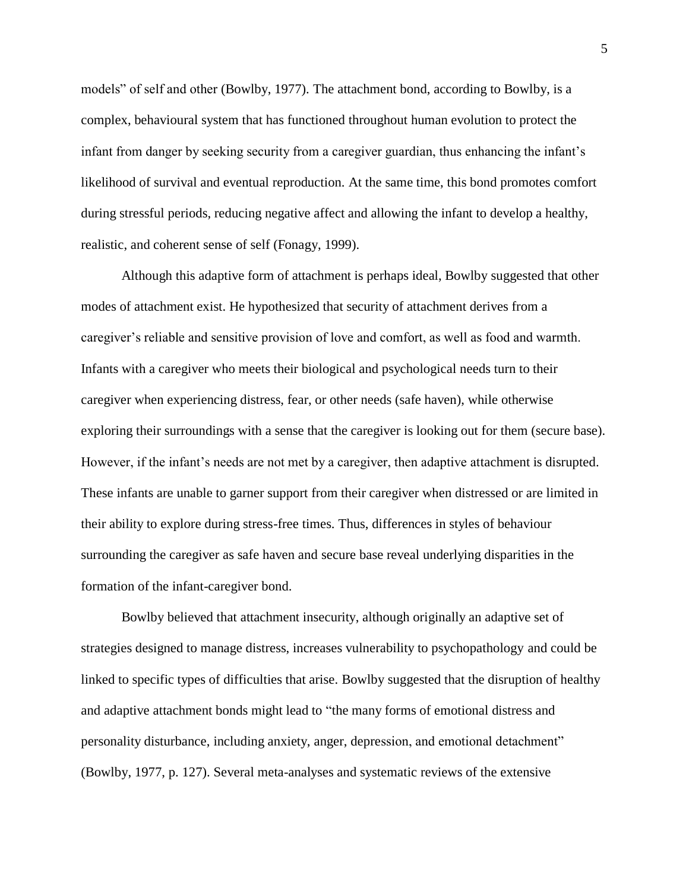models" of self and other (Bowlby, 1977). The attachment bond, according to Bowlby, is a complex, behavioural system that has functioned throughout human evolution to protect the infant from danger by seeking security from a caregiver guardian, thus enhancing the infant's likelihood of survival and eventual reproduction. At the same time, this bond promotes comfort during stressful periods, reducing negative affect and allowing the infant to develop a healthy, realistic, and coherent sense of self (Fonagy, 1999).

Although this adaptive form of attachment is perhaps ideal, Bowlby suggested that other modes of attachment exist. He hypothesized that security of attachment derives from a caregiver's reliable and sensitive provision of love and comfort, as well as food and warmth. Infants with a caregiver who meets their biological and psychological needs turn to their caregiver when experiencing distress, fear, or other needs (safe haven), while otherwise exploring their surroundings with a sense that the caregiver is looking out for them (secure base). However, if the infant's needs are not met by a caregiver, then adaptive attachment is disrupted. These infants are unable to garner support from their caregiver when distressed or are limited in their ability to explore during stress-free times. Thus, differences in styles of behaviour surrounding the caregiver as safe haven and secure base reveal underlying disparities in the formation of the infant-caregiver bond.

Bowlby believed that attachment insecurity, although originally an adaptive set of strategies designed to manage distress, increases vulnerability to psychopathology and could be linked to specific types of difficulties that arise. Bowlby suggested that the disruption of healthy and adaptive attachment bonds might lead to "the many forms of emotional distress and personality disturbance, including anxiety, anger, depression, and emotional detachment" (Bowlby, 1977, p. 127). Several meta-analyses and systematic reviews of the extensive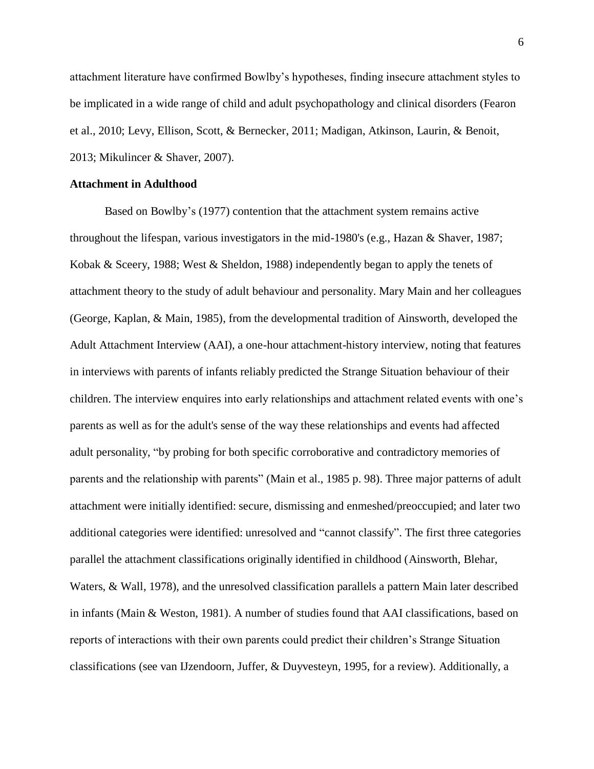attachment literature have confirmed Bowlby's hypotheses, finding insecure attachment styles to be implicated in a wide range of child and adult psychopathology and clinical disorders (Fearon et al., 2010; Levy, Ellison, Scott, & Bernecker, 2011; Madigan, Atkinson, Laurin, & Benoit, 2013; Mikulincer & Shaver, 2007).

**Attachment in Adulthood**

Based on Bowlby's (1977) contention that the attachment system remains active throughout the lifespan, various investigators in the mid-1980's (e.g., Hazan & Shaver, 1987; Kobak & Sceery, 1988; West & Sheldon, 1988) independently began to apply the tenets of attachment theory to the study of adult behaviour and personality. Mary Main and her colleagues (George, Kaplan, & Main, 1985), from the developmental tradition of Ainsworth, developed the Adult Attachment Interview (AAI), a one-hour attachment-history interview, noting that features in interviews with parents of infants reliably predicted the Strange Situation behaviour of their children. The interview enquires into early relationships and attachment related events with one's parents as well as for the adult's sense of the way these relationships and events had affected adult personality, "by probing for both specific corroborative and contradictory memories of parents and the relationship with parents" (Main et al., 1985 p. 98). Three major patterns of adult attachment were initially identified: secure, dismissing and enmeshed/preoccupied; and later two additional categories were identified: unresolved and "cannot classify". The first three categories parallel the attachment classifications originally identified in childhood (Ainsworth, Blehar, Waters, & Wall, 1978), and the unresolved classification parallels a pattern Main later described in infants (Main & Weston, 1981). A number of studies found that AAI classifications, based on reports of interactions with their own parents could predict their children's Strange Situation classifications (see van IJzendoorn, Juffer, & Duyvesteyn, 1995, for a review). Additionally, a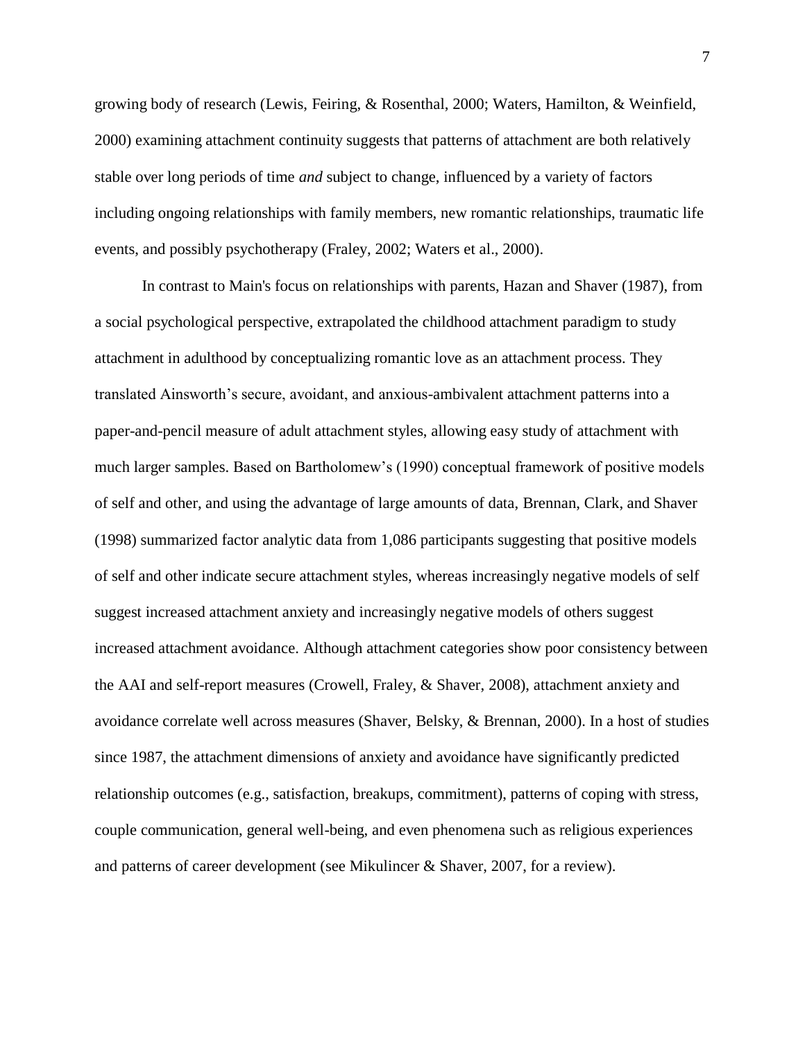growing body of research (Lewis, Feiring, & Rosenthal, 2000; Waters, Hamilton, & Weinfield, 2000) examining attachment continuity suggests that patterns of attachment are both relatively stable over long periods of time *and* subject to change, influenced by a variety of factors including ongoing relationships with family members, new romantic relationships, traumatic life events, and possibly psychotherapy (Fraley, 2002; Waters et al., 2000).

In contrast to Main's focus on relationships with parents, Hazan and Shaver (1987), from a social psychological perspective, extrapolated the childhood attachment paradigm to study attachment in adulthood by conceptualizing romantic love as an attachment process. They translated Ainsworth's secure, avoidant, and anxious-ambivalent attachment patterns into a paper-and-pencil measure of adult attachment styles, allowing easy study of attachment with much larger samples. Based on Bartholomew's (1990) conceptual framework of positive models of self and other, and using the advantage of large amounts of data, Brennan, Clark, and Shaver (1998) summarized factor analytic data from 1,086 participants suggesting that positive models of self and other indicate secure attachment styles, whereas increasingly negative models of self suggest increased attachment anxiety and increasingly negative models of others suggest increased attachment avoidance. Although attachment categories show poor consistency between the AAI and self-report measures (Crowell, Fraley, & Shaver, 2008), attachment anxiety and avoidance correlate well across measures (Shaver, Belsky, & Brennan, 2000). In a host of studies since 1987, the attachment dimensions of anxiety and avoidance have significantly predicted relationship outcomes (e.g., satisfaction, breakups, commitment), patterns of coping with stress, couple communication, general well-being, and even phenomena such as religious experiences and patterns of career development (see Mikulincer & Shaver, 2007, for a review).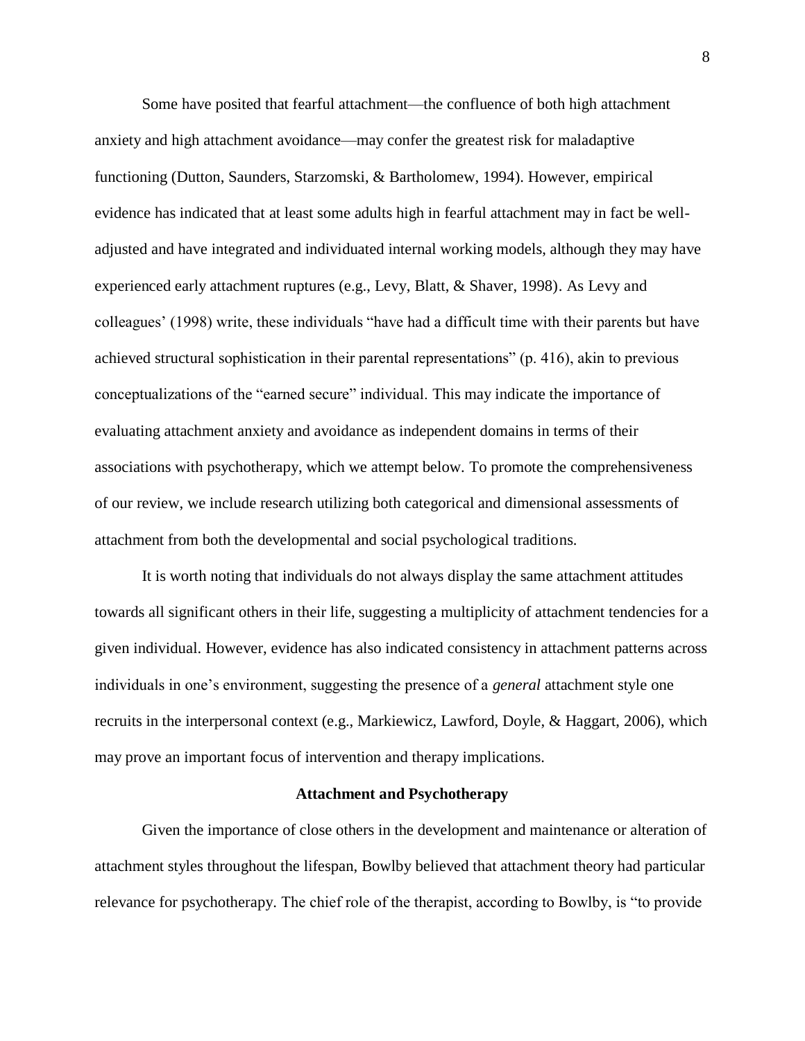Some have posited that fearful attachment—the confluence of both high attachment anxiety and high attachment avoidance—may confer the greatest risk for maladaptive functioning (Dutton, Saunders, Starzomski, & Bartholomew, 1994). However, empirical evidence has indicated that at least some adults high in fearful attachment may in fact be well-adjusted and have integrated and individuated internal working models, although they may have experienced early attachment ruptures (e.g., Levy, Blatt, & Shaver, 1998). As Levy and colleagues' (1998) write, these individuals "have had a difficult time with their parents but have achieved structural sophistication in their parental representations" (p. 416), akin to previous conceptualizations of the "earned secure" individual. This may indicate the importance of evaluating attachment anxiety and avoidance as independent domains in terms of their associations with psychotherapy, which we attempt below. To promote the comprehensiveness of our review, we include research utilizing both categorical and dimensional assessments of attachment from both the developmental and social psychological traditions.

It is worth noting that individuals do not always display the same attachment attitudes towards all significant others in their life, suggesting a multiplicity of attachment tendencies for a given individual. However, evidence has also indicated consistency in attachment patterns across individuals in one's environment, suggesting the presence of a *general* attachment style one recruits in the interpersonal context (e.g., Markiewicz, Lawford, Doyle, & Haggart, 2006), which may prove an important focus of intervention and therapy implications.

## Attachment and Psychotherapy

Given the importance of close others in the development and maintenance or alteration of attachment styles throughout the lifespan, Bowlby believed that attachment theory had particular relevance for psychotherapy. The chief role of the therapist, according to Bowlby, is "to provide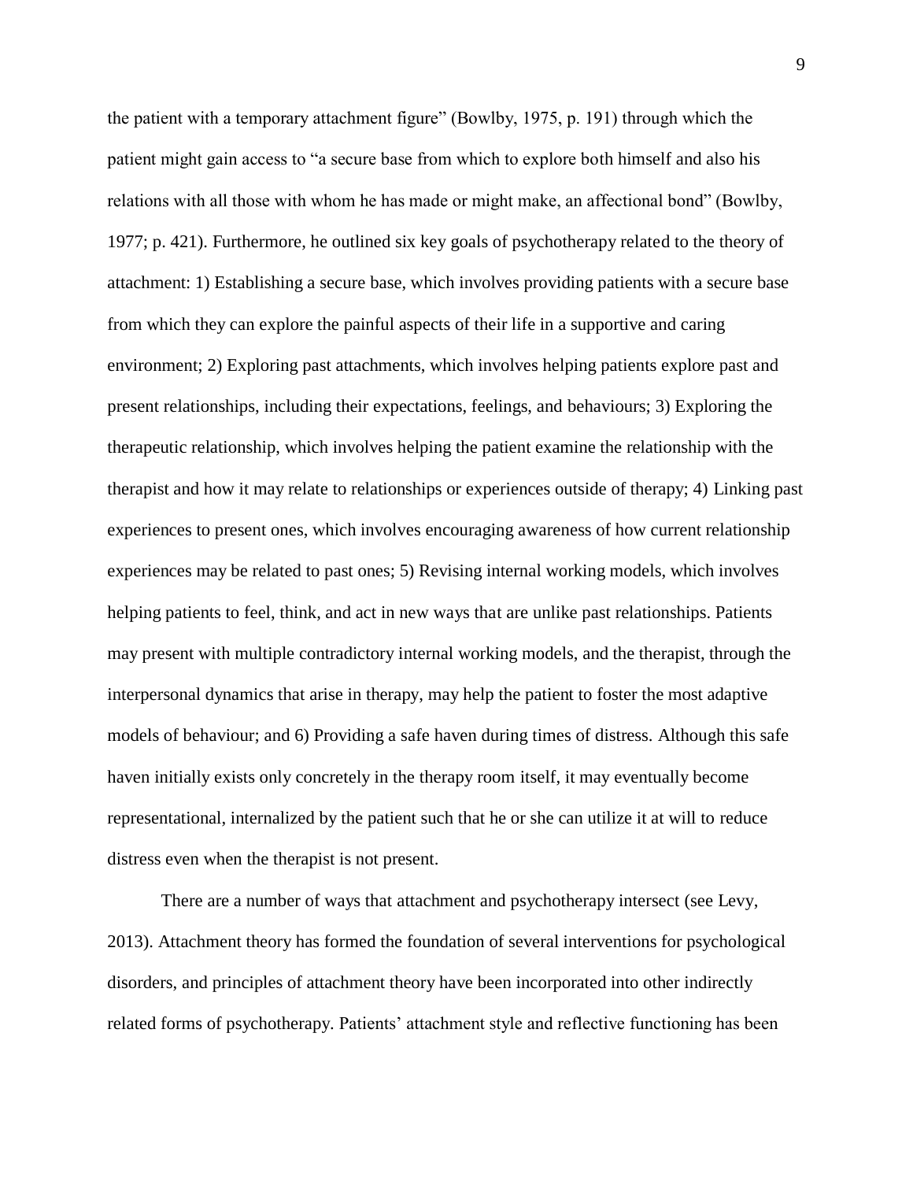the patient with a temporary attachment figure" (Bowlby, 1975, p. 191) through which the patient might gain access to "a secure base from which to explore both himself and also his relations with all those with whom he has made or might make, an affectional bond" (Bowlby, 1977; p. 421). Furthermore, he outlined six key goals of psychotherapy related to the theory of attachment: 1) Establishing a secure base, which involves providing patients with a secure base from which they can explore the painful aspects of their life in a supportive and caring environment; 2) Exploring past attachments, which involves helping patients explore past and present relationships, including their expectations, feelings, and behaviours; 3) Exploring the therapeutic relationship, which involves helping the patient examine the relationship with the therapist and how it may relate to relationships or experiences outside of therapy; 4) Linking past experiences to present ones, which involves encouraging awareness of how current relationship experiences may be related to past ones; 5) Revising internal working models, which involves helping patients to feel, think, and act in new ways that are unlike past relationships. Patients may present with multiple contradictory internal working models, and the therapist, through the interpersonal dynamics that arise in therapy, may help the patient to foster the most adaptive models of behaviour; and 6) Providing a safe haven during times of distress. Although this safe haven initially exists only concretely in the therapy room itself, it may eventually become representational, internalized by the patient such that he or she can utilize it at will to reduce distress even when the therapist is not present.

There are a number of ways that attachment and psychotherapy intersect (see Levy, 2013). Attachment theory has formed the foundation of several interventions for psychological disorders, and principles of attachment theory have been incorporated into other indirectly related forms of psychotherapy. Patients' attachment style and reflective functioning has been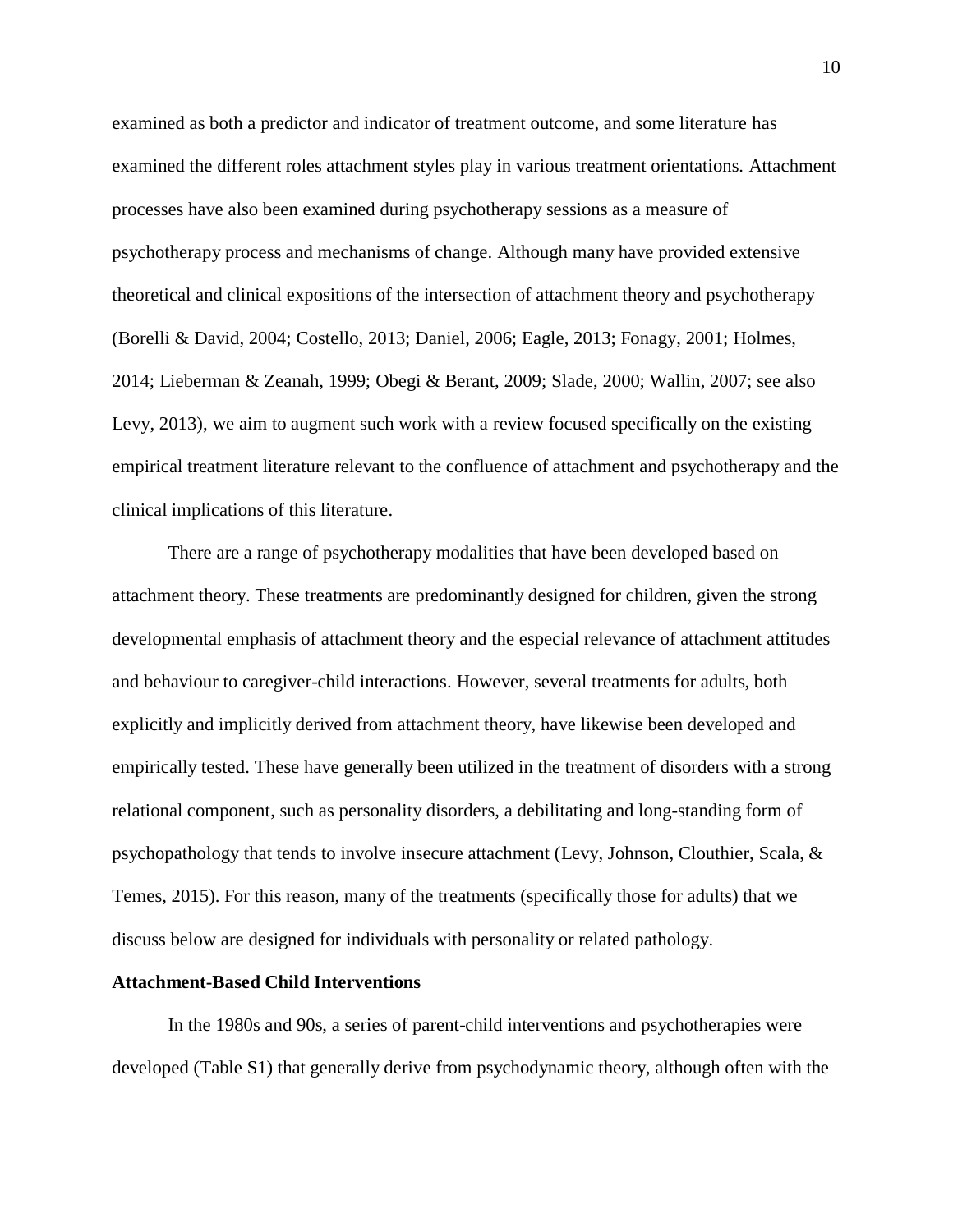examined as both a predictor and indicator of treatment outcome, and some literature has examined the different roles attachment styles play in various treatment orientations. Attachment processes have also been examined during psychotherapy sessions as a measure of psychotherapy process and mechanisms of change. Although many have provided extensive theoretical and clinical expositions of the intersection of attachment theory and psychotherapy (Borelli & David, 2004; Costello, 2013; Daniel, 2006; Eagle, 2013; Fonagy, 2001; Holmes, 2014; Lieberman & Zeanah, 1999; Obegi & Berant, 2009; Slade, 2000; Wallin, 2007; see also Levy, 2013), we aim to augment such work with a review focused specifically on the existing empirical treatment literature relevant to the confluence of attachment and psychotherapy and the clinical implications of this literature.

There are a range of psychotherapy modalities that have been developed based on attachment theory. These treatments are predominantly designed for children, given the strong developmental emphasis of attachment theory and the especial relevance of attachment attitudes and behaviour to caregiver-child interactions. However, several treatments for adults, both explicitly and implicitly derived from attachment theory, have likewise been developed and empirically tested. These have generally been utilized in the treatment of disorders with a strong relational component, such as personality disorders, a debilitating and long-standing form of psychopathology that tends to involve insecure attachment (Levy, Johnson, Clouthier, Scala, & Temes, 2015). For this reason, many of the treatments (specifically those for adults) that we discuss below are designed for individuals with personality or related pathology.

**Attachment-Based Child Interventions**

In the 1980s and 90s, a series of parent-child interventions and psychotherapies were developed (Table S1) that generally derive from psychodynamic theory, although often with the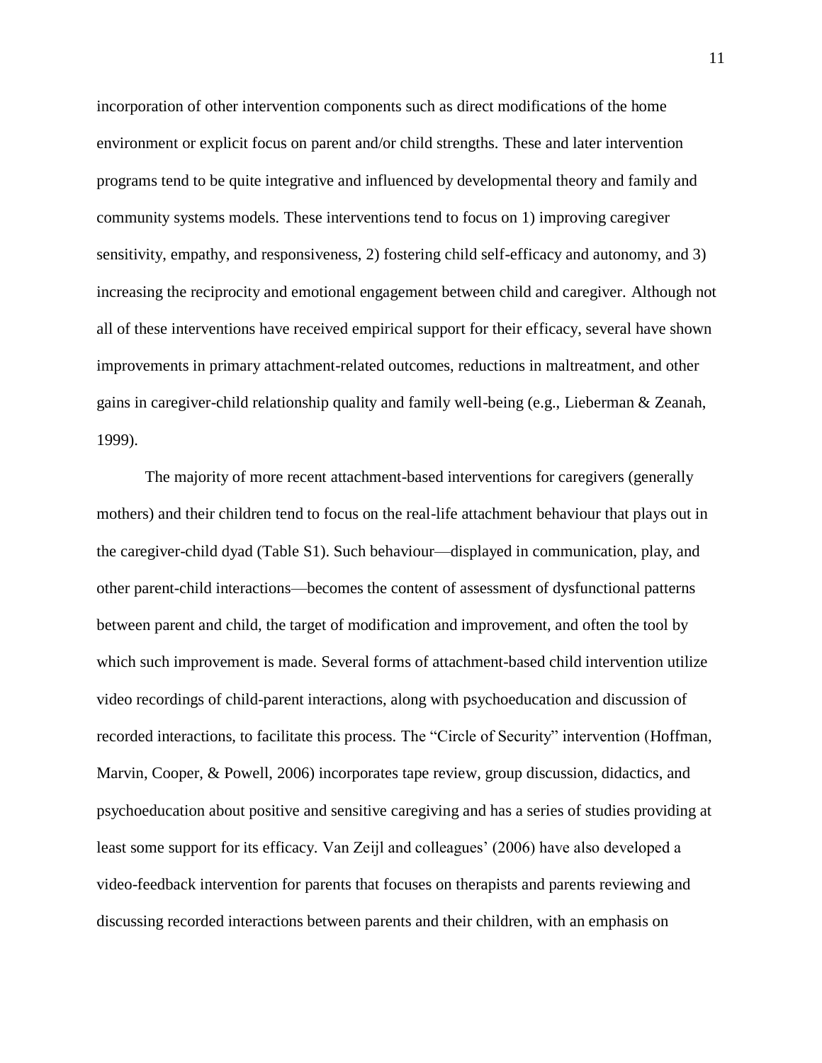incorporation of other intervention components such as direct modifications of the home environment or explicit focus on parent and/or child strengths. These and later intervention programs tend to be quite integrative and influenced by developmental theory and family and community systems models. These interventions tend to focus on 1) improving caregiver sensitivity, empathy, and responsiveness, 2) fostering child self-efficacy and autonomy, and 3) increasing the reciprocity and emotional engagement between child and caregiver. Although not all of these interventions have received empirical support for their efficacy, several have shown improvements in primary attachment-related outcomes, reductions in maltreatment, and other gains in caregiver-child relationship quality and family well-being (e.g., Lieberman & Zeanah, 1999).

The majority of more recent attachment-based interventions for caregivers (generally mothers) and their children tend to focus on the real-life attachment behaviour that plays out in the caregiver-child dyad (Table S1). Such behaviour—displayed in communication, play, and other parent-child interactions—becomes the content of assessment of dysfunctional patterns between parent and child, the target of modification and improvement, and often the tool by which such improvement is made. Several forms of attachment-based child intervention utilize video recordings of child-parent interactions, along with psychoeducation and discussion of recorded interactions, to facilitate this process. The "Circle of Security" intervention (Hoffman, Marvin, Cooper, & Powell, 2006) incorporates tape review, group discussion, didactics, and psychoeducation about positive and sensitive caregiving and has a series of studies providing at least some support for its efficacy. Van Zeijl and colleagues' (2006) have also developed a video-feedback intervention for parents that focuses on therapists and parents reviewing and discussing recorded interactions between parents and their children, with an emphasis on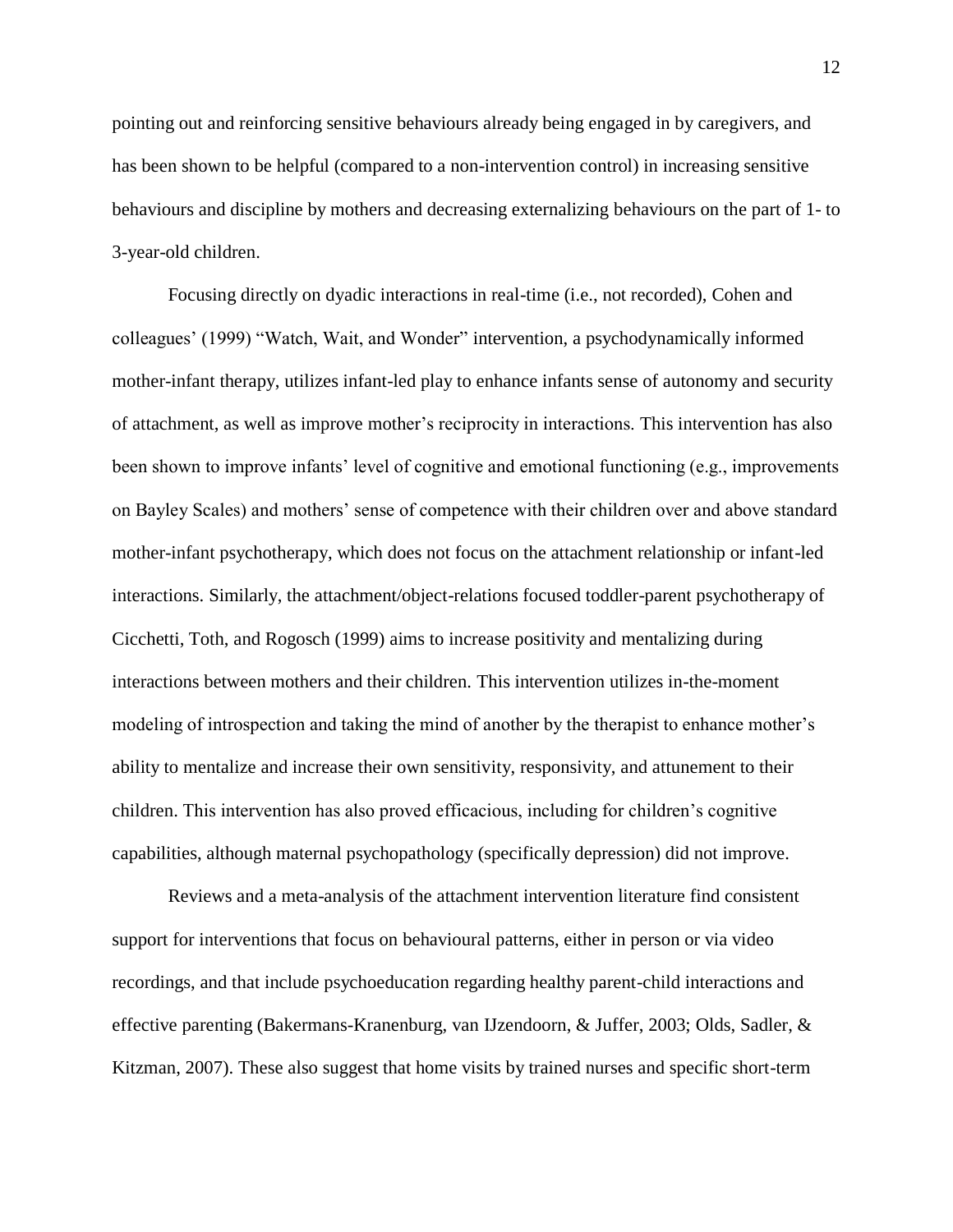pointing out and reinforcing sensitive behaviours already being engaged in by caregivers, and has been shown to be helpful (compared to a non-intervention control) in increasing sensitive behaviours and discipline by mothers and decreasing externalizing behaviours on the part of 1- to 3-year-old children.

Focusing directly on dyadic interactions in real-time (i.e., not recorded), Cohen and colleagues' (1999) "Watch, Wait, and Wonder" intervention, a psychodynamically informed mother-infant therapy, utilizes infant-led play to enhance infants sense of autonomy and security of attachment, as well as improve mother's reciprocity in interactions. This intervention has also been shown to improve infants' level of cognitive and emotional functioning (e.g., improvements on Bayley Scales) and mothers' sense of competence with their children over and above standard mother-infant psychotherapy, which does not focus on the attachment relationship or infant-led interactions. Similarly, the attachment/object-relations focused toddler-parent psychotherapy of Cicchetti, Toth, and Rogosch (1999) aims to increase positivity and mentalizing during interactions between mothers and their children. This intervention utilizes in-the-moment modeling of introspection and taking the mind of another by the therapist to enhance mother's ability to mentalize and increase their own sensitivity, responsivity, and attunement to their children. This intervention has also proved efficacious, including for children's cognitive capabilities, although maternal psychopathology (specifically depression) did not improve.

Reviews and a meta-analysis of the attachment intervention literature find consistent support for interventions that focus on behavioural patterns, either in person or via video recordings, and that include psychoeducation regarding healthy parent-child interactions and effective parenting (Bakermans-Kranenburg, van IJzendoorn, & Juffer, 2003; Olds, Sadler, & Kitzman, 2007). These also suggest that home visits by trained nurses and specific short-term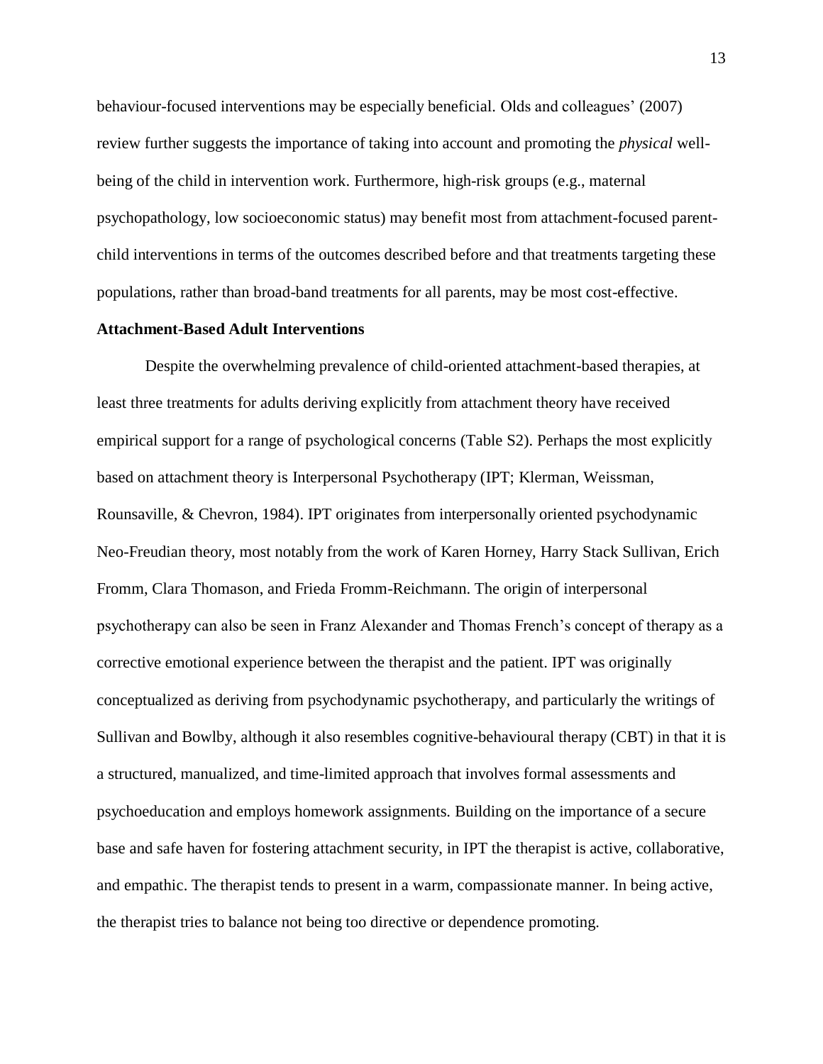behaviour-focused interventions may be especially beneficial. Olds and colleagues' (2007) review further suggests the importance of taking into account and promoting the *physical* well-being of the child in intervention work. Furthermore, high-risk groups (e.g., maternal psychopathology, low socioeconomic status) may benefit most from attachment-focused parent-child interventions in terms of the outcomes described before and that treatments targeting these populations, rather than broad-band treatments for all parents, may be most cost-effective.

**Attachment-Based Adult Interventions**

Despite the overwhelming prevalence of child-oriented attachment-based therapies, at least three treatments for adults deriving explicitly from attachment theory have received empirical support for a range of psychological concerns (Table S2). Perhaps the most explicitly based on attachment theory is Interpersonal Psychotherapy (IPT; Klerman, Weissman, Rounsaville, & Chevron, 1984). IPT originates from interpersonally oriented psychodynamic Neo-Freudian theory, most notably from the work of Karen Horney, Harry Stack Sullivan, Erich Fromm, Clara Thomason, and Frieda Fromm-Reichmann. The origin of interpersonal psychotherapy can also be seen in Franz Alexander and Thomas French's concept of therapy as a corrective emotional experience between the therapist and the patient. IPT was originally conceptualized as deriving from psychodynamic psychotherapy, and particularly the writings of Sullivan and Bowlby, although it also resembles cognitive-behavioural therapy (CBT) in that it is a structured, manualized, and time-limited approach that involves formal assessments and psychoeducation and employs homework assignments. Building on the importance of a secure base and safe haven for fostering attachment security, in IPT the therapist is active, collaborative, and empathic. The therapist tends to present in a warm, compassionate manner. In being active, the therapist tries to balance not being too directive or dependence promoting.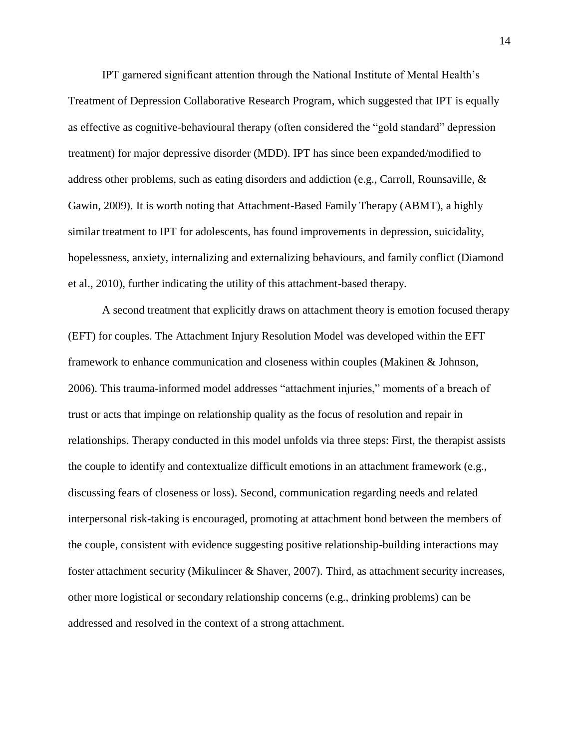IPT garnered significant attention through the National Institute of Mental Health's Treatment of Depression Collaborative Research Program, which suggested that IPT is equally as effective as cognitive-behavioural therapy (often considered the "gold standard" depression treatment) for major depressive disorder (MDD). IPT has since been expanded/modified to address other problems, such as eating disorders and addiction (e.g., Carroll, Rounsaville, & Gawin, 2009). It is worth noting that Attachment-Based Family Therapy (ABMT), a highly similar treatment to IPT for adolescents, has found improvements in depression, suicidality, hopelessness, anxiety, internalizing and externalizing behaviours, and family conflict (Diamond et al., 2010), further indicating the utility of this attachment-based therapy.

A second treatment that explicitly draws on attachment theory is emotion focused therapy (EFT) for couples. The Attachment Injury Resolution Model was developed within the EFT framework to enhance communication and closeness within couples (Makinen & Johnson, 2006). This trauma-informed model addresses "attachment injuries," moments of a breach of trust or acts that impinge on relationship quality as the focus of resolution and repair in relationships. Therapy conducted in this model unfolds via three steps: First, the therapist assists the couple to identify and contextualize difficult emotions in an attachment framework (e.g., discussing fears of closeness or loss). Second, communication regarding needs and related interpersonal risk-taking is encouraged, promoting at attachment bond between the members of the couple, consistent with evidence suggesting positive relationship-building interactions may foster attachment security (Mikulincer & Shaver, 2007). Third, as attachment security increases, other more logistical or secondary relationship concerns (e.g., drinking problems) can be addressed and resolved in the context of a strong attachment.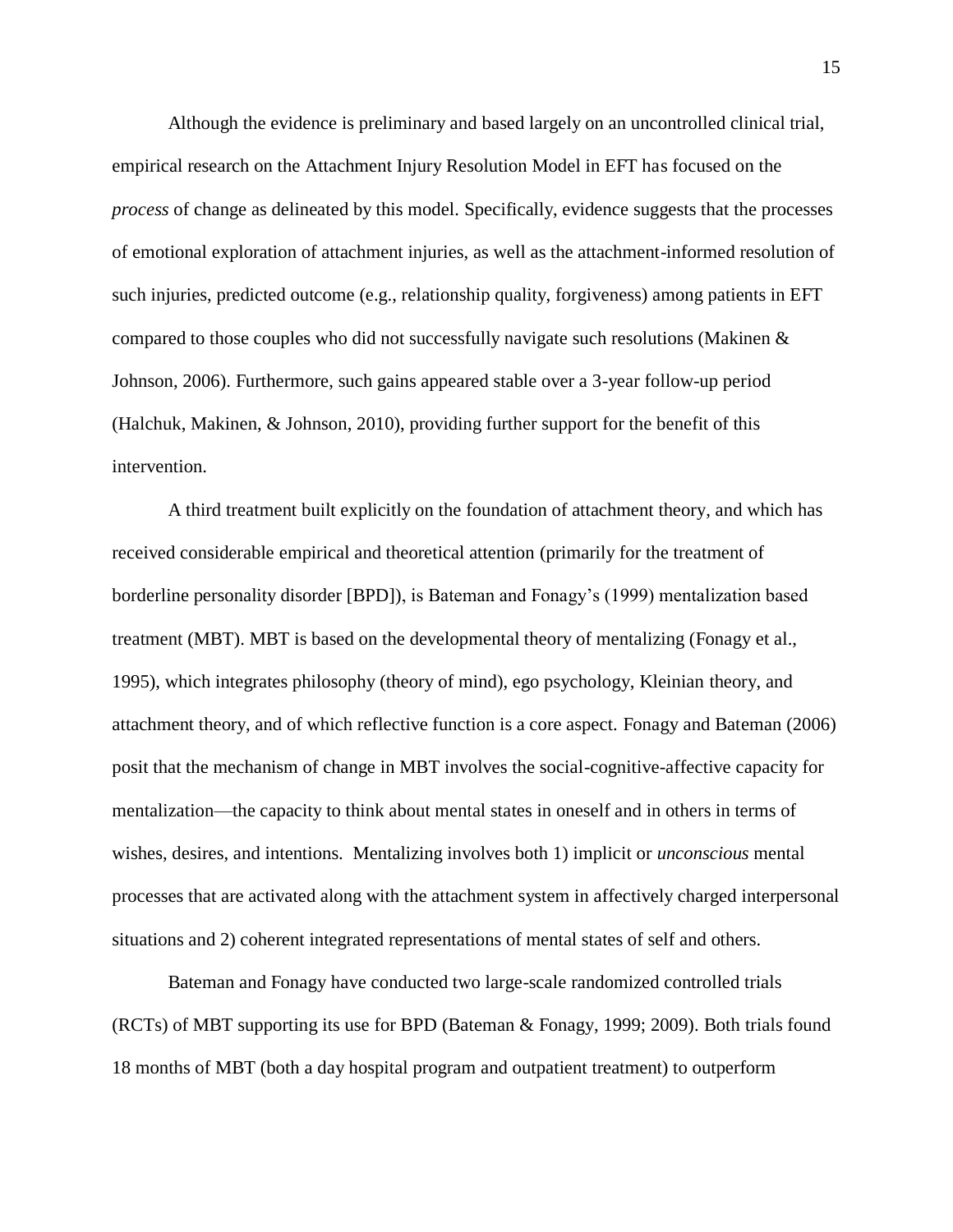Although the evidence is preliminary and based largely on an uncontrolled clinical trial, empirical research on the Attachment Injury Resolution Model in EFT has focused on the *process* of change as delineated by this model. Specifically, evidence suggests that the processes of emotional exploration of attachment injuries, as well as the attachment-informed resolution of such injuries, predicted outcome (e.g., relationship quality, forgiveness) among patients in EFT compared to those couples who did not successfully navigate such resolutions (Makinen & Johnson, 2006). Furthermore, such gains appeared stable over a 3-year follow-up period (Halchuk, Makinen, & Johnson, 2010), providing further support for the benefit of this intervention.

A third treatment built explicitly on the foundation of attachment theory, and which has received considerable empirical and theoretical attention (primarily for the treatment of borderline personality disorder [BPD]), is Bateman and Fonagy's (1999) mentalization based treatment (MBT). MBT is based on the developmental theory of mentalizing (Fonagy et al., 1995), which integrates philosophy (theory of mind), ego psychology, Kleinian theory, and attachment theory, and of which reflective function is a core aspect. Fonagy and Bateman (2006) posit that the mechanism of change in MBT involves the social-cognitive-affective capacity for mentalization—the capacity to think about mental states in oneself and in others in terms of wishes, desires, and intentions. Mentalizing involves both 1) implicit or *unconscious* mental processes that are activated along with the attachment system in affectively charged interpersonal situations and 2) coherent integrated representations of mental states of self and others.

Bateman and Fonagy have conducted two large-scale randomized controlled trials (RCTs) of MBT supporting its use for BPD (Bateman & Fonagy, 1999; 2009). Both trials found 18 months of MBT (both a day hospital program and outpatient treatment) to outperform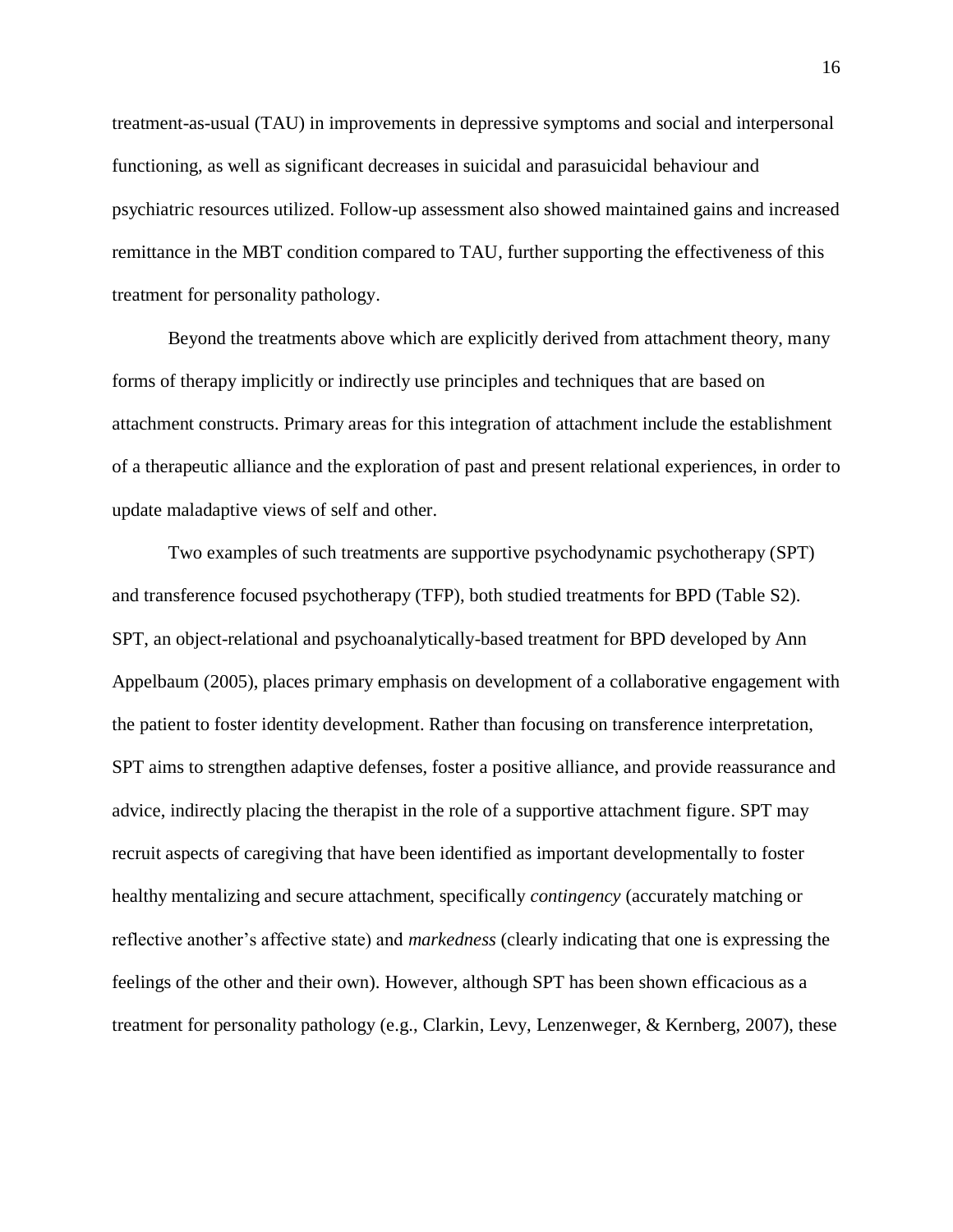treatment-as-usual (TAU) in improvements in depressive symptoms and social and interpersonal functioning, as well as significant decreases in suicidal and parasuicidal behaviour and psychiatric resources utilized. Follow-up assessment also showed maintained gains and increased remittance in the MBT condition compared to TAU, further supporting the effectiveness of this treatment for personality pathology.

Beyond the treatments above which are explicitly derived from attachment theory, many forms of therapy implicitly or indirectly use principles and techniques that are based on attachment constructs. Primary areas for this integration of attachment include the establishment of a therapeutic alliance and the exploration of past and present relational experiences, in order to update maladaptive views of self and other.

Two examples of such treatments are supportive psychodynamic psychotherapy (SPT) and transference focused psychotherapy (TFP), both studied treatments for BPD (Table S2). SPT, an object-relational and psychoanalytically-based treatment for BPD developed by Ann Appelbaum (2005), places primary emphasis on development of a collaborative engagement with the patient to foster identity development. Rather than focusing on transference interpretation, SPT aims to strengthen adaptive defenses, foster a positive alliance, and provide reassurance and advice, indirectly placing the therapist in the role of a supportive attachment figure. SPT may recruit aspects of caregiving that have been identified as important developmentally to foster healthy mentalizing and secure attachment, specifically *contingency* (accurately matching or reflective another's affective state) and *markedness* (clearly indicating that one is expressing the feelings of the other and their own). However, although SPT has been shown efficacious as a treatment for personality pathology (e.g., Clarkin, Levy, Lenzenweger, & Kernberg, 2007), these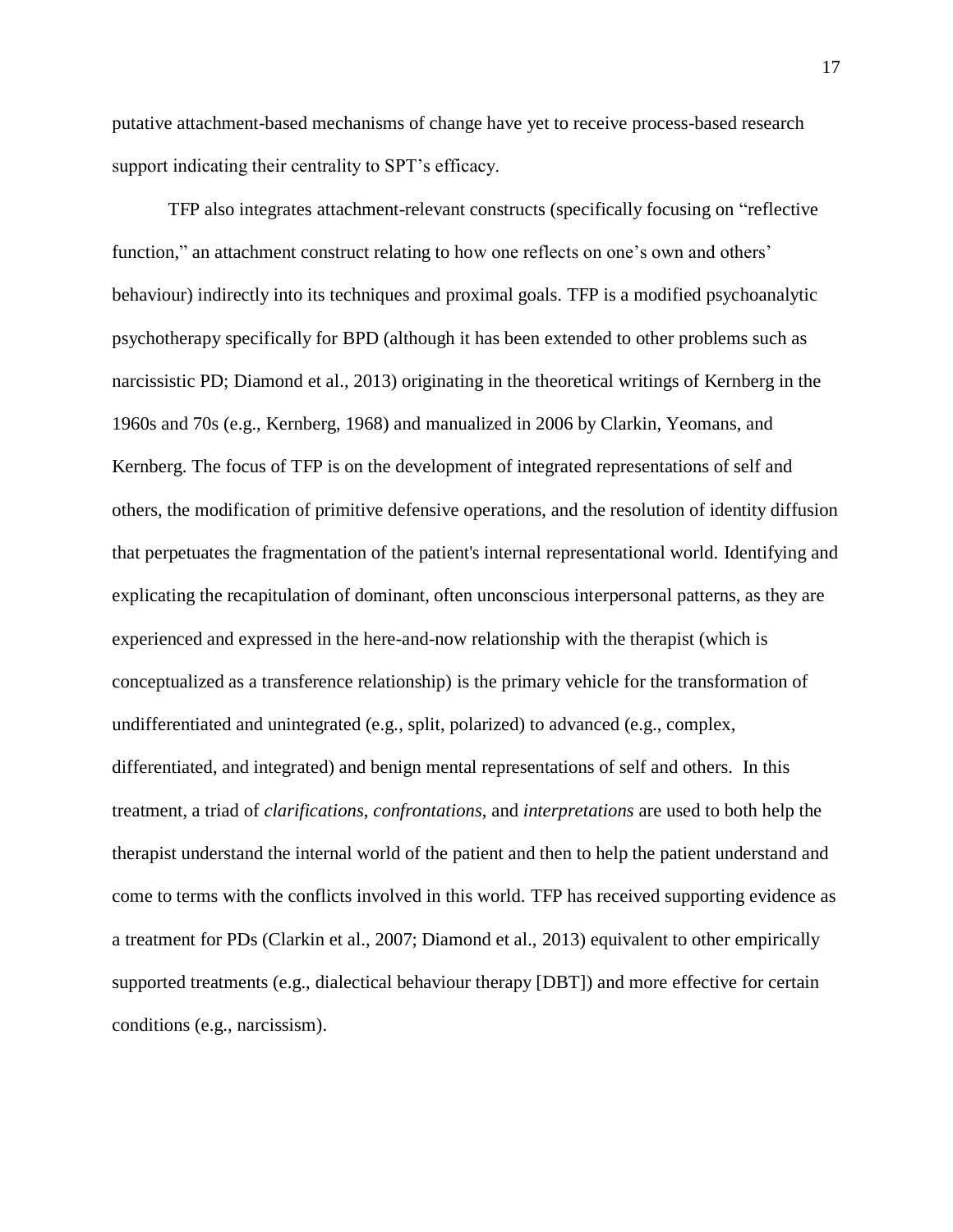putative attachment-based mechanisms of change have yet to receive process-based research support indicating their centrality to SPT's efficacy.

TFP also integrates attachment-relevant constructs (specifically focusing on "reflective function," an attachment construct relating to how one reflects on one's own and others' behaviour) indirectly into its techniques and proximal goals. TFP is a modified psychoanalytic psychotherapy specifically for BPD (although it has been extended to other problems such as narcissistic PD; Diamond et al., 2013) originating in the theoretical writings of Kernberg in the 1960s and 70s (e.g., Kernberg, 1968) and manualized in 2006 by Clarkin, Yeomans, and Kernberg. The focus of TFP is on the development of integrated representations of self and others, the modification of primitive defensive operations, and the resolution of identity diffusion that perpetuates the fragmentation of the patient's internal representational world. Identifying and explicating the recapitulation of dominant, often unconscious interpersonal patterns, as they are experienced and expressed in the here-and-now relationship with the therapist (which is conceptualized as a transference relationship) is the primary vehicle for the transformation of undifferentiated and unintegrated (e.g., split, polarized) to advanced (e.g., complex, differentiated, and integrated) and benign mental representations of self and others. In this treatment, a triad of *clarifications*, *confrontations*, and *interpretations* are used to both help the therapist understand the internal world of the patient and then to help the patient understand and come to terms with the conflicts involved in this world. TFP has received supporting evidence as a treatment for PDs (Clarkin et al., 2007; Diamond et al., 2013) equivalent to other empirically supported treatments (e.g., dialectical behaviour therapy [DBT]) and more effective for certain conditions (e.g., narcissism).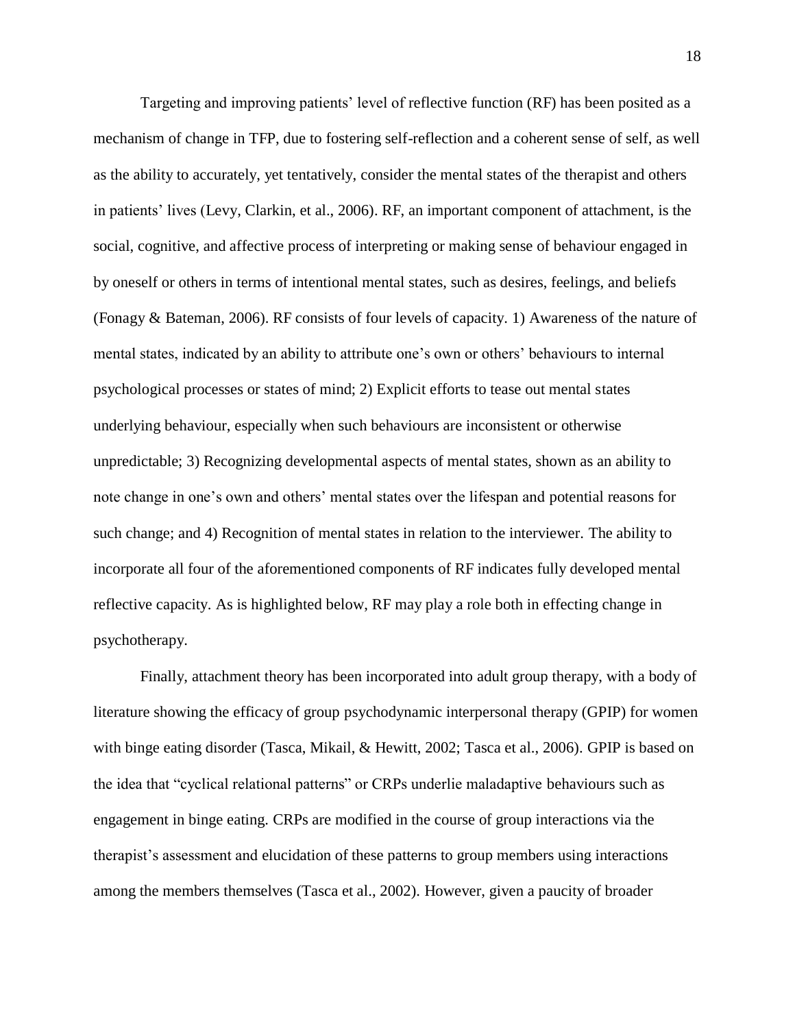Targeting and improving patients' level of reflective function (RF) has been posited as a mechanism of change in TFP, due to fostering self-reflection and a coherent sense of self, as well as the ability to accurately, yet tentatively, consider the mental states of the therapist and others in patients' lives (Levy, Clarkin, et al., 2006). RF, an important component of attachment, is the social, cognitive, and affective process of interpreting or making sense of behaviour engaged in by oneself or others in terms of intentional mental states, such as desires, feelings, and beliefs (Fonagy & Bateman, 2006). RF consists of four levels of capacity. 1) Awareness of the nature of mental states, indicated by an ability to attribute one's own or others' behaviours to internal psychological processes or states of mind; 2) Explicit efforts to tease out mental states underlying behaviour, especially when such behaviours are inconsistent or otherwise unpredictable; 3) Recognizing developmental aspects of mental states, shown as an ability to note change in one's own and others' mental states over the lifespan and potential reasons for such change; and 4) Recognition of mental states in relation to the interviewer. The ability to incorporate all four of the aforementioned components of RF indicates fully developed mental reflective capacity. As is highlighted below, RF may play a role both in effecting change in psychotherapy.

Finally, attachment theory has been incorporated into adult group therapy, with a body of literature showing the efficacy of group psychodynamic interpersonal therapy (GPIP) for women with binge eating disorder (Tasca, Mikail, & Hewitt, 2002; Tasca et al., 2006). GPIP is based on the idea that "cyclical relational patterns" or CRPs underlie maladaptive behaviours such as engagement in binge eating. CRPs are modified in the course of group interactions via the therapist's assessment and elucidation of these patterns to group members using interactions among the members themselves (Tasca et al., 2002). However, given a paucity of broader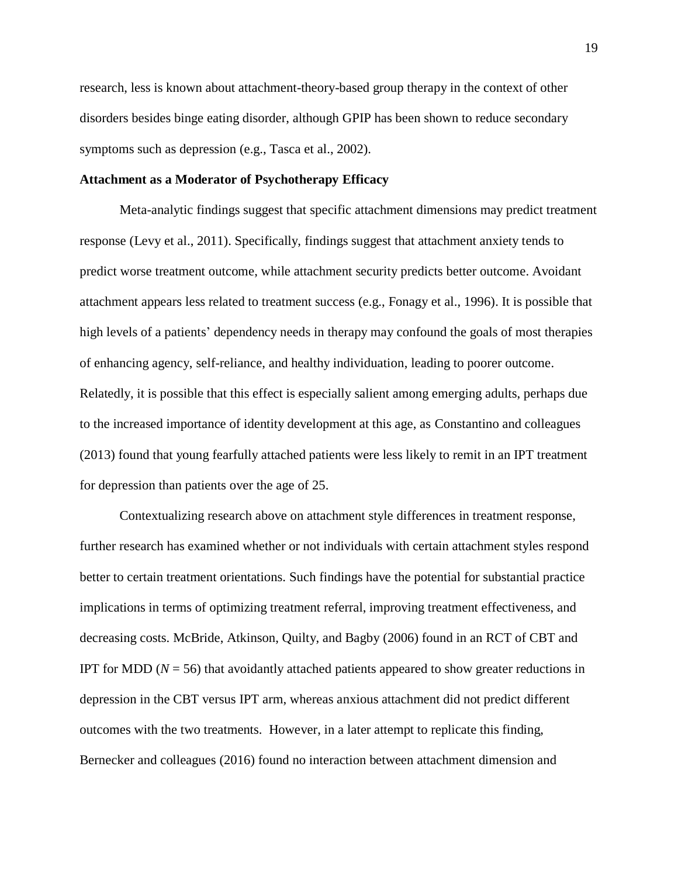research, less is known about attachment-theory-based group therapy in the context of other disorders besides binge eating disorder, although GPIP has been shown to reduce secondary symptoms such as depression (e.g., Tasca et al., 2002).

**Attachment as a Moderator of Psychotherapy Efficacy**

Meta-analytic findings suggest that specific attachment dimensions may predict treatment response (Levy et al., 2011). Specifically, findings suggest that attachment anxiety tends to predict worse treatment outcome, while attachment security predicts better outcome. Avoidant attachment appears less related to treatment success (e.g., Fonagy et al., 1996). It is possible that high levels of a patients' dependency needs in therapy may confound the goals of most therapies of enhancing agency, self-reliance, and healthy individuation, leading to poorer outcome. Relatedly, it is possible that this effect is especially salient among emerging adults, perhaps due to the increased importance of identity development at this age, as Constantino and colleagues (2013) found that young fearfully attached patients were less likely to remit in an IPT treatment for depression than patients over the age of 25.

Contextualizing research above on attachment style differences in treatment response, further research has examined whether or not individuals with certain attachment styles respond better to certain treatment orientations. Such findings have the potential for substantial practice implications in terms of optimizing treatment referral, improving treatment effectiveness, and decreasing costs. McBride, Atkinson, Quilty, and Bagby (2006) found in an RCT of CBT and IPT for MDD ($N = 56$) that avoidantly attached patients appeared to show greater reductions in depression in the CBT versus IPT arm, whereas anxious attachment did not predict different outcomes with the two treatments. However, in a later attempt to replicate this finding, Bernecker and colleagues (2016) found no interaction between attachment dimension and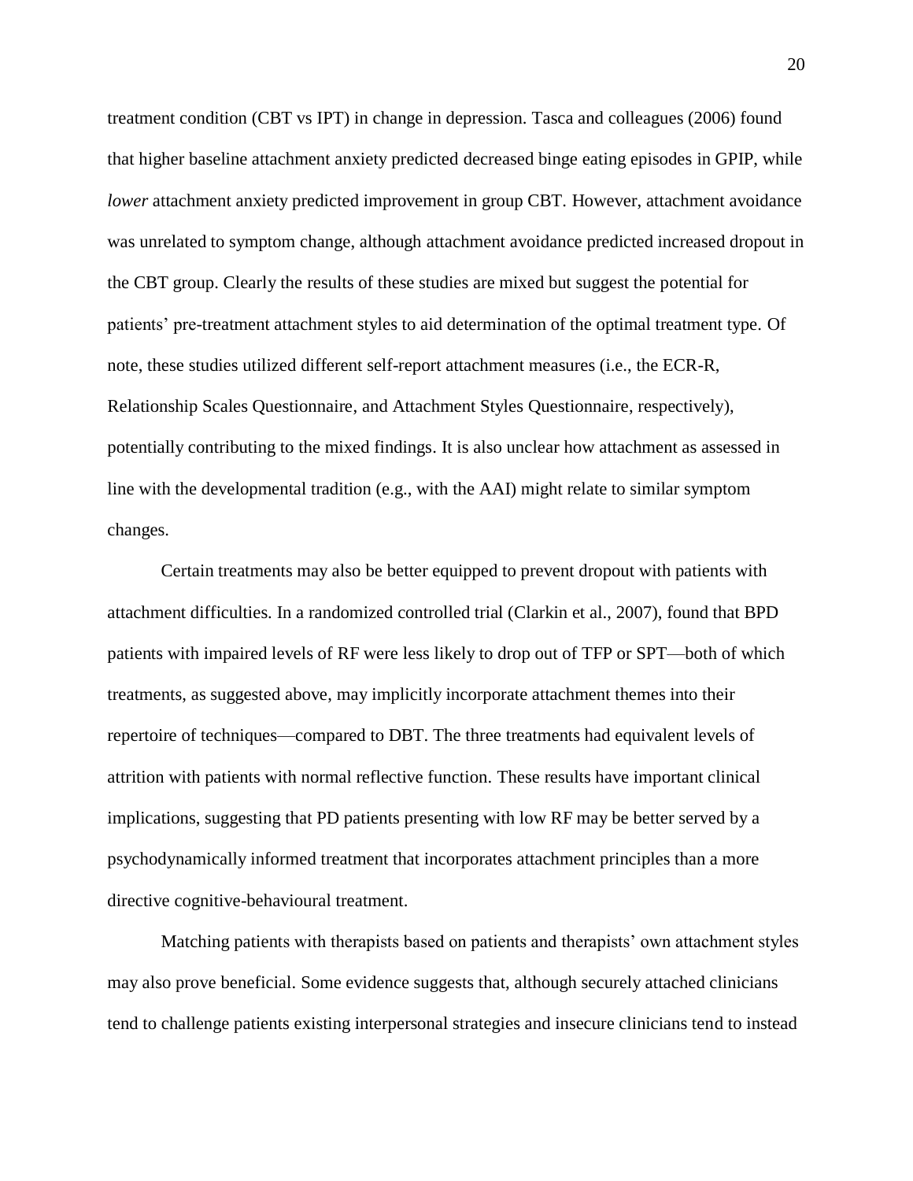treatment condition (CBT vs IPT) in change in depression. Tasca and colleagues (2006) found that higher baseline attachment anxiety predicted decreased binge eating episodes in GPIP, while *lower* attachment anxiety predicted improvement in group CBT. However, attachment avoidance was unrelated to symptom change, although attachment avoidance predicted increased dropout in the CBT group. Clearly the results of these studies are mixed but suggest the potential for patients' pre-treatment attachment styles to aid determination of the optimal treatment type. Of note, these studies utilized different self-report attachment measures (i.e., the ECR-R, Relationship Scales Questionnaire, and Attachment Styles Questionnaire, respectively), potentially contributing to the mixed findings. It is also unclear how attachment as assessed in line with the developmental tradition (e.g., with the AAI) might relate to similar symptom changes.

Certain treatments may also be better equipped to prevent dropout with patients with attachment difficulties. In a randomized controlled trial (Clarkin et al., 2007), found that BPD patients with impaired levels of RF were less likely to drop out of TFP or SPT—both of which treatments, as suggested above, may implicitly incorporate attachment themes into their repertoire of techniques—compared to DBT. The three treatments had equivalent levels of attrition with patients with normal reflective function. These results have important clinical implications, suggesting that PD patients presenting with low RF may be better served by a psychodynamically informed treatment that incorporates attachment principles than a more directive cognitive-behavioural treatment.

Matching patients with therapists based on patients and therapists' own attachment styles may also prove beneficial. Some evidence suggests that, although securely attached clinicians tend to challenge patients existing interpersonal strategies and insecure clinicians tend to instead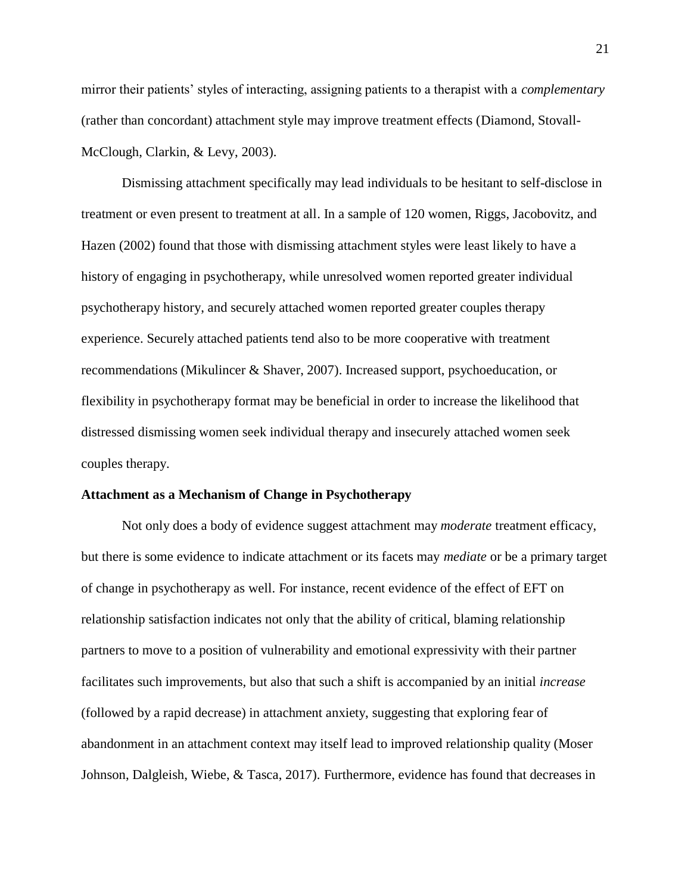mirror their patients' styles of interacting, assigning patients to a therapist with a *complementary* (rather than concordant) attachment style may improve treatment effects (Diamond, Stovall-McClough, Clarkin, & Levy, 2003).

Dismissing attachment specifically may lead individuals to be hesitant to self-disclose in treatment or even present to treatment at all. In a sample of 120 women, Riggs, Jacobovitz, and Hazen (2002) found that those with dismissing attachment styles were least likely to have a history of engaging in psychotherapy, while unresolved women reported greater individual psychotherapy history, and securely attached women reported greater couples therapy experience. Securely attached patients tend also to be more cooperative with treatment recommendations (Mikulincer & Shaver, 2007). Increased support, psychoeducation, or flexibility in psychotherapy format may be beneficial in order to increase the likelihood that distressed dismissing women seek individual therapy and insecurely attached women seek couples therapy.

**Attachment as a Mechanism of Change in Psychotherapy**

Not only does a body of evidence suggest attachment may *moderate* treatment efficacy, but there is some evidence to indicate attachment or its facets may *mediate* or be a primary target of change in psychotherapy as well. For instance, recent evidence of the effect of EFT on relationship satisfaction indicates not only that the ability of critical, blaming relationship partners to move to a position of vulnerability and emotional expressivity with their partner facilitates such improvements, but also that such a shift is accompanied by an initial *increase* (followed by a rapid decrease) in attachment anxiety, suggesting that exploring fear of abandonment in an attachment context may itself lead to improved relationship quality (Moser Johnson, Dalgleish, Wiebe, & Tasca, 2017). Furthermore, evidence has found that decreases in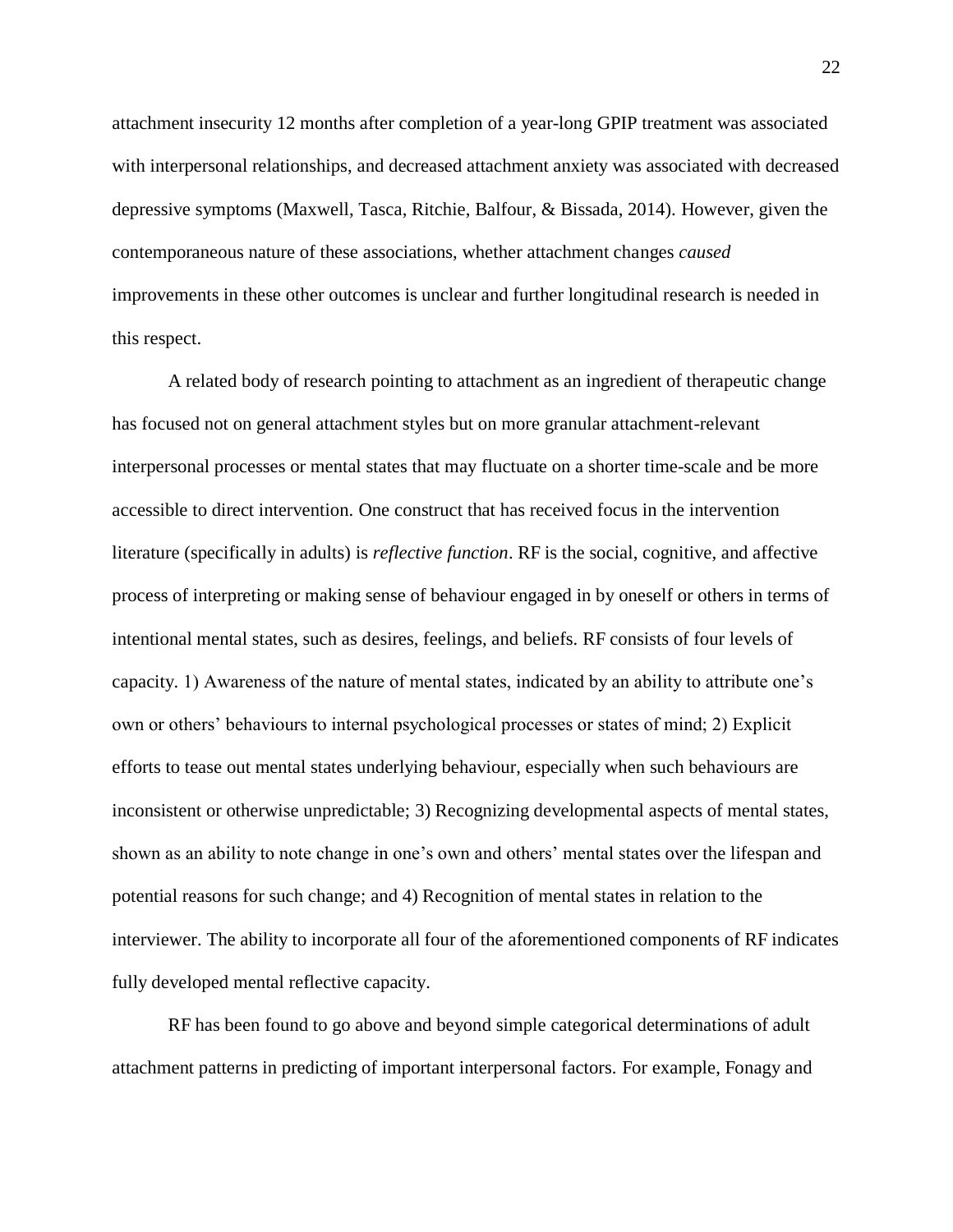attachment insecurity 12 months after completion of a year-long GPIP treatment was associated with interpersonal relationships, and decreased attachment anxiety was associated with decreased depressive symptoms (Maxwell, Tasca, Ritchie, Balfour, & Bissada, 2014). However, given the contemporaneous nature of these associations, whether attachment changes *caused* improvements in these other outcomes is unclear and further longitudinal research is needed in this respect.

A related body of research pointing to attachment as an ingredient of therapeutic change has focused not on general attachment styles but on more granular attachment-relevant interpersonal processes or mental states that may fluctuate on a shorter time-scale and be more accessible to direct intervention. One construct that has received focus in the intervention literature (specifically in adults) is *reflective function*. RF is the social, cognitive, and affective process of interpreting or making sense of behaviour engaged in by oneself or others in terms of intentional mental states, such as desires, feelings, and beliefs. RF consists of four levels of capacity. 1) Awareness of the nature of mental states, indicated by an ability to attribute one's own or others' behaviours to internal psychological processes or states of mind; 2) Explicit efforts to tease out mental states underlying behaviour, especially when such behaviours are inconsistent or otherwise unpredictable; 3) Recognizing developmental aspects of mental states, shown as an ability to note change in one's own and others' mental states over the lifespan and potential reasons for such change; and 4) Recognition of mental states in relation to the interviewer. The ability to incorporate all four of the aforementioned components of RF indicates fully developed mental reflective capacity.

RF has been found to go above and beyond simple categorical determinations of adult attachment patterns in predicting of important interpersonal factors. For example, Fonagy and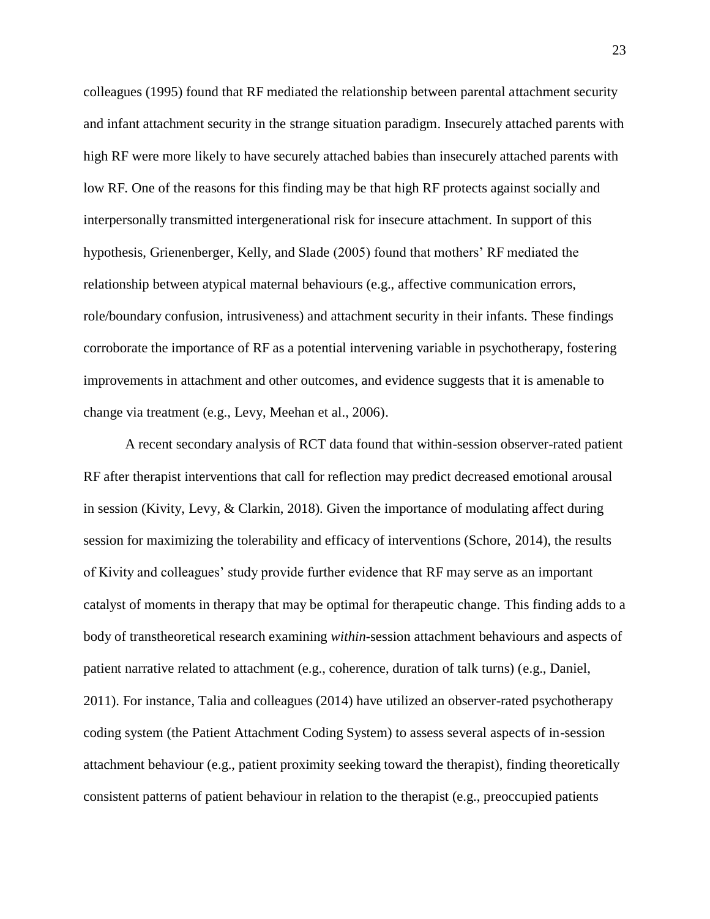colleagues (1995) found that RF mediated the relationship between parental attachment security and infant attachment security in the strange situation paradigm. Insecurely attached parents with high RF were more likely to have securely attached babies than insecurely attached parents with low RF. One of the reasons for this finding may be that high RF protects against socially and interpersonally transmitted intergenerational risk for insecure attachment. In support of this hypothesis, Grienenberger, Kelly, and Slade (2005) found that mothers' RF mediated the relationship between atypical maternal behaviours (e.g., affective communication errors, role/boundary confusion, intrusiveness) and attachment security in their infants. These findings corroborate the importance of RF as a potential intervening variable in psychotherapy, fostering improvements in attachment and other outcomes, and evidence suggests that it is amenable to change via treatment (e.g., Levy, Meehan et al., 2006).

A recent secondary analysis of RCT data found that within-session observer-rated patient RF after therapist interventions that call for reflection may predict decreased emotional arousal in session (Kivity, Levy, & Clarkin, 2018). Given the importance of modulating affect during session for maximizing the tolerability and efficacy of interventions (Schore, 2014), the results of Kivity and colleagues' study provide further evidence that RF may serve as an important catalyst of moments in therapy that may be optimal for therapeutic change. This finding adds to a body of transtheoretical research examining *within*-session attachment behaviours and aspects of patient narrative related to attachment (e.g., coherence, duration of talk turns) (e.g., Daniel, 2011). For instance, Talia and colleagues (2014) have utilized an observer-rated psychotherapy coding system (the Patient Attachment Coding System) to assess several aspects of in-session attachment behaviour (e.g., patient proximity seeking toward the therapist), finding theoretically consistent patterns of patient behaviour in relation to the therapist (e.g., preoccupied patients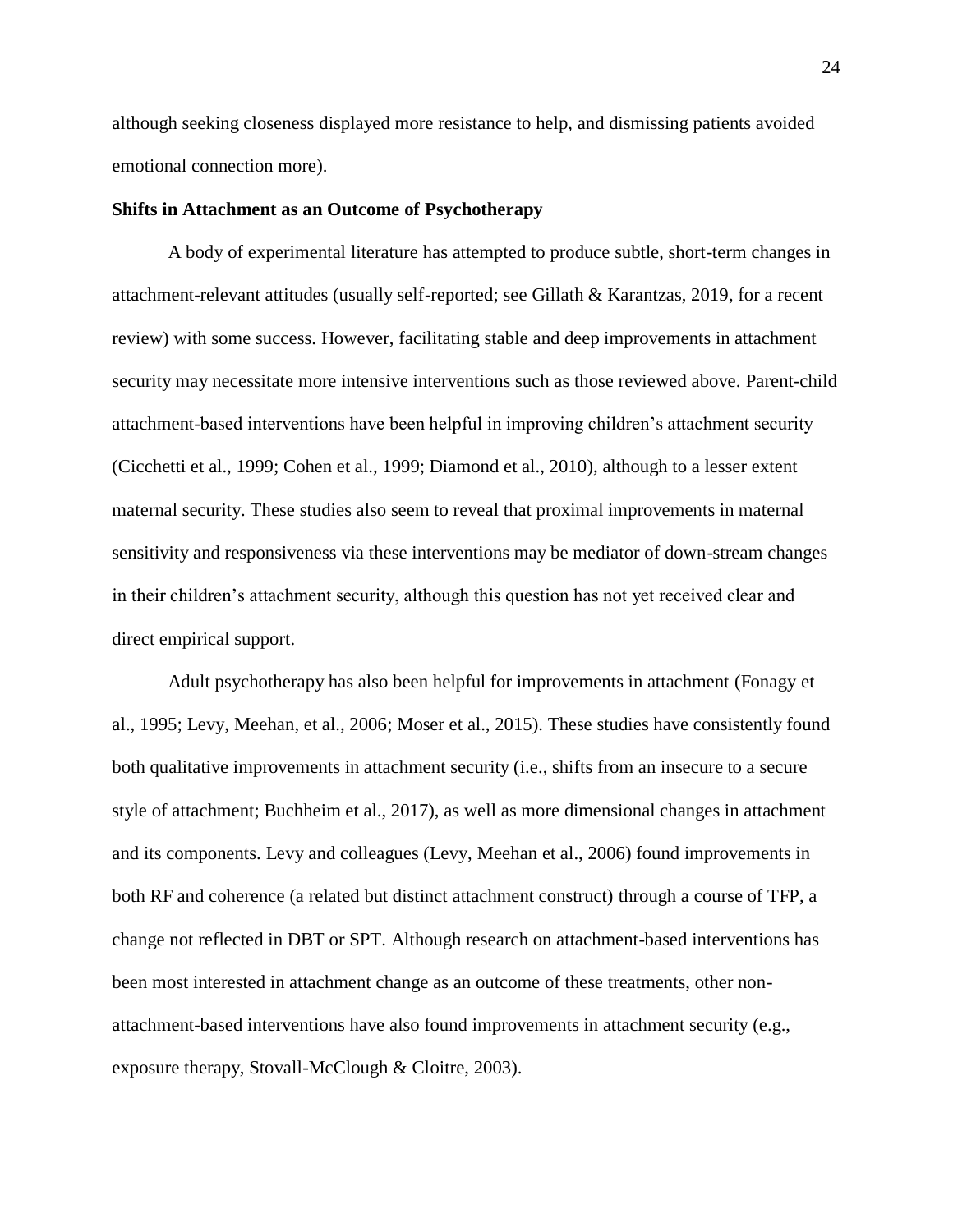although seeking closeness displayed more resistance to help, and dismissing patients avoided emotional connection more).

**Shifts in Attachment as an Outcome of Psychotherapy**

A body of experimental literature has attempted to produce subtle, short-term changes in attachment-relevant attitudes (usually self-reported; see Gillath & Karantzas, 2019, for a recent review) with some success. However, facilitating stable and deep improvements in attachment security may necessitate more intensive interventions such as those reviewed above. Parent-child attachment-based interventions have been helpful in improving children's attachment security (Cicchetti et al., 1999; Cohen et al., 1999; Diamond et al., 2010), although to a lesser extent maternal security. These studies also seem to reveal that proximal improvements in maternal sensitivity and responsiveness via these interventions may be mediator of down-stream changes in their children's attachment security, although this question has not yet received clear and direct empirical support.

Adult psychotherapy has also been helpful for improvements in attachment (Fonagy et al., 1995; Levy, Meehan, et al., 2006; Moser et al., 2015). These studies have consistently found both qualitative improvements in attachment security (i.e., shifts from an insecure to a secure style of attachment; Buchheim et al., 2017), as well as more dimensional changes in attachment and its components. Levy and colleagues (Levy, Meehan et al., 2006) found improvements in both RF and coherence (a related but distinct attachment construct) through a course of TFP, a change not reflected in DBT or SPT. Although research on attachment-based interventions has been most interested in attachment change as an outcome of these treatments, other non-attachment-based interventions have also found improvements in attachment security (e.g., exposure therapy, Stovall-McClough & Cloitre, 2003).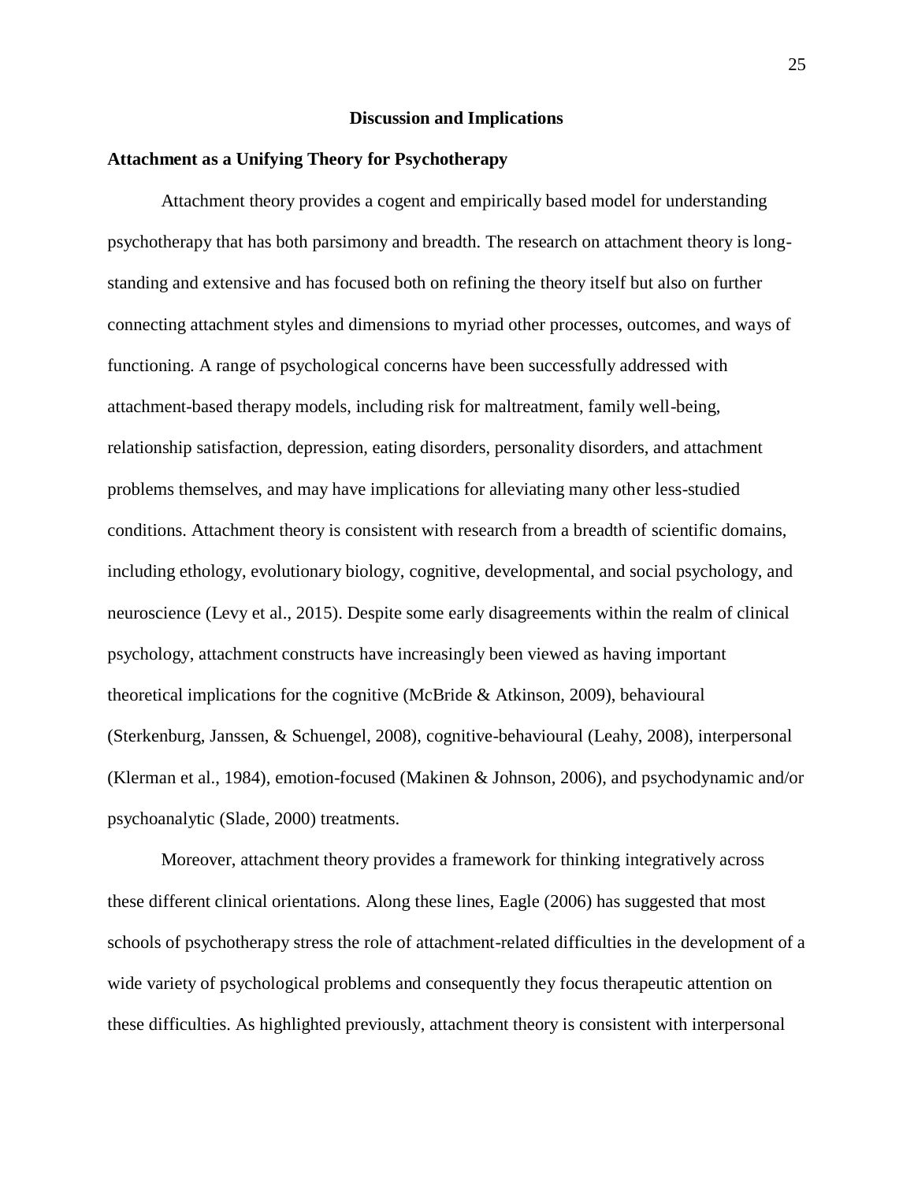## Discussion and Implications

### Attachment as a Unifying Theory for Psychotherapy

Attachment theory provides a cogent and empirically based model for understanding psychotherapy that has both parsimony and breadth. The research on attachment theory is long-standing and extensive and has focused both on refining the theory itself but also on further connecting attachment styles and dimensions to myriad other processes, outcomes, and ways of functioning. A range of psychological concerns have been successfully addressed with attachment-based therapy models, including risk for maltreatment, family well-being, relationship satisfaction, depression, eating disorders, personality disorders, and attachment problems themselves, and may have implications for alleviating many other less-studied conditions. Attachment theory is consistent with research from a breadth of scientific domains, including ethology, evolutionary biology, cognitive, developmental, and social psychology, and neuroscience (Levy et al., 2015). Despite some early disagreements within the realm of clinical psychology, attachment constructs have increasingly been viewed as having important theoretical implications for the cognitive (McBride & Atkinson, 2009), behavioural (Sterkenburg, Janssen, & Schuengel, 2008), cognitive-behavioural (Leahy, 2008), interpersonal (Klerman et al., 1984), emotion-focused (Makinen & Johnson, 2006), and psychodynamic and/or psychoanalytic (Slade, 2000) treatments.

Moreover, attachment theory provides a framework for thinking integratively across these different clinical orientations. Along these lines, Eagle (2006) has suggested that most schools of psychotherapy stress the role of attachment-related difficulties in the development of a wide variety of psychological problems and consequently they focus therapeutic attention on these difficulties. As highlighted previously, attachment theory is consistent with interpersonal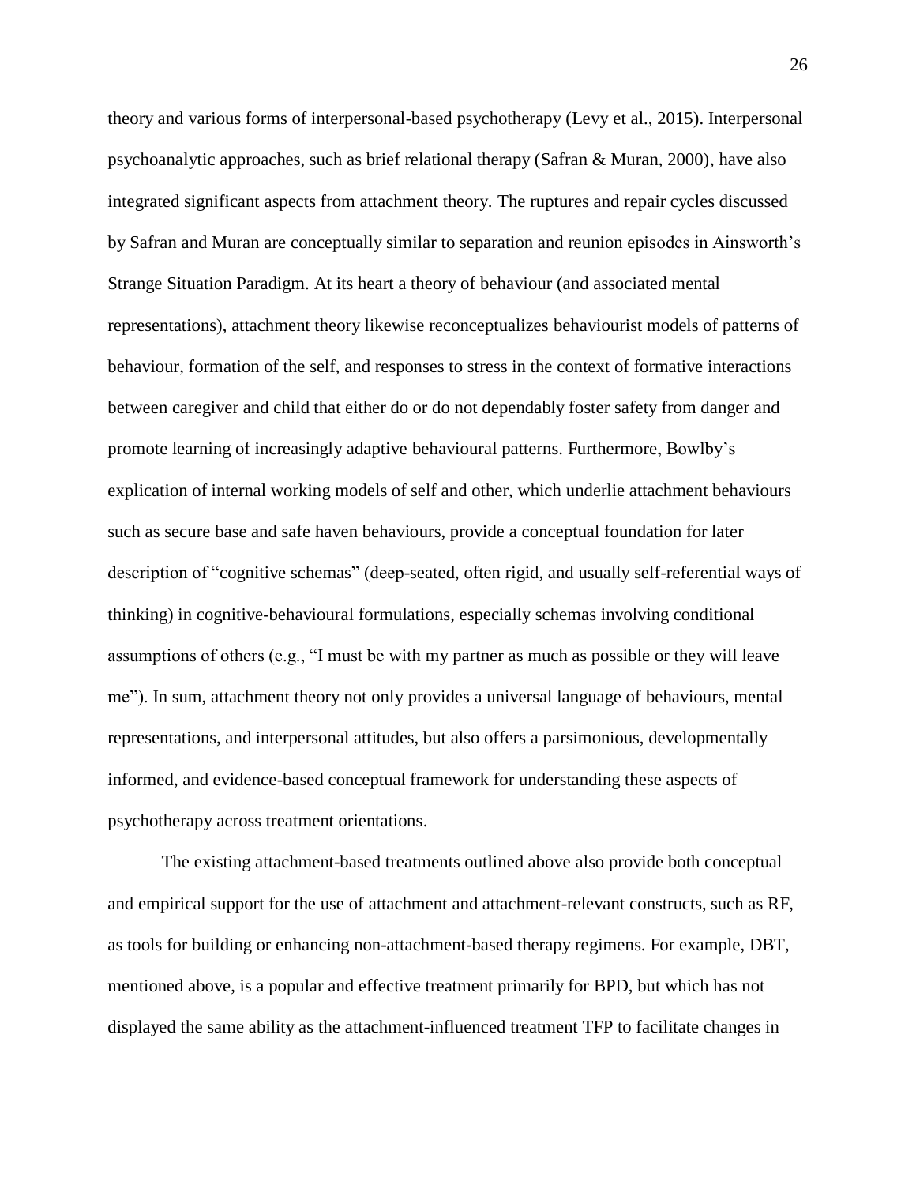theory and various forms of interpersonal-based psychotherapy (Levy et al., 2015). Interpersonal psychoanalytic approaches, such as brief relational therapy (Safran & Muran, 2000), have also integrated significant aspects from attachment theory. The ruptures and repair cycles discussed by Safran and Muran are conceptually similar to separation and reunion episodes in Ainsworth's Strange Situation Paradigm. At its heart a theory of behaviour (and associated mental representations), attachment theory likewise reconceptualizes behaviourist models of patterns of behaviour, formation of the self, and responses to stress in the context of formative interactions between caregiver and child that either do or do not dependably foster safety from danger and promote learning of increasingly adaptive behavioural patterns. Furthermore, Bowlby's explication of internal working models of self and other, which underlie attachment behaviours such as secure base and safe haven behaviours, provide a conceptual foundation for later description of "cognitive schemas" (deep-seated, often rigid, and usually self-referential ways of thinking) in cognitive-behavioural formulations, especially schemas involving conditional assumptions of others (e.g., "I must be with my partner as much as possible or they will leave me"). In sum, attachment theory not only provides a universal language of behaviours, mental representations, and interpersonal attitudes, but also offers a parsimonious, developmentally informed, and evidence-based conceptual framework for understanding these aspects of psychotherapy across treatment orientations.

The existing attachment-based treatments outlined above also provide both conceptual and empirical support for the use of attachment and attachment-relevant constructs, such as RF, as tools for building or enhancing non-attachment-based therapy regimens. For example, DBT, mentioned above, is a popular and effective treatment primarily for BPD, but which has not displayed the same ability as the attachment-influenced treatment TFP to facilitate changes in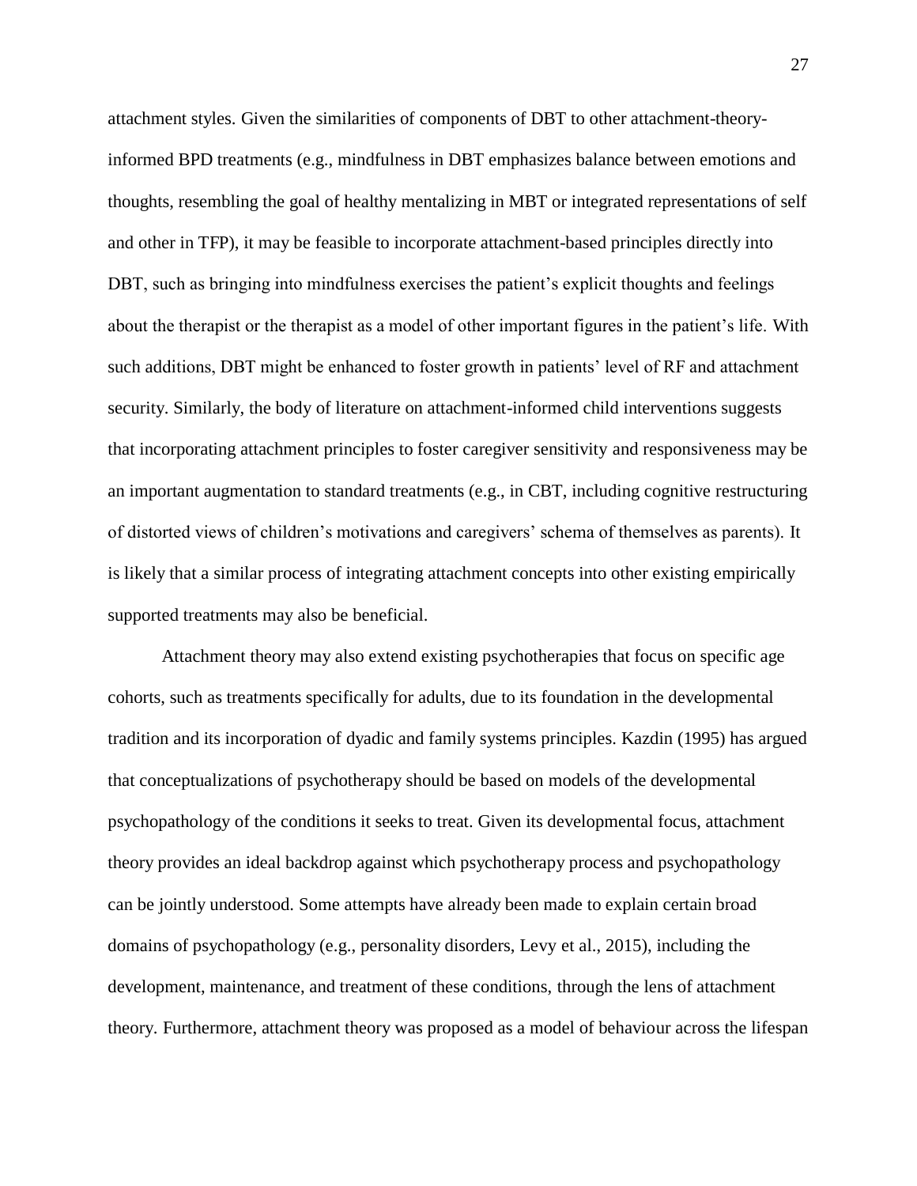attachment styles. Given the similarities of components of DBT to other attachment-theory-informed BPD treatments (e.g., mindfulness in DBT emphasizes balance between emotions and thoughts, resembling the goal of healthy mentalizing in MBT or integrated representations of self and other in TFP), it may be feasible to incorporate attachment-based principles directly into DBT, such as bringing into mindfulness exercises the patient's explicit thoughts and feelings about the therapist or the therapist as a model of other important figures in the patient's life. With such additions, DBT might be enhanced to foster growth in patients' level of RF and attachment security. Similarly, the body of literature on attachment-informed child interventions suggests that incorporating attachment principles to foster caregiver sensitivity and responsiveness may be an important augmentation to standard treatments (e.g., in CBT, including cognitive restructuring of distorted views of children's motivations and caregivers' schema of themselves as parents). It is likely that a similar process of integrating attachment concepts into other existing empirically supported treatments may also be beneficial.

Attachment theory may also extend existing psychotherapies that focus on specific age cohorts, such as treatments specifically for adults, due to its foundation in the developmental tradition and its incorporation of dyadic and family systems principles. Kazdin (1995) has argued that conceptualizations of psychotherapy should be based on models of the developmental psychopathology of the conditions it seeks to treat. Given its developmental focus, attachment theory provides an ideal backdrop against which psychotherapy process and psychopathology can be jointly understood. Some attempts have already been made to explain certain broad domains of psychopathology (e.g., personality disorders, Levy et al., 2015), including the development, maintenance, and treatment of these conditions, through the lens of attachment theory. Furthermore, attachment theory was proposed as a model of behaviour across the lifespan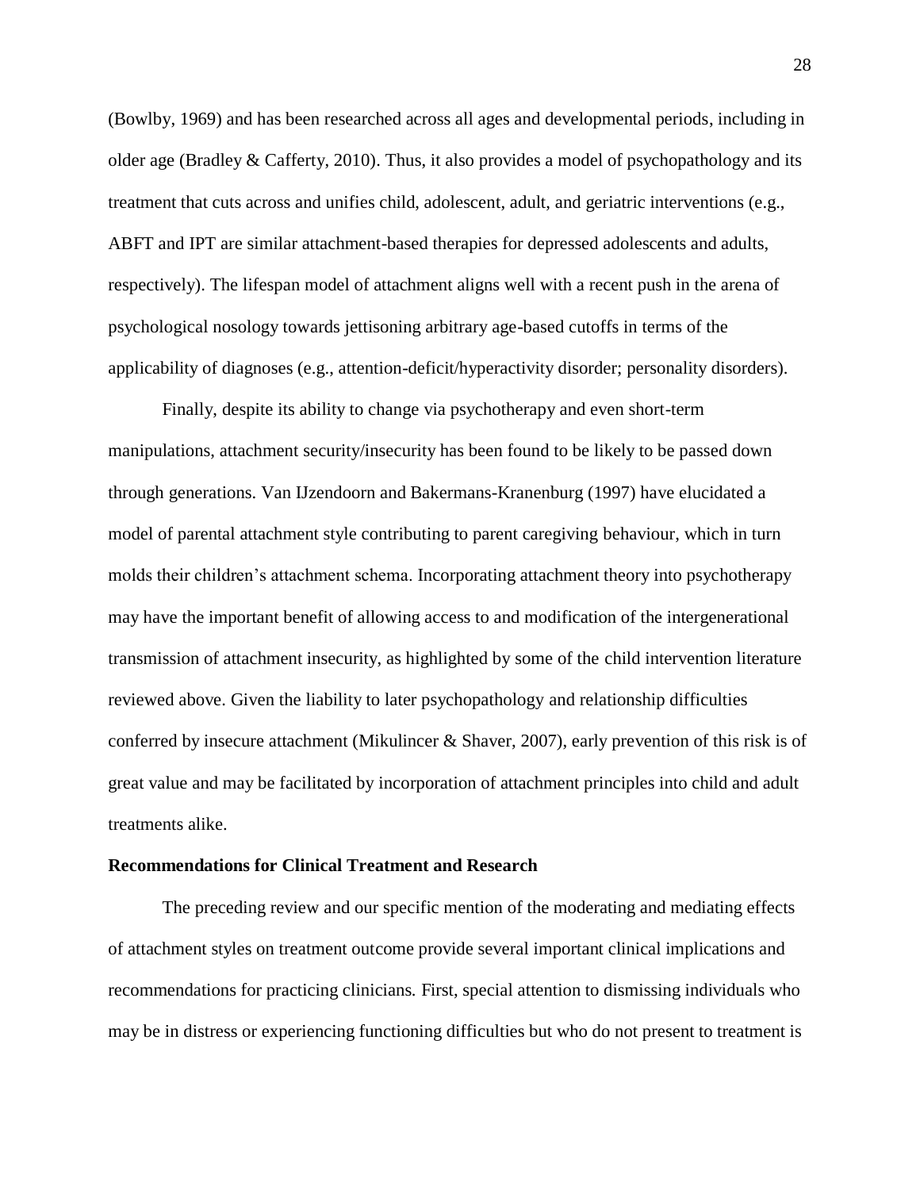(Bowlby, 1969) and has been researched across all ages and developmental periods, including in older age (Bradley & Cafferty, 2010). Thus, it also provides a model of psychopathology and its treatment that cuts across and unifies child, adolescent, adult, and geriatric interventions (e.g., ABFT and IPT are similar attachment-based therapies for depressed adolescents and adults, respectively). The lifespan model of attachment aligns well with a recent push in the arena of psychological nosology towards jettisoning arbitrary age-based cutoffs in terms of the applicability of diagnoses (e.g., attention-deficit/hyperactivity disorder; personality disorders).

Finally, despite its ability to change via psychotherapy and even short-term manipulations, attachment security/insecurity has been found to be likely to be passed down through generations. Van IJzendoorn and Bakermans-Kranenburg (1997) have elucidated a model of parental attachment style contributing to parent caregiving behaviour, which in turn molds their children's attachment schema. Incorporating attachment theory into psychotherapy may have the important benefit of allowing access to and modification of the intergenerational transmission of attachment insecurity, as highlighted by some of the child intervention literature reviewed above. Given the liability to later psychopathology and relationship difficulties conferred by insecure attachment (Mikulincer & Shaver, 2007), early prevention of this risk is of great value and may be facilitated by incorporation of attachment principles into child and adult treatments alike.

**Recommendations for Clinical Treatment and Research**

The preceding review and our specific mention of the moderating and mediating effects of attachment styles on treatment outcome provide several important clinical implications and recommendations for practicing clinicians. First, special attention to dismissing individuals who may be in distress or experiencing functioning difficulties but who do not present to treatment is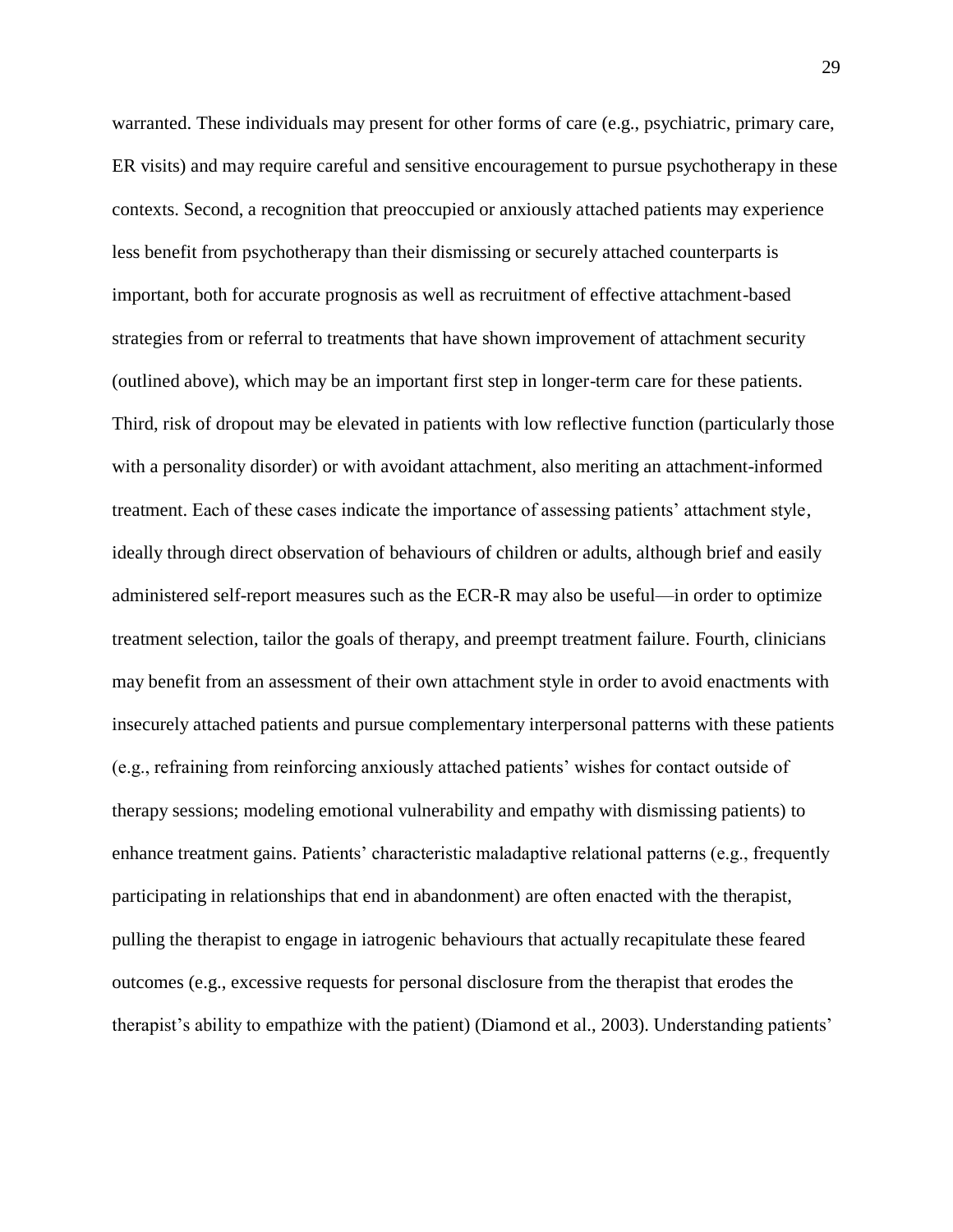warranted. These individuals may present for other forms of care (e.g., psychiatric, primary care, ER visits) and may require careful and sensitive encouragement to pursue psychotherapy in these contexts. Second, a recognition that preoccupied or anxiously attached patients may experience less benefit from psychotherapy than their dismissing or securely attached counterparts is important, both for accurate prognosis as well as recruitment of effective attachment-based strategies from or referral to treatments that have shown improvement of attachment security (outlined above), which may be an important first step in longer-term care for these patients. Third, risk of dropout may be elevated in patients with low reflective function (particularly those with a personality disorder) or with avoidant attachment, also meriting an attachment-informed treatment. Each of these cases indicate the importance of assessing patients' attachment style, ideally through direct observation of behaviours of children or adults, although brief and easily administered self-report measures such as the ECR-R may also be useful—in order to optimize treatment selection, tailor the goals of therapy, and preempt treatment failure. Fourth, clinicians may benefit from an assessment of their own attachment style in order to avoid enactments with insecurely attached patients and pursue complementary interpersonal patterns with these patients (e.g., refraining from reinforcing anxiously attached patients' wishes for contact outside of therapy sessions; modeling emotional vulnerability and empathy with dismissing patients) to enhance treatment gains. Patients' characteristic maladaptive relational patterns (e.g., frequently participating in relationships that end in abandonment) are often enacted with the therapist, pulling the therapist to engage in iatrogenic behaviours that actually recapitulate these feared outcomes (e.g., excessive requests for personal disclosure from the therapist that erodes the therapist's ability to empathize with the patient) (Diamond et al., 2003). Understanding patients'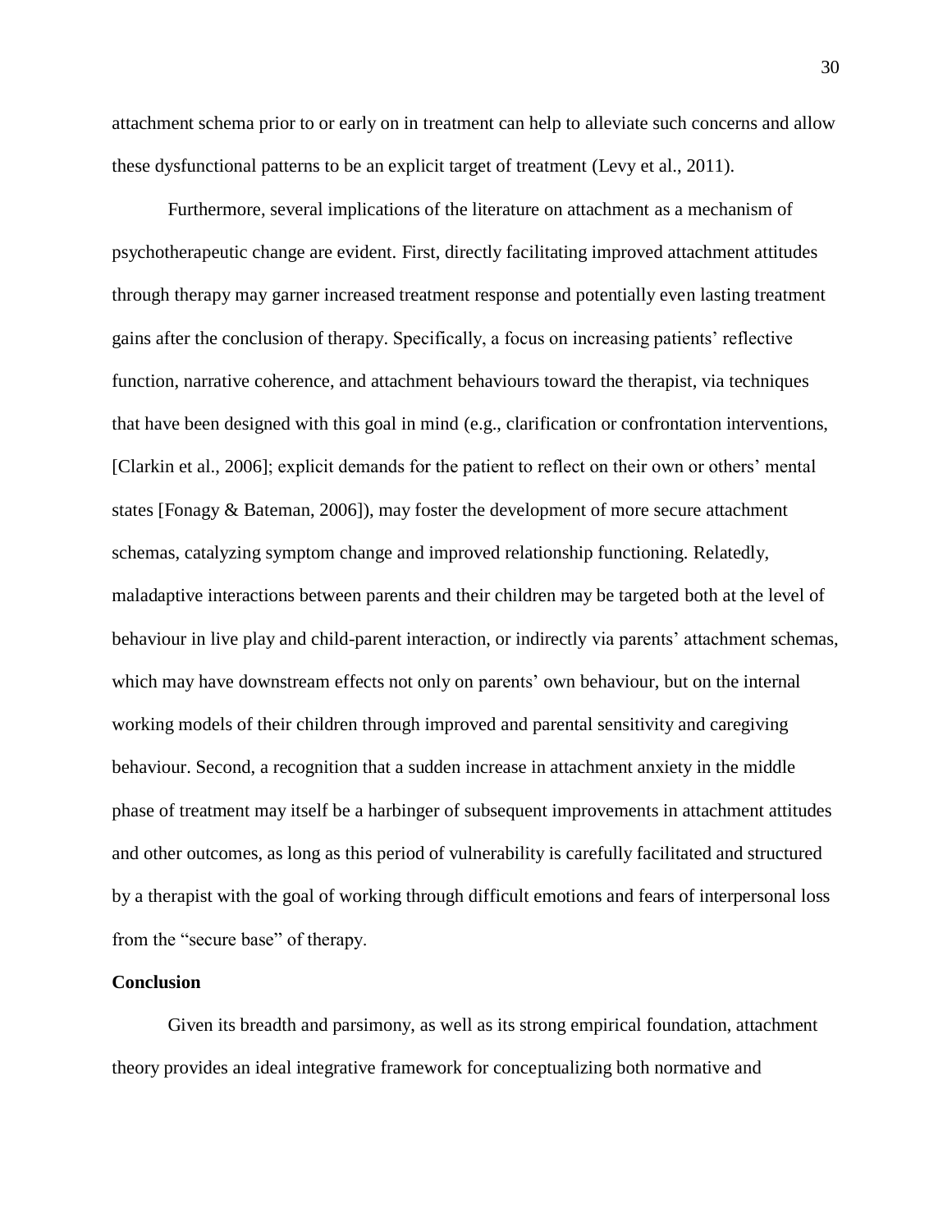attachment schema prior to or early on in treatment can help to alleviate such concerns and allow these dysfunctional patterns to be an explicit target of treatment (Levy et al., 2011).

Furthermore, several implications of the literature on attachment as a mechanism of psychotherapeutic change are evident. First, directly facilitating improved attachment attitudes through therapy may garner increased treatment response and potentially even lasting treatment gains after the conclusion of therapy. Specifically, a focus on increasing patients' reflective function, narrative coherence, and attachment behaviours toward the therapist, via techniques that have been designed with this goal in mind (e.g., clarification or confrontation interventions, [Clarkin et al., 2006]; explicit demands for the patient to reflect on their own or others' mental states [Fonagy & Bateman, 2006]), may foster the development of more secure attachment schemas, catalyzing symptom change and improved relationship functioning. Relatedly, maladaptive interactions between parents and their children may be targeted both at the level of behaviour in live play and child-parent interaction, or indirectly via parents' attachment schemas, which may have downstream effects not only on parents' own behaviour, but on the internal working models of their children through improved and parental sensitivity and caregiving behaviour. Second, a recognition that a sudden increase in attachment anxiety in the middle phase of treatment may itself be a harbinger of subsequent improvements in attachment attitudes and other outcomes, as long as this period of vulnerability is carefully facilitated and structured by a therapist with the goal of working through difficult emotions and fears of interpersonal loss from the "secure base" of therapy.

## Conclusion

Given its breadth and parsimony, as well as its strong empirical foundation, attachment theory provides an ideal integrative framework for conceptualizing both normative and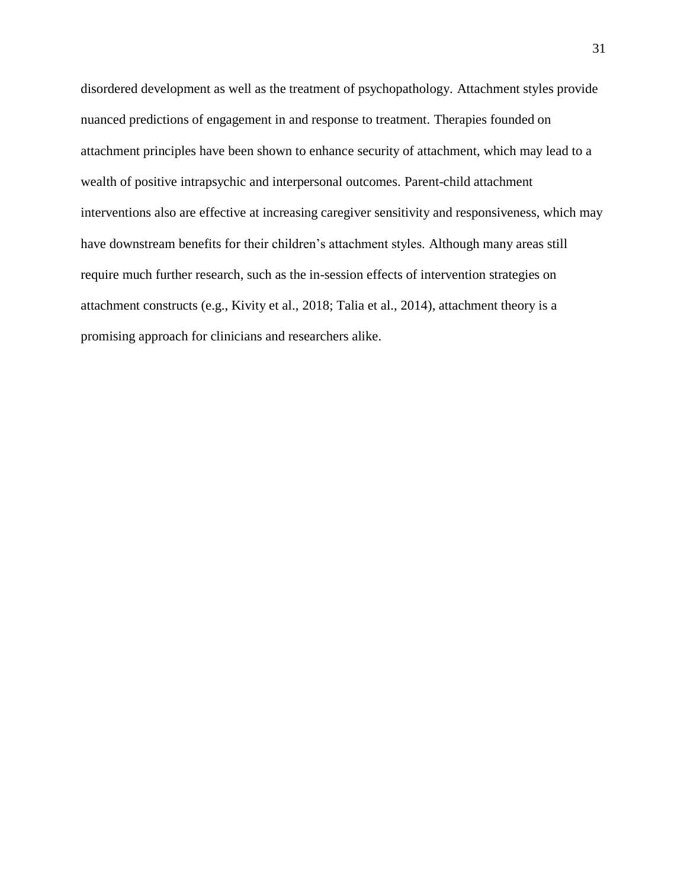disordered development as well as the treatment of psychopathology. Attachment styles provide nuanced predictions of engagement in and response to treatment. Therapies founded on attachment principles have been shown to enhance security of attachment, which may lead to a wealth of positive intrapsychic and interpersonal outcomes. Parent-child attachment interventions also are effective at increasing caregiver sensitivity and responsiveness, which may have downstream benefits for their children's attachment styles. Although many areas still require much further research, such as the in-session effects of intervention strategies on attachment constructs (e.g., Kivity et al., 2018; Talia et al., 2014), attachment theory is a promising approach for clinicians and researchers alike.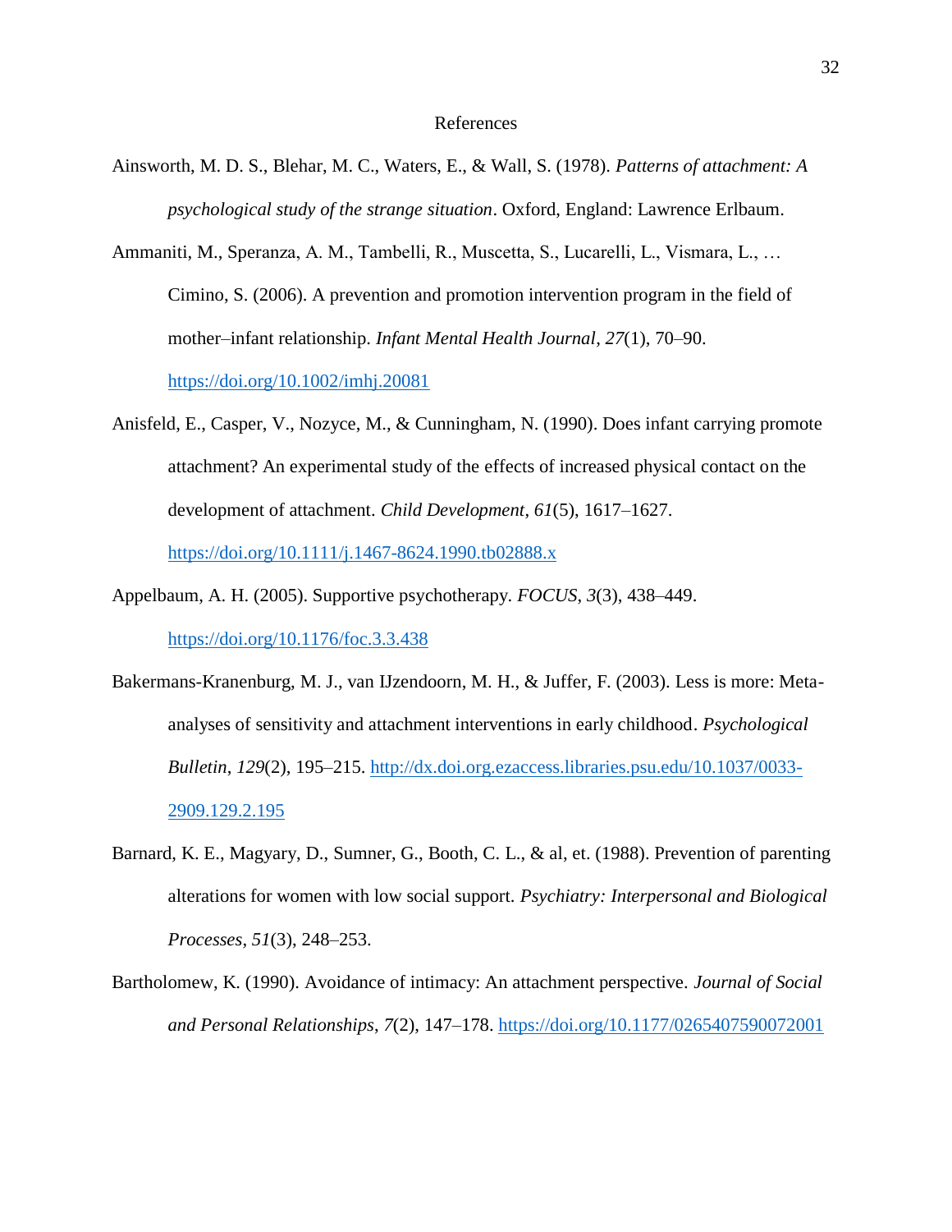# References

Ainsworth, M. D. S., Blehar, M. C., Waters, E., & Wall, S. (1978). *Patterns of attachment: A psychological study of the strange situation*. Oxford, England: Lawrence Erlbaum.

Ammaniti, M., Speranza, A. M., Tambelli, R., Muscetta, S., Lucarelli, L., Vismara, L., … Cimino, S. (2006). A prevention and promotion intervention program in the field of mother–infant relationship. *Infant Mental Health Journal*, *27*(1), 70–90. https://doi.org/10.1002/imhj.20081

Anisfeld, E., Casper, V., Nozyce, M., & Cunningham, N. (1990). Does infant carrying promote attachment? An experimental study of the effects of increased physical contact on the development of attachment. *Child Development*, *61*(5), 1617–1627. https://doi.org/10.1111/j.1467-8624.1990.tb02888.x

Appelbaum, A. H. (2005). Supportive psychotherapy. *FOCUS*, *3*(3), 438–449. https://doi.org/10.1176/foc.3.3.438

Bakermans-Kranenburg, M. J., van IJzendoorn, M. H., & Juffer, F. (2003). Less is more: Meta-analyses of sensitivity and attachment interventions in early childhood. *Psychological Bulletin*, *129*(2), 195–215. http://dx.doi.org.ezaccess.libraries.psu.edu/10.1037/0033-2909.129.2.195

Barnard, K. E., Magyary, D., Sumner, G., Booth, C. L., & al, et. (1988). Prevention of parenting alterations for women with low social support. *Psychiatry: Interpersonal and Biological Processes*, *51*(3), 248–253.

Bartholomew, K. (1990). Avoidance of intimacy: An attachment perspective. *Journal of Social and Personal Relationships*, *7*(2), 147–178. https://doi.org/10.1177/0265407590072001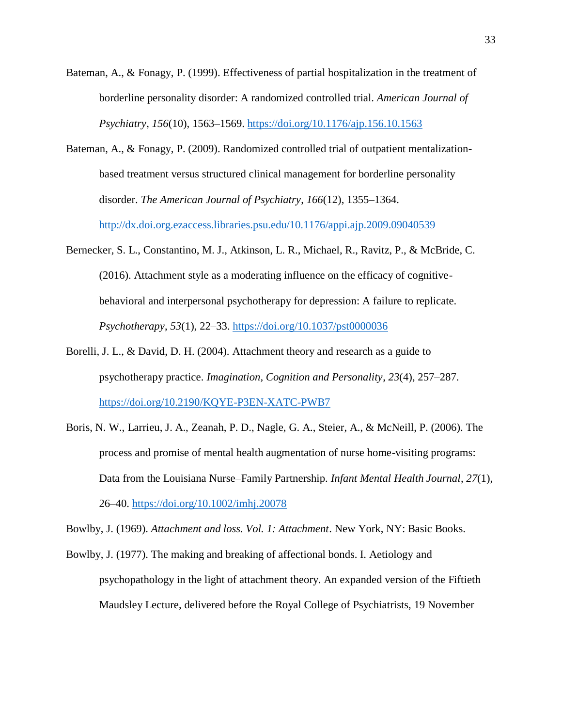Bateman, A., & Fonagy, P. (1999). Effectiveness of partial hospitalization in the treatment of borderline personality disorder: A randomized controlled trial. *American Journal of Psychiatry*, *156*(10), 1563–1569. https://doi.org/10.1176/ajp.156.10.1563

Bateman, A., & Fonagy, P. (2009). Randomized controlled trial of outpatient mentalization-based treatment versus structured clinical management for borderline personality disorder. *The American Journal of Psychiatry*, *166*(12), 1355–1364. http://dx.doi.org.ezaccess.libraries.psu.edu/10.1176/appi.ajp.2009.09040539

Bernecker, S. L., Constantino, M. J., Atkinson, L. R., Michael, R., Ravitz, P., & McBride, C. (2016). Attachment style as a moderating influence on the efficacy of cognitive-behavioral and interpersonal psychotherapy for depression: A failure to replicate. *Psychotherapy*, *53*(1), 22–33. https://doi.org/10.1037/pst0000036

Borelli, J. L., & David, D. H. (2004). Attachment theory and research as a guide to psychotherapy practice. *Imagination, Cognition and Personality*, *23*(4), 257–287. https://doi.org/10.2190/KQYE-P3EN-XATC-PWB7

Boris, N. W., Larrieu, J. A., Zeanah, P. D., Nagle, G. A., Steier, A., & McNeill, P. (2006). The process and promise of mental health augmentation of nurse home-visiting programs: Data from the Louisiana Nurse–Family Partnership. *Infant Mental Health Journal*, *27*(1), 26–40. https://doi.org/10.1002/imhj.20078

Bowlby, J. (1969). *Attachment and loss. Vol. 1: Attachment*. New York, NY: Basic Books.

Bowlby, J. (1977). The making and breaking of affectional bonds. I. Aetiology and psychopathology in the light of attachment theory. An expanded version of the Fiftieth Maudsley Lecture, delivered before the Royal College of Psychiatrists, 19 November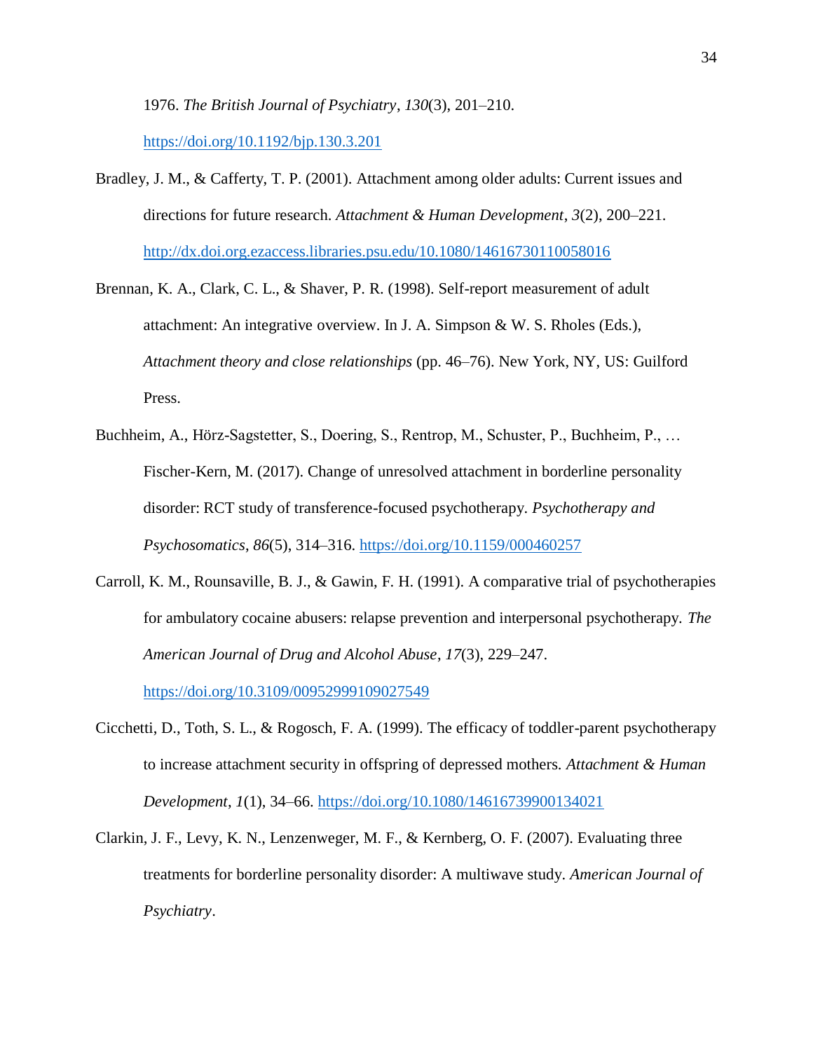1976. *The British Journal of Psychiatry*, *130*(3), 201–210. https://doi.org/10.1192/bjp.130.3.201

Bradley, J. M., & Cafferty, T. P. (2001). Attachment among older adults: Current issues and directions for future research. *Attachment & Human Development*, *3*(2), 200–221. http://dx.doi.org.ezaccess.libraries.psu.edu/10.1080/14616730110058016

Brennan, K. A., Clark, C. L., & Shaver, P. R. (1998). Self-report measurement of adult attachment: An integrative overview. In J. A. Simpson & W. S. Rholes (Eds.), *Attachment theory and close relationships* (pp. 46–76). New York, NY, US: Guilford Press.

Buchheim, A., Hörz-Sagstetter, S., Doering, S., Rentrop, M., Schuster, P., Buchheim, P., … Fischer-Kern, M. (2017). Change of unresolved attachment in borderline personality disorder: RCT study of transference-focused psychotherapy. *Psychotherapy and Psychosomatics*, *86*(5), 314–316. https://doi.org/10.1159/000460257

Carroll, K. M., Rounsaville, B. J., & Gawin, F. H. (1991). A comparative trial of psychotherapies for ambulatory cocaine abusers: relapse prevention and interpersonal psychotherapy. *The American Journal of Drug and Alcohol Abuse*, *17*(3), 229–247. https://doi.org/10.3109/00952999109027549

Cicchetti, D., Toth, S. L., & Rogosch, F. A. (1999). The efficacy of toddler-parent psychotherapy to increase attachment security in offspring of depressed mothers. *Attachment & Human Development*, *1*(1), 34–66. https://doi.org/10.1080/14616739900134021

Clarkin, J. F., Levy, K. N., Lenzenweger, M. F., & Kernberg, O. F. (2007). Evaluating three treatments for borderline personality disorder: A multiwave study. *American Journal of Psychiatry*.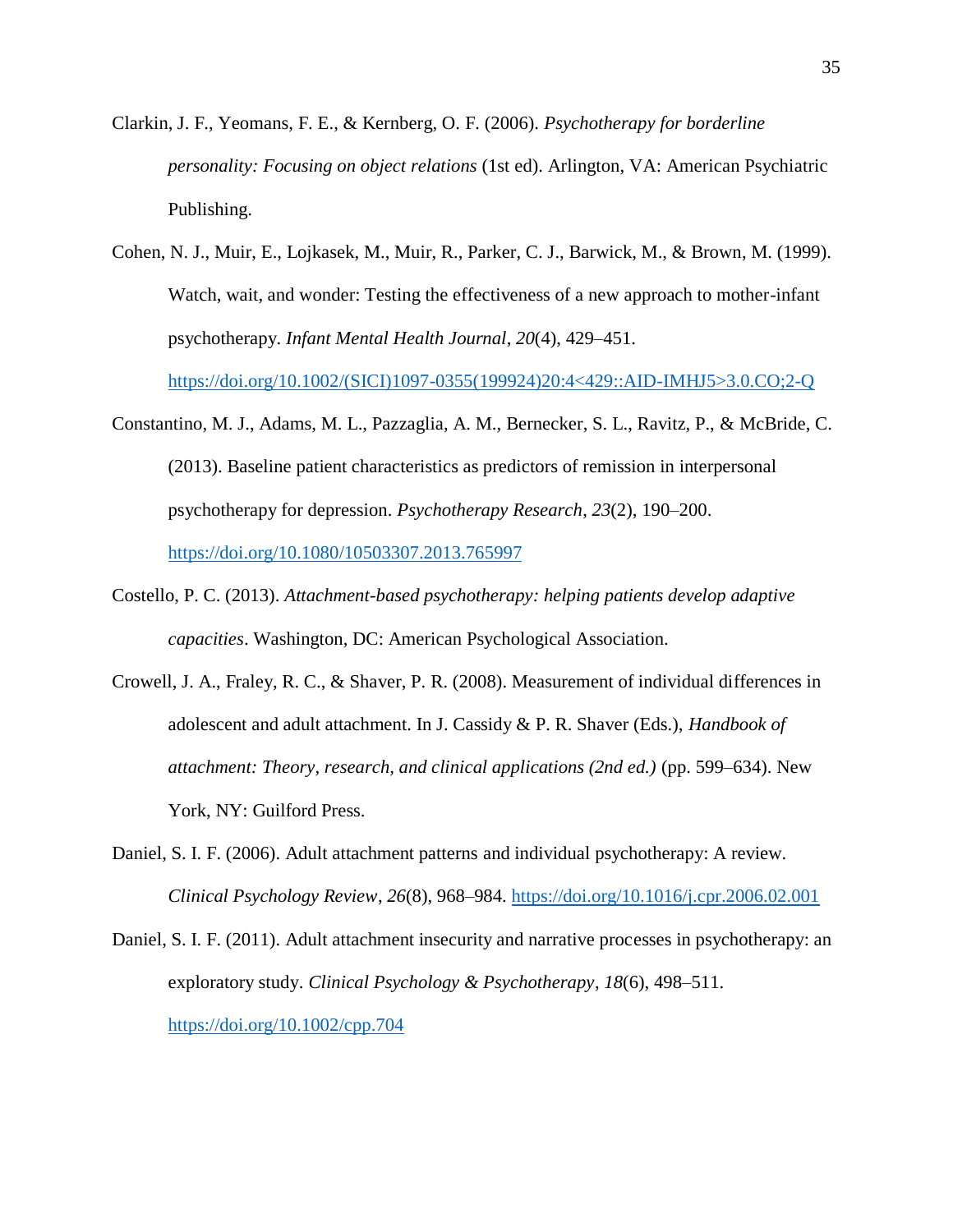Clarkin, J. F., Yeomans, F. E., & Kernberg, O. F. (2006). *Psychotherapy for borderline personality: Focusing on object relations* (1st ed). Arlington, VA: American Psychiatric Publishing.

Cohen, N. J., Muir, E., Lojkasek, M., Muir, R., Parker, C. J., Barwick, M., & Brown, M. (1999). Watch, wait, and wonder: Testing the effectiveness of a new approach to mother-infant psychotherapy. *Infant Mental Health Journal*, *20*(4), 429–451. https://doi.org/10.1002/(SICI)1097-0355(199924)20:4<429::AID-IMHJ5>3.0.CO;2-Q

Constantino, M. J., Adams, M. L., Pazzaglia, A. M., Bernecker, S. L., Ravitz, P., & McBride, C. (2013). Baseline patient characteristics as predictors of remission in interpersonal psychotherapy for depression. *Psychotherapy Research*, *23*(2), 190–200. https://doi.org/10.1080/10503307.2013.765997

Costello, P. C. (2013). *Attachment-based psychotherapy: helping patients develop adaptive capacities*. Washington, DC: American Psychological Association.

Crowell, J. A., Fraley, R. C., & Shaver, P. R. (2008). Measurement of individual differences in adolescent and adult attachment. In J. Cassidy & P. R. Shaver (Eds.), *Handbook of attachment: Theory, research, and clinical applications (2nd ed.)* (pp. 599–634). New York, NY: Guilford Press.

Daniel, S. I. F. (2006). Adult attachment patterns and individual psychotherapy: A review. *Clinical Psychology Review*, *26*(8), 968–984. https://doi.org/10.1016/j.cpr.2006.02.001

Daniel, S. I. F. (2011). Adult attachment insecurity and narrative processes in psychotherapy: an exploratory study. *Clinical Psychology & Psychotherapy*, *18*(6), 498–511. https://doi.org/10.1002/cpp.704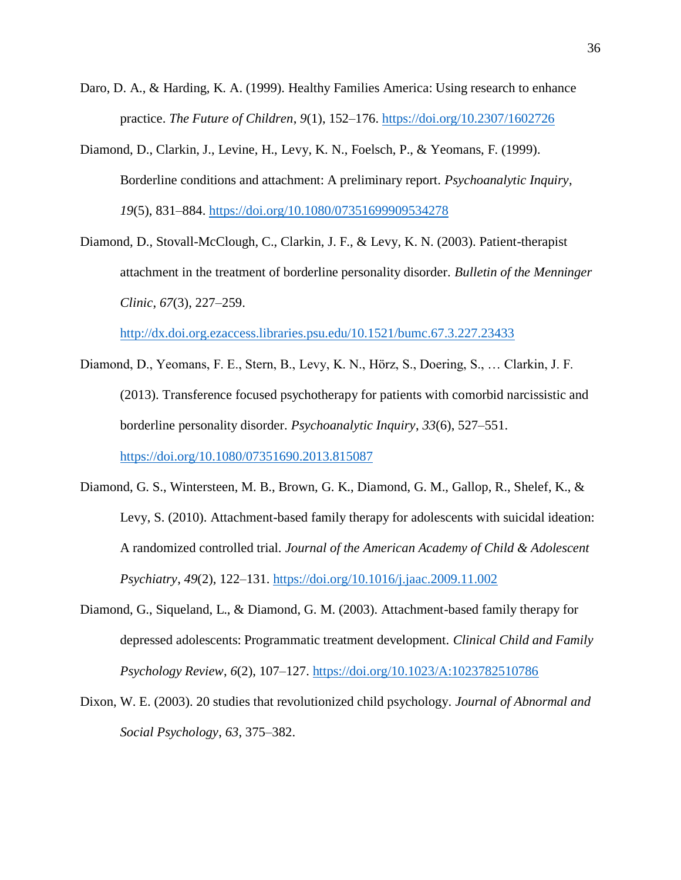Daro, D. A., & Harding, K. A. (1999). Healthy Families America: Using research to enhance practice. *The Future of Children*, *9*(1), 152–176. https://doi.org/10.2307/1602726

Diamond, D., Clarkin, J., Levine, H., Levy, K. N., Foelsch, P., & Yeomans, F. (1999). Borderline conditions and attachment: A preliminary report. *Psychoanalytic Inquiry*, *19*(5), 831–884. https://doi.org/10.1080/07351699909534278

Diamond, D., Stovall-McClough, C., Clarkin, J. F., & Levy, K. N. (2003). Patient-therapist attachment in the treatment of borderline personality disorder. *Bulletin of the Menninger Clinic*, *67*(3), 227–259. http://dx.doi.org.ezaccess.libraries.psu.edu/10.1521/bumc.67.3.227.23433

Diamond, D., Yeomans, F. E., Stern, B., Levy, K. N., Hörz, S., Doering, S., … Clarkin, J. F. (2013). Transference focused psychotherapy for patients with comorbid narcissistic and borderline personality disorder. *Psychoanalytic Inquiry*, *33*(6), 527–551. https://doi.org/10.1080/07351690.2013.815087

Diamond, G. S., Wintersteen, M. B., Brown, G. K., Diamond, G. M., Gallop, R., Shelef, K., & Levy, S. (2010). Attachment-based family therapy for adolescents with suicidal ideation: A randomized controlled trial. *Journal of the American Academy of Child & Adolescent Psychiatry*, *49*(2), 122–131. https://doi.org/10.1016/j.jaac.2009.11.002

Diamond, G., Siqueland, L., & Diamond, G. M. (2003). Attachment-based family therapy for depressed adolescents: Programmatic treatment development. *Clinical Child and Family Psychology Review*, *6*(2), 107–127. https://doi.org/10.1023/A:1023782510786

Dixon, W. E. (2003). 20 studies that revolutionized child psychology. *Journal of Abnormal and Social Psychology*, *63*, 375–382.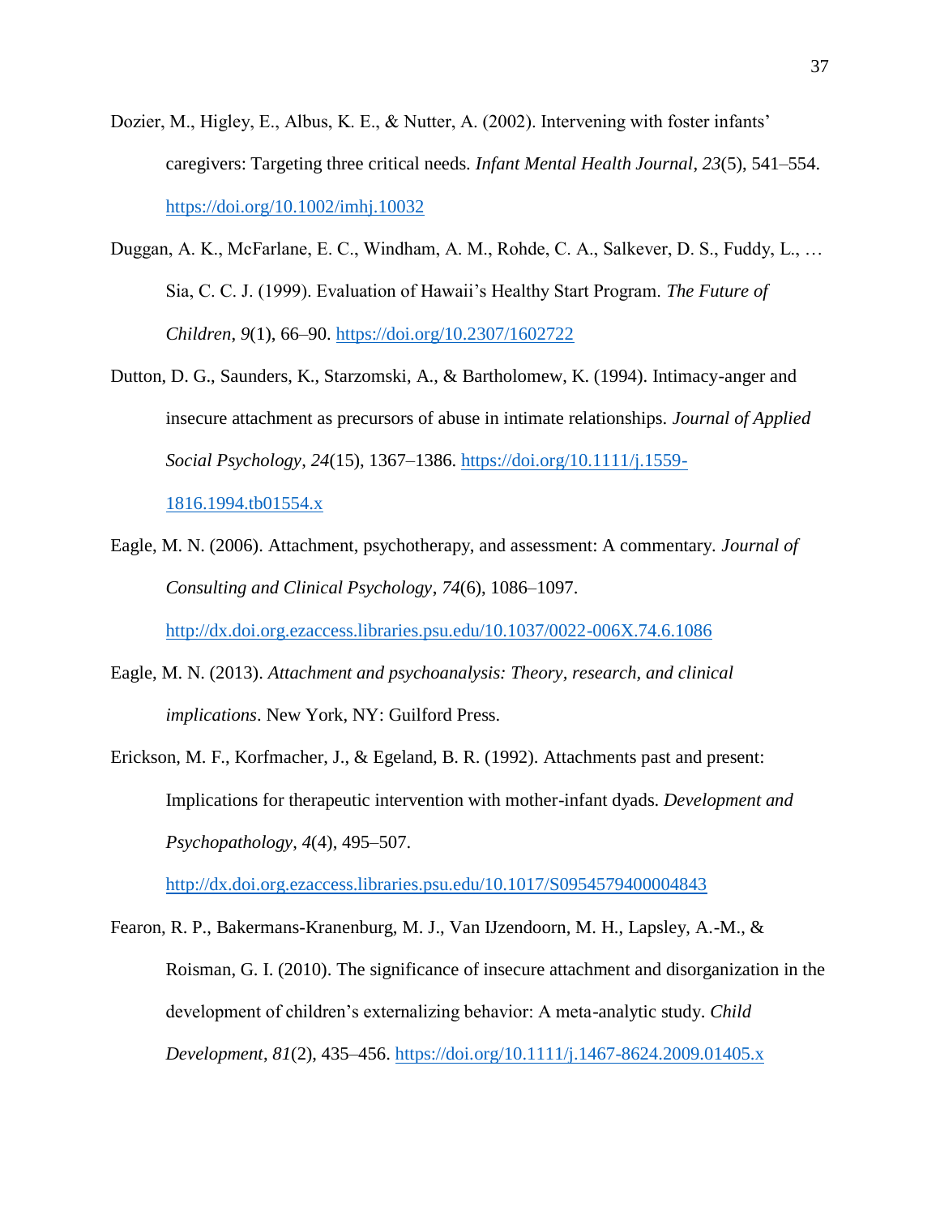Dozier, M., Higley, E., Albus, K. E., & Nutter, A. (2002). Intervening with foster infants' caregivers: Targeting three critical needs. *Infant Mental Health Journal*, *23*(5), 541–554. https://doi.org/10.1002/imhj.10032

Duggan, A. K., McFarlane, E. C., Windham, A. M., Rohde, C. A., Salkever, D. S., Fuddy, L., … Sia, C. C. J. (1999). Evaluation of Hawaii's Healthy Start Program. *The Future of Children*, *9*(1), 66–90. https://doi.org/10.2307/1602722

Dutton, D. G., Saunders, K., Starzomski, A., & Bartholomew, K. (1994). Intimacy-anger and insecure attachment as precursors of abuse in intimate relationships. *Journal of Applied Social Psychology*, *24*(15), 1367–1386. https://doi.org/10.1111/j.1559-1816.1994.tb01554.x

Eagle, M. N. (2006). Attachment, psychotherapy, and assessment: A commentary. *Journal of Consulting and Clinical Psychology*, *74*(6), 1086–1097. http://dx.doi.org.ezaccess.libraries.psu.edu/10.1037/0022-006X.74.6.1086

Eagle, M. N. (2013). *Attachment and psychoanalysis: Theory, research, and clinical implications*. New York, NY: Guilford Press.

Erickson, M. F., Korfmacher, J., & Egeland, B. R. (1992). Attachments past and present: Implications for therapeutic intervention with mother-infant dyads. *Development and Psychopathology*, *4*(4), 495–507. http://dx.doi.org.ezaccess.libraries.psu.edu/10.1017/S0954579400004843

Fearon, R. P., Bakermans-Kranenburg, M. J., Van IJzendoorn, M. H., Lapsley, A.-M., & Roisman, G. I. (2010). The significance of insecure attachment and disorganization in the development of children's externalizing behavior: A meta-analytic study. *Child Development*, *81*(2), 435–456. https://doi.org/10.1111/j.1467-8624.2009.01405.x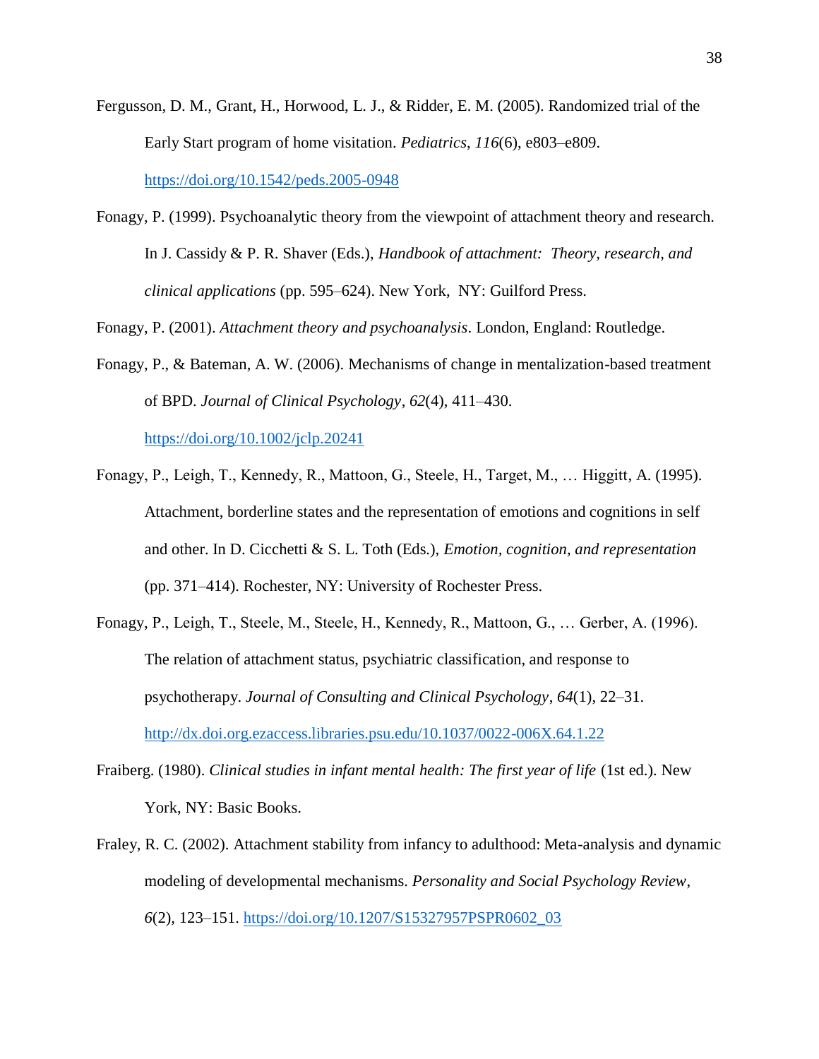Fergusson, D. M., Grant, H., Horwood, L. J., & Ridder, E. M. (2005). Randomized trial of the Early Start program of home visitation. *Pediatrics*, *116*(6), e803–e809. https://doi.org/10.1542/peds.2005-0948

Fonagy, P. (1999). Psychoanalytic theory from the viewpoint of attachment theory and research. In J. Cassidy & P. R. Shaver (Eds.), *Handbook of attachment: Theory, research, and clinical applications* (pp. 595–624). New York, NY: Guilford Press.

Fonagy, P. (2001). *Attachment theory and psychoanalysis*. London, England: Routledge.

Fonagy, P., & Bateman, A. W. (2006). Mechanisms of change in mentalization-based treatment of BPD. *Journal of Clinical Psychology*, *62*(4), 411–430. https://doi.org/10.1002/jclp.20241

Fonagy, P., Leigh, T., Kennedy, R., Mattoon, G., Steele, H., Target, M., … Higgitt, A. (1995). Attachment, borderline states and the representation of emotions and cognitions in self and other. In D. Cicchetti & S. L. Toth (Eds.), *Emotion, cognition, and representation* (pp. 371–414). Rochester, NY: University of Rochester Press.

Fonagy, P., Leigh, T., Steele, M., Steele, H., Kennedy, R., Mattoon, G., … Gerber, A. (1996). The relation of attachment status, psychiatric classification, and response to psychotherapy. *Journal of Consulting and Clinical Psychology*, *64*(1), 22–31. http://dx.doi.org.ezaccess.libraries.psu.edu/10.1037/0022-006X.64.1.22

Fraiberg. (1980). *Clinical studies in infant mental health: The first year of life* (1st ed.). New York, NY: Basic Books.

Fraley, R. C. (2002). Attachment stability from infancy to adulthood: Meta-analysis and dynamic modeling of developmental mechanisms. *Personality and Social Psychology Review*, *6*(2), 123–151. https://doi.org/10.1207/S15327957PSPR0602_03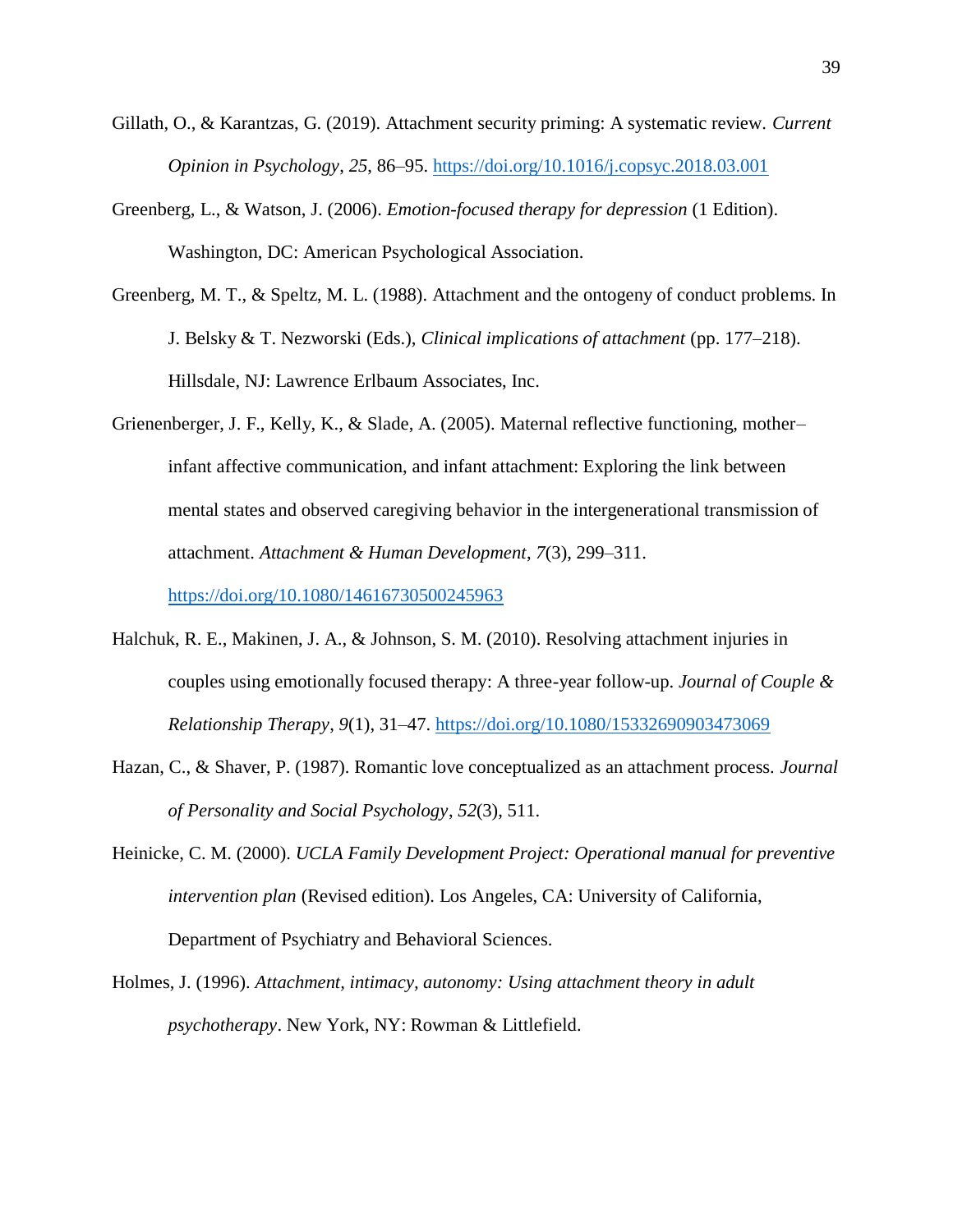Gillath, O., & Karantzas, G. (2019). Attachment security priming: A systematic review. *Current Opinion in Psychology*, *25*, 86–95. https://doi.org/10.1016/j.copsyc.2018.03.001

Greenberg, L., & Watson, J. (2006). *Emotion-focused therapy for depression* (1 Edition). Washington, DC: American Psychological Association.

Greenberg, M. T., & Speltz, M. L. (1988). Attachment and the ontogeny of conduct problems. In J. Belsky & T. Nezworski (Eds.), *Clinical implications of attachment* (pp. 177–218). Hillsdale, NJ: Lawrence Erlbaum Associates, Inc.

Grienenberger, J. F., Kelly, K., & Slade, A. (2005). Maternal reflective functioning, mother–infant affective communication, and infant attachment: Exploring the link between mental states and observed caregiving behavior in the intergenerational transmission of attachment. *Attachment & Human Development*, *7*(3), 299–311. https://doi.org/10.1080/14616730500245963

Halchuk, R. E., Makinen, J. A., & Johnson, S. M. (2010). Resolving attachment injuries in couples using emotionally focused therapy: A three-year follow-up. *Journal of Couple & Relationship Therapy*, *9*(1), 31–47. https://doi.org/10.1080/15332690903473069

Hazan, C., & Shaver, P. (1987). Romantic love conceptualized as an attachment process. *Journal of Personality and Social Psychology*, *52*(3), 511.

Heinicke, C. M. (2000). *UCLA Family Development Project: Operational manual for preventive intervention plan* (Revised edition). Los Angeles, CA: University of California, Department of Psychiatry and Behavioral Sciences.

Holmes, J. (1996). *Attachment, intimacy, autonomy: Using attachment theory in adult psychotherapy*. New York, NY: Rowman & Littlefield.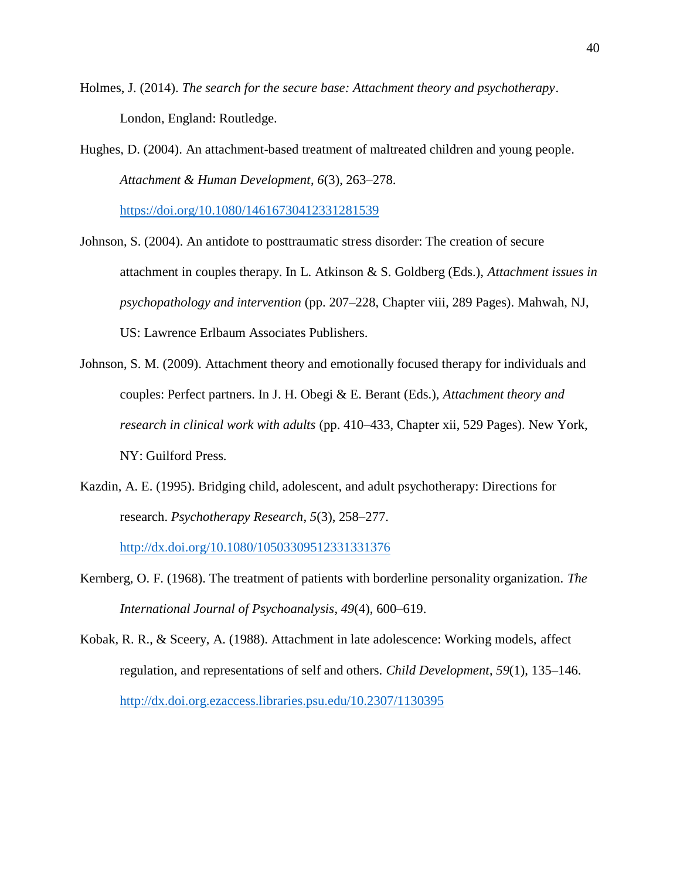Holmes, J. (2014). *The search for the secure base: Attachment theory and psychotherapy*. London, England: Routledge.

Hughes, D. (2004). An attachment-based treatment of maltreated children and young people. *Attachment & Human Development*, *6*(3), 263–278. https://doi.org/10.1080/14616730412331281539

Johnson, S. (2004). An antidote to posttraumatic stress disorder: The creation of secure attachment in couples therapy. In L. Atkinson & S. Goldberg (Eds.), *Attachment issues in psychopathology and intervention* (pp. 207–228, Chapter viii, 289 Pages). Mahwah, NJ, US: Lawrence Erlbaum Associates Publishers.

Johnson, S. M. (2009). Attachment theory and emotionally focused therapy for individuals and couples: Perfect partners. In J. H. Obegi & E. Berant (Eds.), *Attachment theory and research in clinical work with adults* (pp. 410–433, Chapter xii, 529 Pages). New York, NY: Guilford Press.

Kazdin, A. E. (1995). Bridging child, adolescent, and adult psychotherapy: Directions for research. *Psychotherapy Research*, *5*(3), 258–277. http://dx.doi.org/10.1080/10503309512331331376

Kernberg, O. F. (1968). The treatment of patients with borderline personality organization. *The International Journal of Psychoanalysis*, *49*(4), 600–619.

Kobak, R. R., & Sceery, A. (1988). Attachment in late adolescence: Working models, affect regulation, and representations of self and others. *Child Development*, *59*(1), 135–146. http://dx.doi.org.ezaccess.libraries.psu.edu/10.2307/1130395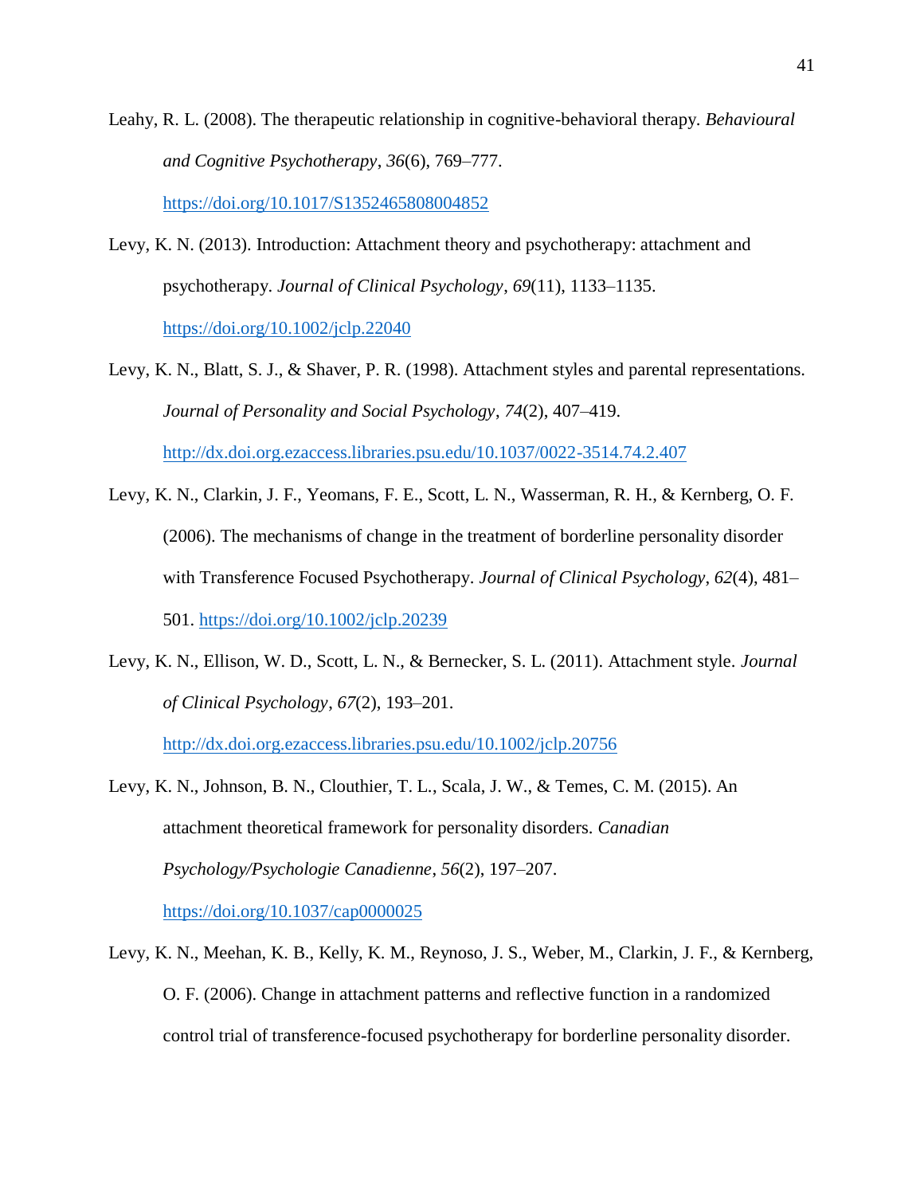Leahy, R. L. (2008). The therapeutic relationship in cognitive-behavioral therapy. *Behavioural and Cognitive Psychotherapy*, *36*(6), 769–777. https://doi.org/10.1017/S1352465808004852

Levy, K. N. (2013). Introduction: Attachment theory and psychotherapy: attachment and psychotherapy. *Journal of Clinical Psychology*, *69*(11), 1133–1135. https://doi.org/10.1002/jclp.22040

Levy, K. N., Blatt, S. J., & Shaver, P. R. (1998). Attachment styles and parental representations. *Journal of Personality and Social Psychology*, *74*(2), 407–419. http://dx.doi.org.ezaccess.libraries.psu.edu/10.1037/0022-3514.74.2.407

Levy, K. N., Clarkin, J. F., Yeomans, F. E., Scott, L. N., Wasserman, R. H., & Kernberg, O. F. (2006). The mechanisms of change in the treatment of borderline personality disorder with Transference Focused Psychotherapy. *Journal of Clinical Psychology*, *62*(4), 481–501. https://doi.org/10.1002/jclp.20239

Levy, K. N., Ellison, W. D., Scott, L. N., & Bernecker, S. L. (2011). Attachment style. *Journal of Clinical Psychology*, *67*(2), 193–201. http://dx.doi.org.ezaccess.libraries.psu.edu/10.1002/jclp.20756

Levy, K. N., Johnson, B. N., Clouthier, T. L., Scala, J. W., & Temes, C. M. (2015). An attachment theoretical framework for personality disorders. *Canadian Psychology/Psychologie Canadienne*, *56*(2), 197–207. https://doi.org/10.1037/cap0000025

Levy, K. N., Meehan, K. B., Kelly, K. M., Reynoso, J. S., Weber, M., Clarkin, J. F., & Kernberg, O. F. (2006). Change in attachment patterns and reflective function in a randomized control trial of transference-focused psychotherapy for borderline personality disorder.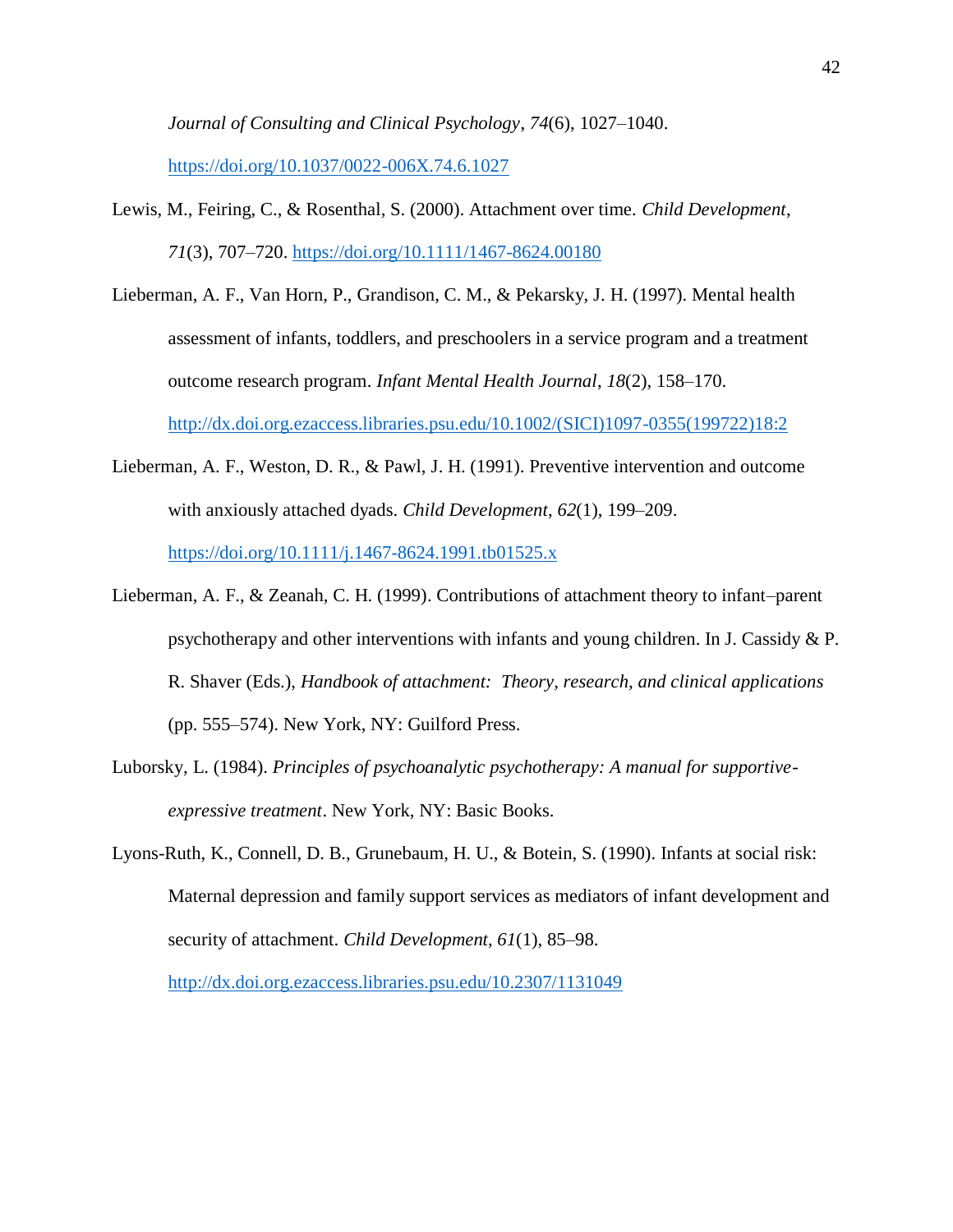*Journal of Consulting and Clinical Psychology*, *74*(6), 1027–1040. https://doi.org/10.1037/0022-006X.74.6.1027

Lewis, M., Feiring, C., & Rosenthal, S. (2000). Attachment over time. *Child Development*, *71*(3), 707–720. https://doi.org/10.1111/1467-8624.00180

Lieberman, A. F., Van Horn, P., Grandison, C. M., & Pekarsky, J. H. (1997). Mental health assessment of infants, toddlers, and preschoolers in a service program and a treatment outcome research program. *Infant Mental Health Journal*, *18*(2), 158–170. http://dx.doi.org.ezaccess.libraries.psu.edu/10.1002/(SICI)1097-0355(199722)18:2

Lieberman, A. F., Weston, D. R., & Pawl, J. H. (1991). Preventive intervention and outcome with anxiously attached dyads. *Child Development*, *62*(1), 199–209. https://doi.org/10.1111/j.1467-8624.1991.tb01525.x

Lieberman, A. F., & Zeanah, C. H. (1999). Contributions of attachment theory to infant–parent psychotherapy and other interventions with infants and young children. In J. Cassidy & P. R. Shaver (Eds.), *Handbook of attachment: Theory, research, and clinical applications* (pp. 555–574). New York, NY: Guilford Press.

Luborsky, L. (1984). *Principles of psychoanalytic psychotherapy: A manual for supportive-expressive treatment*. New York, NY: Basic Books.

Lyons-Ruth, K., Connell, D. B., Grunebaum, H. U., & Botein, S. (1990). Infants at social risk: Maternal depression and family support services as mediators of infant development and security of attachment. *Child Development*, *61*(1), 85–98. http://dx.doi.org.ezaccess.libraries.psu.edu/10.2307/1131049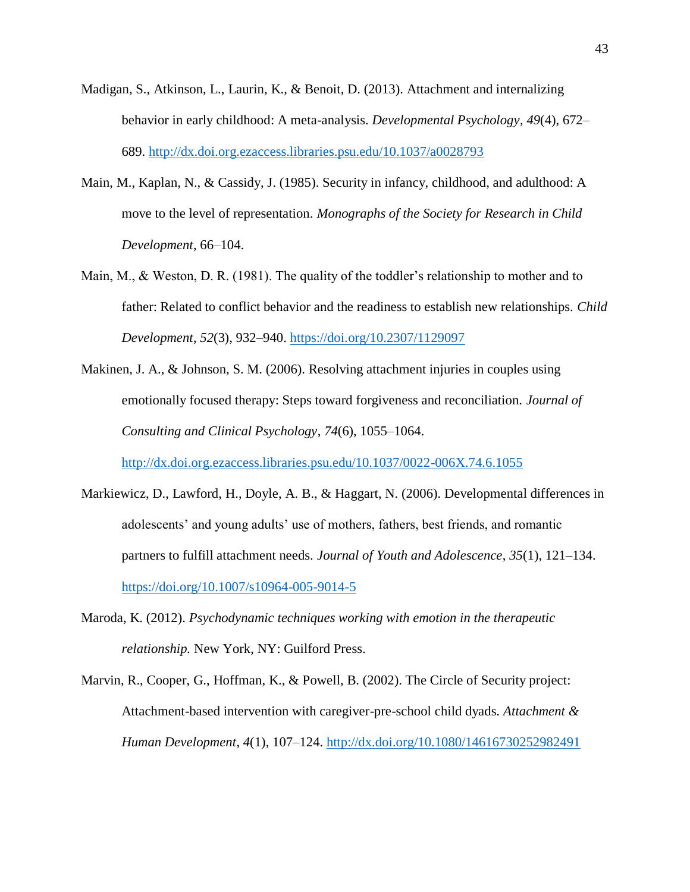Madigan, S., Atkinson, L., Laurin, K., & Benoit, D. (2013). Attachment and internalizing behavior in early childhood: A meta-analysis. *Developmental Psychology*, *49*(4), 672–689. http://dx.doi.org.ezaccess.libraries.psu.edu/10.1037/a0028793

Main, M., Kaplan, N., & Cassidy, J. (1985). Security in infancy, childhood, and adulthood: A move to the level of representation. *Monographs of the Society for Research in Child Development*, 66–104.

Main, M., & Weston, D. R. (1981). The quality of the toddler's relationship to mother and to father: Related to conflict behavior and the readiness to establish new relationships. *Child Development*, *52*(3), 932–940. https://doi.org/10.2307/1129097

Makinen, J. A., & Johnson, S. M. (2006). Resolving attachment injuries in couples using emotionally focused therapy: Steps toward forgiveness and reconciliation. *Journal of Consulting and Clinical Psychology*, *74*(6), 1055–1064. http://dx.doi.org.ezaccess.libraries.psu.edu/10.1037/0022-006X.74.6.1055

Markiewicz, D., Lawford, H., Doyle, A. B., & Haggart, N. (2006). Developmental differences in adolescents' and young adults' use of mothers, fathers, best friends, and romantic partners to fulfill attachment needs. *Journal of Youth and Adolescence*, *35*(1), 121–134. https://doi.org/10.1007/s10964-005-9014-5

Maroda, K. (2012). *Psychodynamic techniques working with emotion in the therapeutic relationship.* New York, NY: Guilford Press.

Marvin, R., Cooper, G., Hoffman, K., & Powell, B. (2002). The Circle of Security project: Attachment-based intervention with caregiver-pre-school child dyads. *Attachment & Human Development*, *4*(1), 107–124. http://dx.doi.org/10.1080/14616730252982491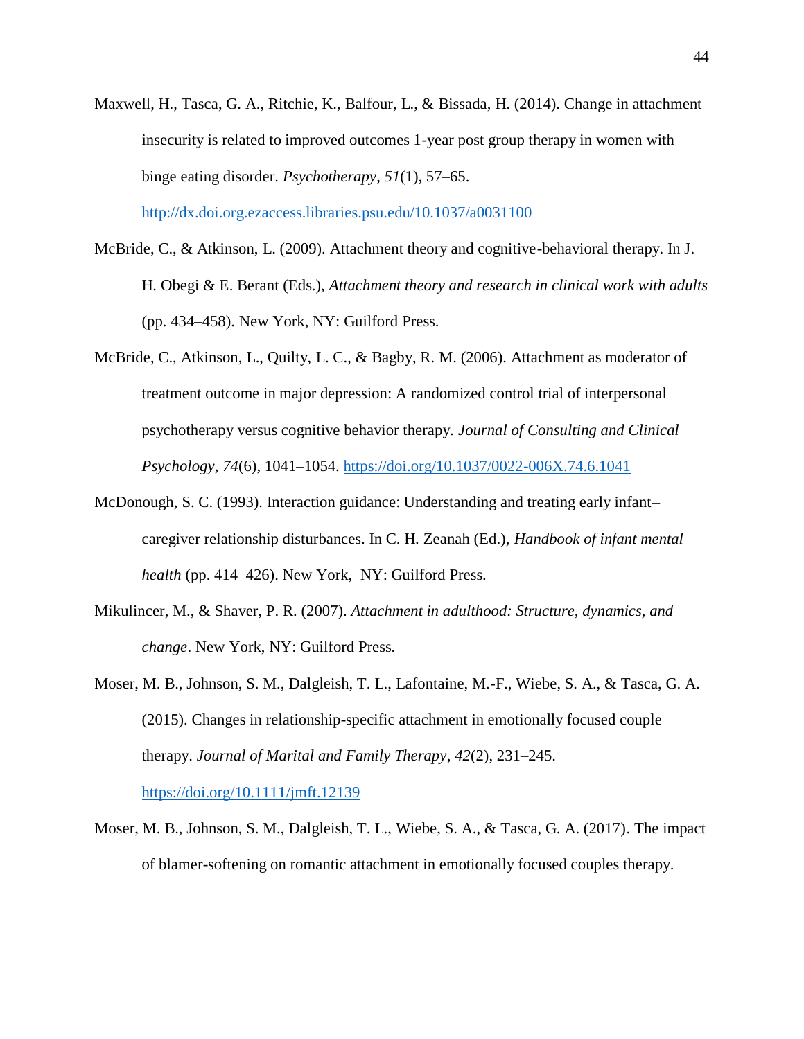Maxwell, H., Tasca, G. A., Ritchie, K., Balfour, L., & Bissada, H. (2014). Change in attachment insecurity is related to improved outcomes 1-year post group therapy in women with binge eating disorder. *Psychotherapy*, *51*(1), 57–65. http://dx.doi.org.ezaccess.libraries.psu.edu/10.1037/a0031100

McBride, C., & Atkinson, L. (2009). Attachment theory and cognitive-behavioral therapy. In J. H. Obegi & E. Berant (Eds.), *Attachment theory and research in clinical work with adults* (pp. 434–458). New York, NY: Guilford Press.

McBride, C., Atkinson, L., Quilty, L. C., & Bagby, R. M. (2006). Attachment as moderator of treatment outcome in major depression: A randomized control trial of interpersonal psychotherapy versus cognitive behavior therapy. *Journal of Consulting and Clinical Psychology*, *74*(6), 1041–1054. https://doi.org/10.1037/0022-006X.74.6.1041

McDonough, S. C. (1993). Interaction guidance: Understanding and treating early infant–caregiver relationship disturbances. In C. H. Zeanah (Ed.), *Handbook of infant mental health* (pp. 414–426). New York, NY: Guilford Press.

Mikulincer, M., & Shaver, P. R. (2007). *Attachment in adulthood: Structure, dynamics, and change*. New York, NY: Guilford Press.

Moser, M. B., Johnson, S. M., Dalgleish, T. L., Lafontaine, M.-F., Wiebe, S. A., & Tasca, G. A. (2015). Changes in relationship-specific attachment in emotionally focused couple therapy. *Journal of Marital and Family Therapy*, *42*(2), 231–245. https://doi.org/10.1111/jmft.12139

Moser, M. B., Johnson, S. M., Dalgleish, T. L., Wiebe, S. A., & Tasca, G. A. (2017). The impact of blamer-softening on romantic attachment in emotionally focused couples therapy.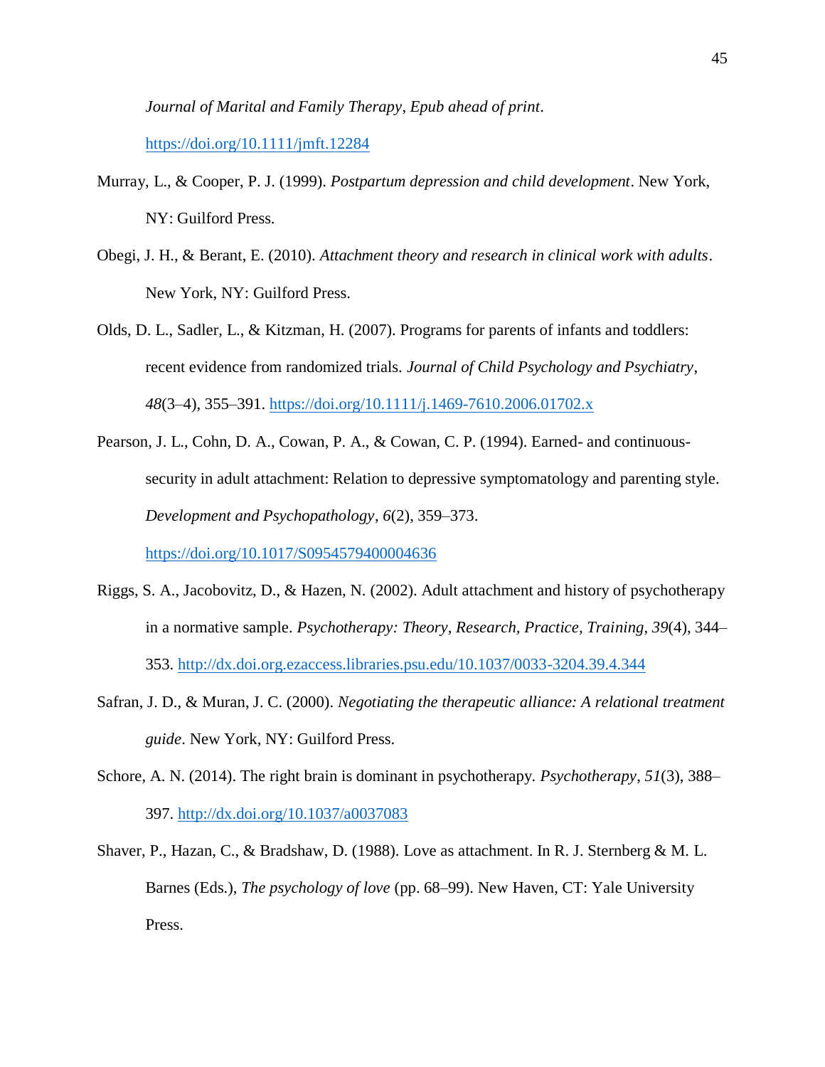*Journal of Marital and Family Therapy*, *Epub ahead of print*. https://doi.org/10.1111/jmft.12284

Murray, L., & Cooper, P. J. (1999). *Postpartum depression and child development*. New York, NY: Guilford Press.

Obegi, J. H., & Berant, E. (2010). *Attachment theory and research in clinical work with adults*. New York, NY: Guilford Press.

Olds, D. L., Sadler, L., & Kitzman, H. (2007). Programs for parents of infants and toddlers: recent evidence from randomized trials. *Journal of Child Psychology and Psychiatry*, *48*(3–4), 355–391. https://doi.org/10.1111/j.1469-7610.2006.01702.x

Pearson, J. L., Cohn, D. A., Cowan, P. A., & Cowan, C. P. (1994). Earned- and continuous-security in adult attachment: Relation to depressive symptomatology and parenting style. *Development and Psychopathology*, *6*(2), 359–373. https://doi.org/10.1017/S0954579400004636

Riggs, S. A., Jacobovitz, D., & Hazen, N. (2002). Adult attachment and history of psychotherapy in a normative sample. *Psychotherapy: Theory, Research, Practice, Training*, *39*(4), 344–353. http://dx.doi.org.ezaccess.libraries.psu.edu/10.1037/0033-3204.39.4.344

Safran, J. D., & Muran, J. C. (2000). *Negotiating the therapeutic alliance: A relational treatment guide*. New York, NY: Guilford Press.

Schore, A. N. (2014). The right brain is dominant in psychotherapy. *Psychotherapy*, *51*(3), 388–397. http://dx.doi.org/10.1037/a0037083

Shaver, P., Hazan, C., & Bradshaw, D. (1988). Love as attachment. In R. J. Sternberg & M. L. Barnes (Eds.), *The psychology of love* (pp. 68–99). New Haven, CT: Yale University Press.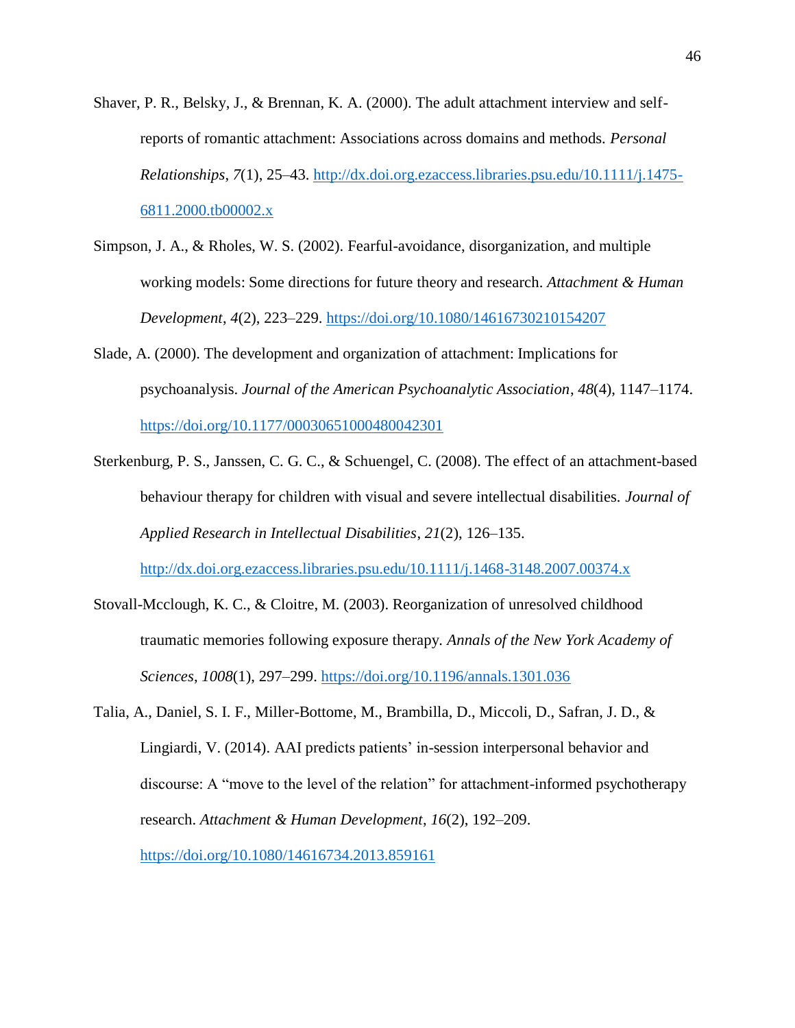Shaver, P. R., Belsky, J., & Brennan, K. A. (2000). The adult attachment interview and self-reports of romantic attachment: Associations across domains and methods. *Personal Relationships*, *7*(1), 25–43. http://dx.doi.org.ezaccess.libraries.psu.edu/10.1111/j.1475-6811.2000.tb00002.x

Simpson, J. A., & Rholes, W. S. (2002). Fearful-avoidance, disorganization, and multiple working models: Some directions for future theory and research. *Attachment & Human Development*, *4*(2), 223–229. https://doi.org/10.1080/14616730210154207

Slade, A. (2000). The development and organization of attachment: Implications for psychoanalysis. *Journal of the American Psychoanalytic Association*, *48*(4), 1147–1174. https://doi.org/10.1177/00030651000480042301

Sterkenburg, P. S., Janssen, C. G. C., & Schuengel, C. (2008). The effect of an attachment-based behaviour therapy for children with visual and severe intellectual disabilities. *Journal of Applied Research in Intellectual Disabilities*, *21*(2), 126–135. http://dx.doi.org.ezaccess.libraries.psu.edu/10.1111/j.1468-3148.2007.00374.x

Stovall-Mcclough, K. C., & Cloitre, M. (2003). Reorganization of unresolved childhood traumatic memories following exposure therapy. *Annals of the New York Academy of Sciences*, *1008*(1), 297–299. https://doi.org/10.1196/annals.1301.036

Talia, A., Daniel, S. I. F., Miller-Bottome, M., Brambilla, D., Miccoli, D., Safran, J. D., & Lingiardi, V. (2014). AAI predicts patients' in-session interpersonal behavior and discourse: A "move to the level of the relation" for attachment-informed psychotherapy research. *Attachment & Human Development*, *16*(2), 192–209. https://doi.org/10.1080/14616734.2013.859161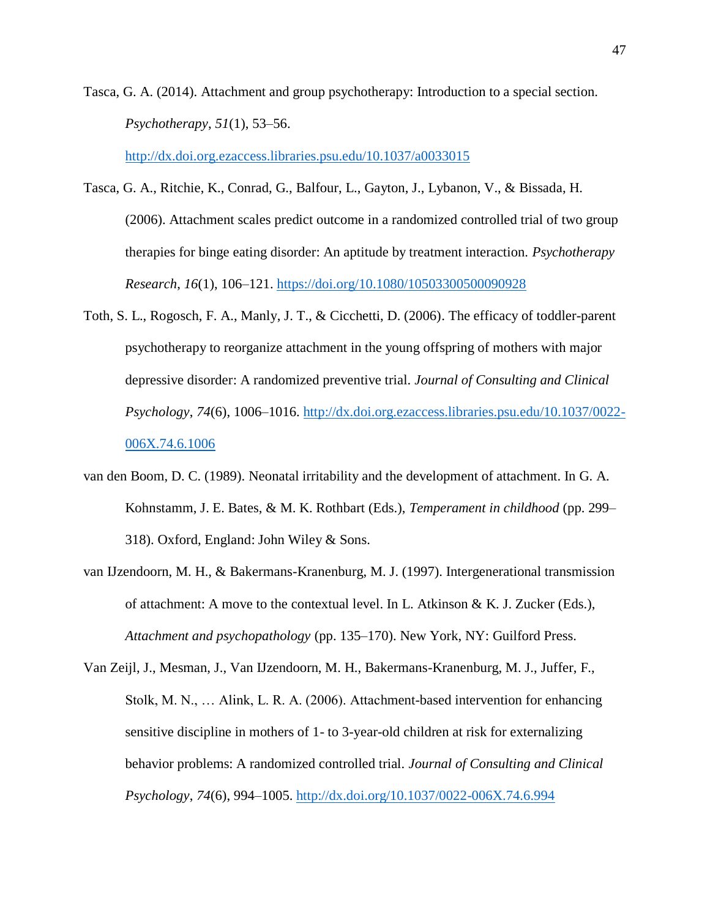Tasca, G. A. (2014). Attachment and group psychotherapy: Introduction to a special section. *Psychotherapy*, *51*(1), 53–56. http://dx.doi.org.ezaccess.libraries.psu.edu/10.1037/a0033015

Tasca, G. A., Ritchie, K., Conrad, G., Balfour, L., Gayton, J., Lybanon, V., & Bissada, H. (2006). Attachment scales predict outcome in a randomized controlled trial of two group therapies for binge eating disorder: An aptitude by treatment interaction. *Psychotherapy Research*, *16*(1), 106–121. https://doi.org/10.1080/10503300500090928

Toth, S. L., Rogosch, F. A., Manly, J. T., & Cicchetti, D. (2006). The efficacy of toddler-parent psychotherapy to reorganize attachment in the young offspring of mothers with major depressive disorder: A randomized preventive trial. *Journal of Consulting and Clinical Psychology*, *74*(6), 1006–1016. http://dx.doi.org.ezaccess.libraries.psu.edu/10.1037/0022-006X.74.6.1006

van den Boom, D. C. (1989). Neonatal irritability and the development of attachment. In G. A. Kohnstamm, J. E. Bates, & M. K. Rothbart (Eds.), *Temperament in childhood* (pp. 299–318). Oxford, England: John Wiley & Sons.

van IJzendoorn, M. H., & Bakermans-Kranenburg, M. J. (1997). Intergenerational transmission of attachment: A move to the contextual level. In L. Atkinson & K. J. Zucker (Eds.), *Attachment and psychopathology* (pp. 135–170). New York, NY: Guilford Press.

Van Zeijl, J., Mesman, J., Van IJzendoorn, M. H., Bakermans-Kranenburg, M. J., Juffer, F., Stolk, M. N., … Alink, L. R. A. (2006). Attachment-based intervention for enhancing sensitive discipline in mothers of 1- to 3-year-old children at risk for externalizing behavior problems: A randomized controlled trial. *Journal of Consulting and Clinical Psychology*, *74*(6), 994–1005. http://dx.doi.org/10.1037/0022-006X.74.6.994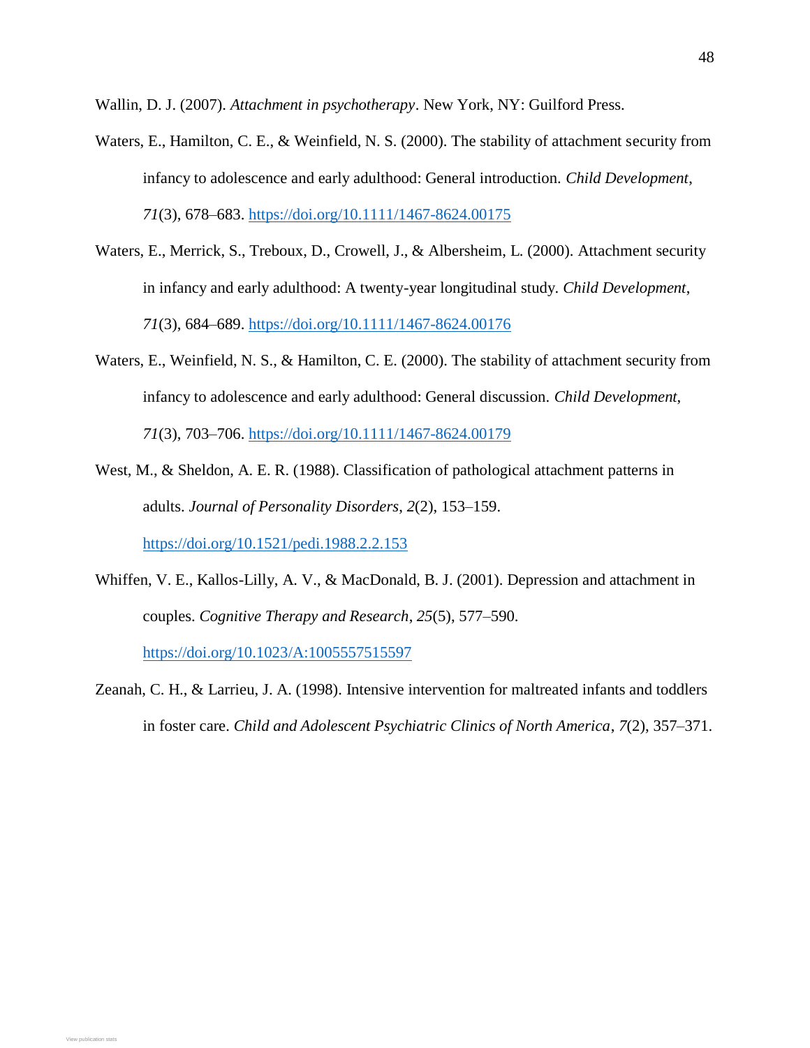Wallin, D. J. (2007). *Attachment in psychotherapy*. New York, NY: Guilford Press.

Waters, E., Hamilton, C. E., & Weinfield, N. S. (2000). The stability of attachment security from infancy to adolescence and early adulthood: General introduction. *Child Development*, *71*(3), 678–683. https://doi.org/10.1111/1467-8624.00175

Waters, E., Merrick, S., Treboux, D., Crowell, J., & Albersheim, L. (2000). Attachment security in infancy and early adulthood: A twenty-year longitudinal study. *Child Development*, *71*(3), 684–689. https://doi.org/10.1111/1467-8624.00176

Waters, E., Weinfield, N. S., & Hamilton, C. E. (2000). The stability of attachment security from infancy to adolescence and early adulthood: General discussion. *Child Development*, *71*(3), 703–706. https://doi.org/10.1111/1467-8624.00179

West, M., & Sheldon, A. E. R. (1988). Classification of pathological attachment patterns in adults. *Journal of Personality Disorders*, *2*(2), 153–159. https://doi.org/10.1521/pedi.1988.2.2.153

Whiffen, V. E., Kallos-Lilly, A. V., & MacDonald, B. J. (2001). Depression and attachment in couples. *Cognitive Therapy and Research*, *25*(5), 577–590. https://doi.org/10.1023/A:1005557515597

Zeanah, C. H., & Larrieu, J. A. (1998). Intensive intervention for maltreated infants and toddlers in foster care. *Child and Adolescent Psychiatric Clinics of North America*, *7*(2), 357–371.